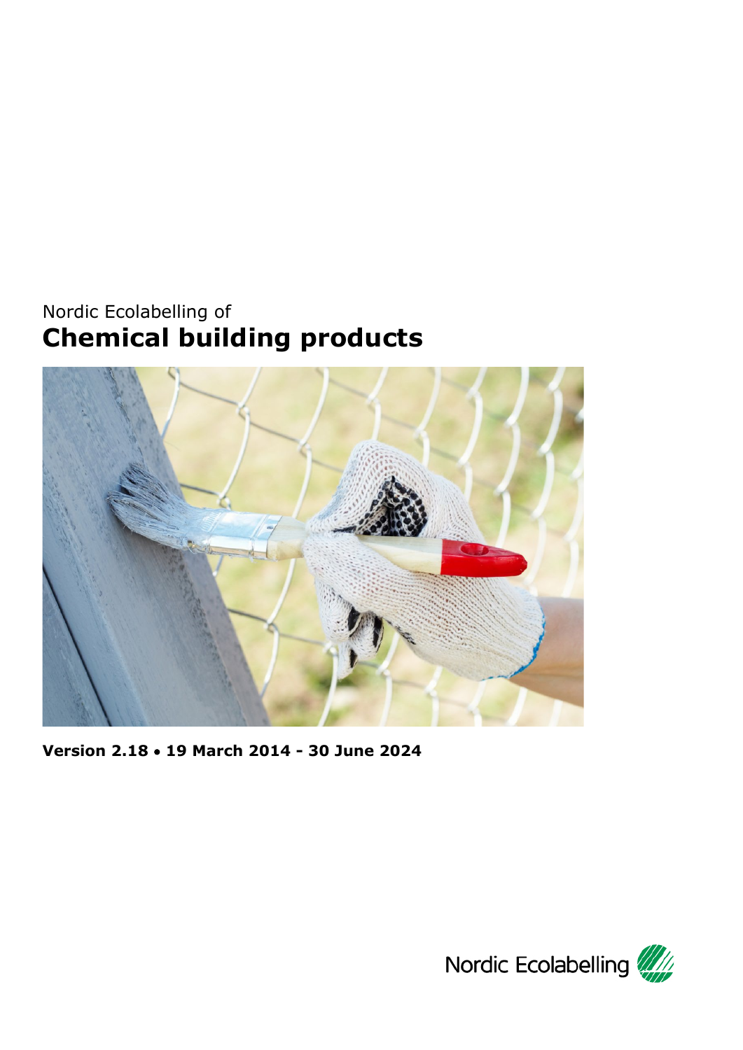Nordic Ecolabelling of

# Chemical building products

**Version 2.18 • 19 March 2014 - 30 June 2024**

Nordic Ecolabelling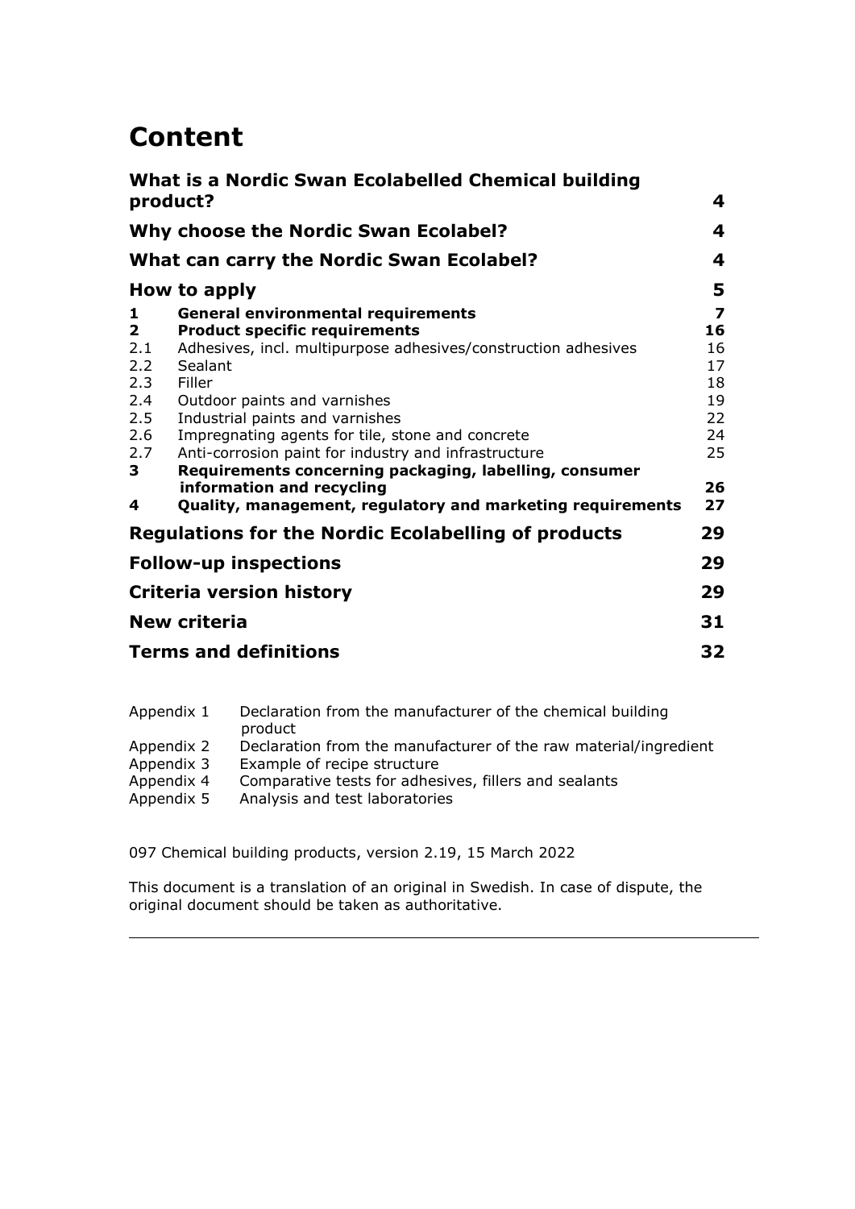# Content

| | | |
|---|---|---|
| **What is a Nordic Swan Ecolabelled Chemical building product?** | | **4** |
| **Why choose the Nordic Swan Ecolabel?** | | **4** |
| **What can carry the Nordic Swan Ecolabel?** | | **4** |
| **How to apply** | | **5** |
| **1** | **General environmental requirements** | **7** |
| **2** | **Product specific requirements** | **16** |
| 2.1 | Adhesives, incl. multipurpose adhesives/construction adhesives | 16 |
| 2.2 | Sealant | 17 |
| 2.3 | Filler | 18 |
| 2.4 | Outdoor paints and varnishes | 19 |
| 2.5 | Industrial paints and varnishes | 22 |
| 2.6 | Impregnating agents for tile, stone and concrete | 24 |
| 2.7 | Anti-corrosion paint for industry and infrastructure | 25 |
| **3** | **Requirements concerning packaging, labelling, consumer information and recycling** | **26** |
| **4** | **Quality, management, regulatory and marketing requirements** | **27** |
| **Regulations for the Nordic Ecolabelling of products** | | **29** |
| **Follow-up inspections** | | **29** |
| **Criteria version history** | | **29** |
| **New criteria** | | **31** |
| **Terms and definitions** | | **32** |

Appendix 1 Declaration from the manufacturer of the chemical building product
Appendix 2 Declaration from the manufacturer of the raw material/ingredient
Appendix 3 Example of recipe structure
Appendix 4 Comparative tests for adhesives, fillers and sealants
Appendix 5 Analysis and test laboratories

097 Chemical building products, version 2.19, 15 March 2022

This document is a translation of an original in Swedish. In case of dispute, the original document should be taken as authoritative.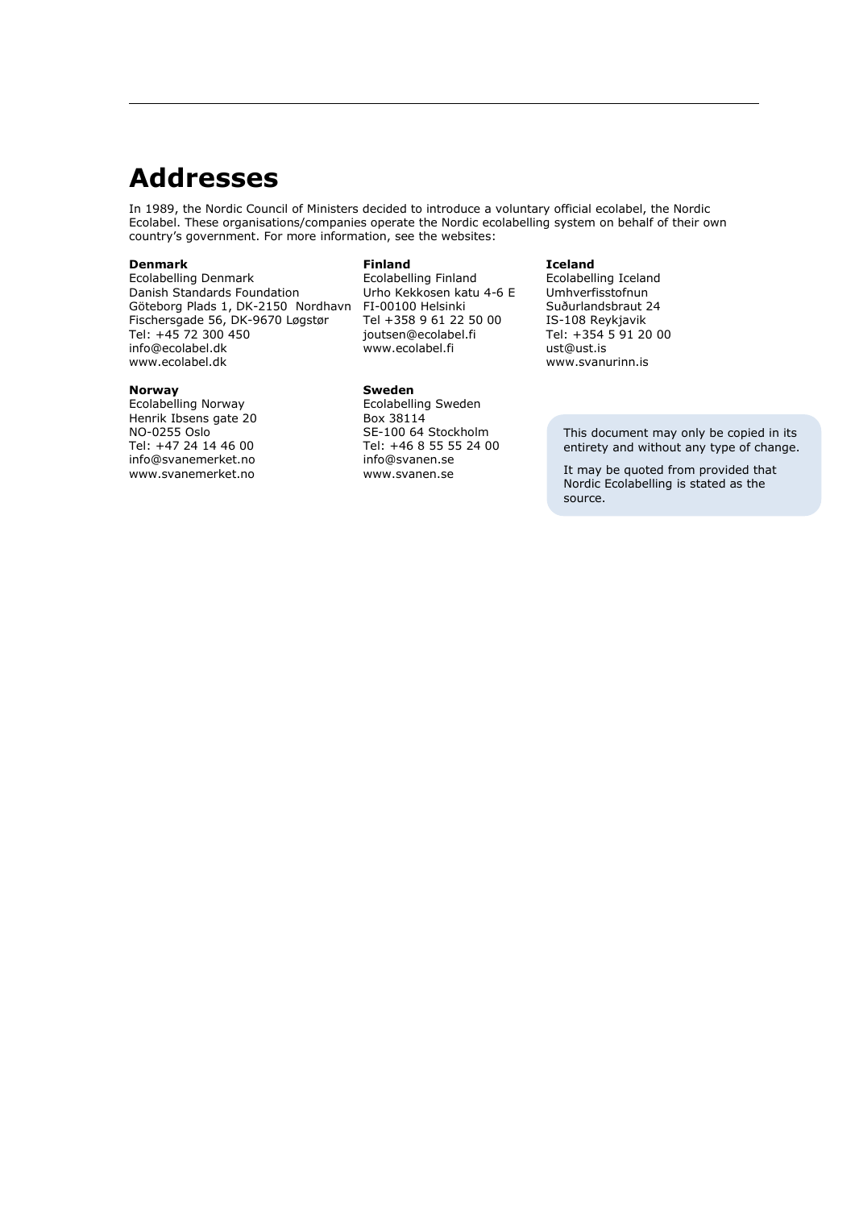# Addresses

In 1989, the Nordic Council of Ministers decided to introduce a voluntary official ecolabel, the Nordic Ecolabel. These organisations/companies operate the Nordic ecolabelling system on behalf of their own country's government. For more information, see the websites:

**Denmark**
Ecolabelling Denmark
Danish Standards Foundation
Göteborg Plads 1, DK-2150 Nordhavn
Fischersgade 56, DK-9670 Løgstør
Tel: +45 72 300 450
info@ecolabel.dk
www.ecolabel.dk

**Finland**
Ecolabelling Finland
Urho Kekkosen katu 4-6 E
FI-00100 Helsinki
Tel +358 9 61 22 50 00
joutsen@ecolabel.fi
www.ecolabel.fi

**Iceland**
Ecolabelling Iceland
Umhverfisstofnun
Suðurlandsbraut 24
IS-108 Reykjavik
Tel: +354 5 91 20 00
ust@ust.is
www.svanurinn.is

**Norway**
Ecolabelling Norway
Henrik Ibsens gate 20
NO-0255 Oslo
Tel: +47 24 14 46 00
info@svanemerket.no
www.svanemerket.no

**Sweden**
Ecolabelling Sweden
Box 38114
SE-100 64 Stockholm
Tel: +46 8 55 55 24 00
info@svanen.se
www.svanen.se

This document may only be copied in its entirety and without any type of change.

It may be quoted from provided that Nordic Ecolabelling is stated as the source.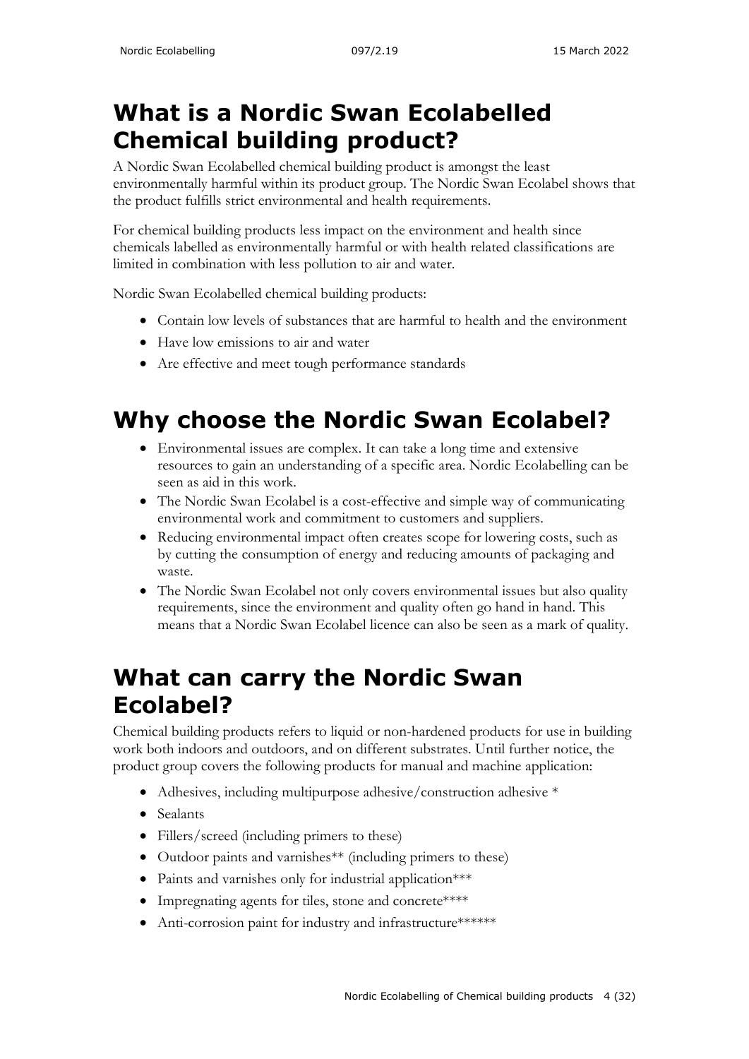# What is a Nordic Swan Ecolabelled Chemical building product?

A Nordic Swan Ecolabelled chemical building product is amongst the least environmentally harmful within its product group. The Nordic Swan Ecolabel shows that the product fulfills strict environmental and health requirements.

For chemical building products less impact on the environment and health since chemicals labelled as environmentally harmful or with health related classifications are limited in combination with less pollution to air and water.

Nordic Swan Ecolabelled chemical building products:

- Contain low levels of substances that are harmful to health and the environment
- Have low emissions to air and water
- Are effective and meet tough performance standards

# Why choose the Nordic Swan Ecolabel?

- Environmental issues are complex. It can take a long time and extensive resources to gain an understanding of a specific area. Nordic Ecolabelling can be seen as aid in this work.
- The Nordic Swan Ecolabel is a cost-effective and simple way of communicating environmental work and commitment to customers and suppliers.
- Reducing environmental impact often creates scope for lowering costs, such as by cutting the consumption of energy and reducing amounts of packaging and waste.
- The Nordic Swan Ecolabel not only covers environmental issues but also quality requirements, since the environment and quality often go hand in hand. This means that a Nordic Swan Ecolabel licence can also be seen as a mark of quality.

# What can carry the Nordic Swan Ecolabel?

Chemical building products refers to liquid or non-hardened products for use in building work both indoors and outdoors, and on different substrates. Until further notice, the product group covers the following products for manual and machine application:

- Adhesives, including multipurpose adhesive/construction adhesive *
- Sealants
- Fillers/screed (including primers to these)
- Outdoor paints and varnishes** (including primers to these)
- Paints and varnishes only for industrial application***
- Impregnating agents for tiles, stone and concrete****
- Anti-corrosion paint for industry and infrastructure******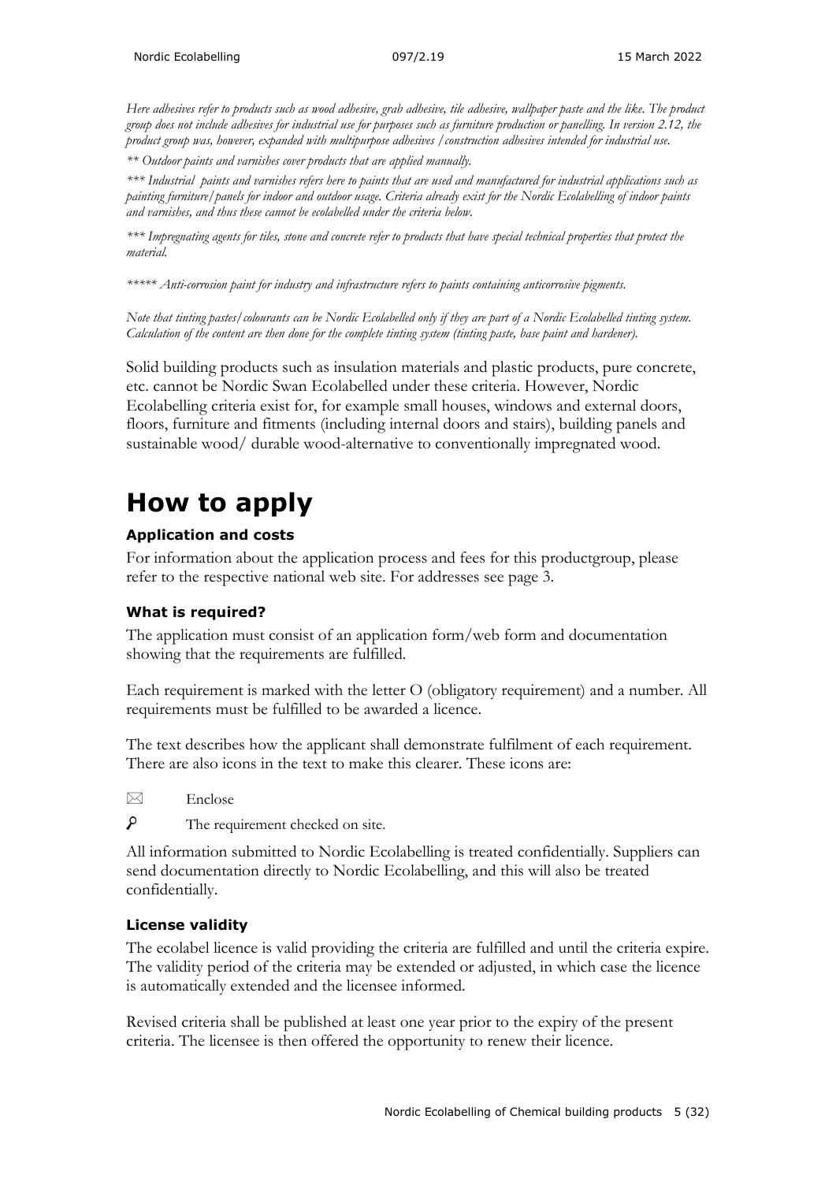*Here adhesives refer to products such as wood adhesive, grab adhesive, tile adhesive, wallpaper paste and the like. The product group does not include adhesives for industrial use for purposes such as furniture production or panelling. In version 2.12, the product group was, however, expanded with multipurpose adhesives /construction adhesives intended for industrial use.*

*** Outdoor paints and varnishes cover products that are applied manually.*

**** Industrial paints and varnishes refers here to paints that are used and manufactured for industrial applications such as painting furniture/panels for indoor and outdoor usage. Criteria already exist for the Nordic Ecolabelling of indoor paints and varnishes, and thus these cannot be ecolabelled under the criteria below.*

**** Impregnating agents for tiles, stone and concrete refer to products that have special technical properties that protect the material.*

****** Anti-corrosion paint for industry and infrastructure refers to paints containing anticorrosive pigments.*

*Note that tinting pastes/colourants can be Nordic Ecolabelled only if they are part of a Nordic Ecolabelled tinting system. Calculation of the content are then done for the complete tinting system (tinting paste, base paint and hardener).*

Solid building products such as insulation materials and plastic products, pure concrete, etc. cannot be Nordic Swan Ecolabelled under these criteria. However, Nordic Ecolabelling criteria exist for, for example small houses, windows and external doors, floors, furniture and fitments (including internal doors and stairs), building panels and sustainable wood/ durable wood-alternative to conventionally impregnated wood.

# How to apply

### Application and costs

For information about the application process and fees for this productgroup, please refer to the respective national web site. For addresses see page 3.

### What is required?

The application must consist of an application form/web form and documentation showing that the requirements are fulfilled.

Each requirement is marked with the letter O (obligatory requirement) and a number. All requirements must be fulfilled to be awarded a licence.

The text describes how the applicant shall demonstrate fulfilment of each requirement. There are also icons in the text to make this clearer. These icons are:

✉ Enclose

⚲ The requirement checked on site.

All information submitted to Nordic Ecolabelling is treated confidentially. Suppliers can send documentation directly to Nordic Ecolabelling, and this will also be treated confidentially.

### License validity

The ecolabel licence is valid providing the criteria are fulfilled and until the criteria expire. The validity period of the criteria may be extended or adjusted, in which case the licence is automatically extended and the licensee informed.

Revised criteria shall be published at least one year prior to the expiry of the present criteria. The licensee is then offered the opportunity to renew their licence.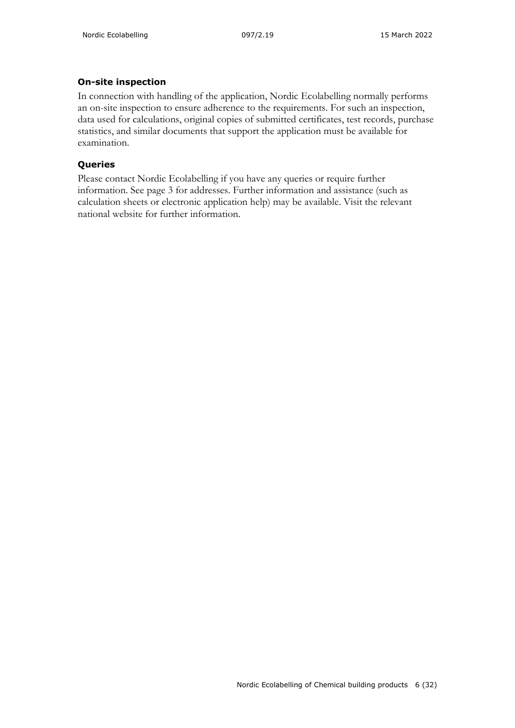### On-site inspection

In connection with handling of the application, Nordic Ecolabelling normally performs an on-site inspection to ensure adherence to the requirements. For such an inspection, data used for calculations, original copies of submitted certificates, test records, purchase statistics, and similar documents that support the application must be available for examination.

### Queries

Please contact Nordic Ecolabelling if you have any queries or require further information. See page 3 for addresses. Further information and assistance (such as calculation sheets or electronic application help) may be available. Visit the relevant national website for further information.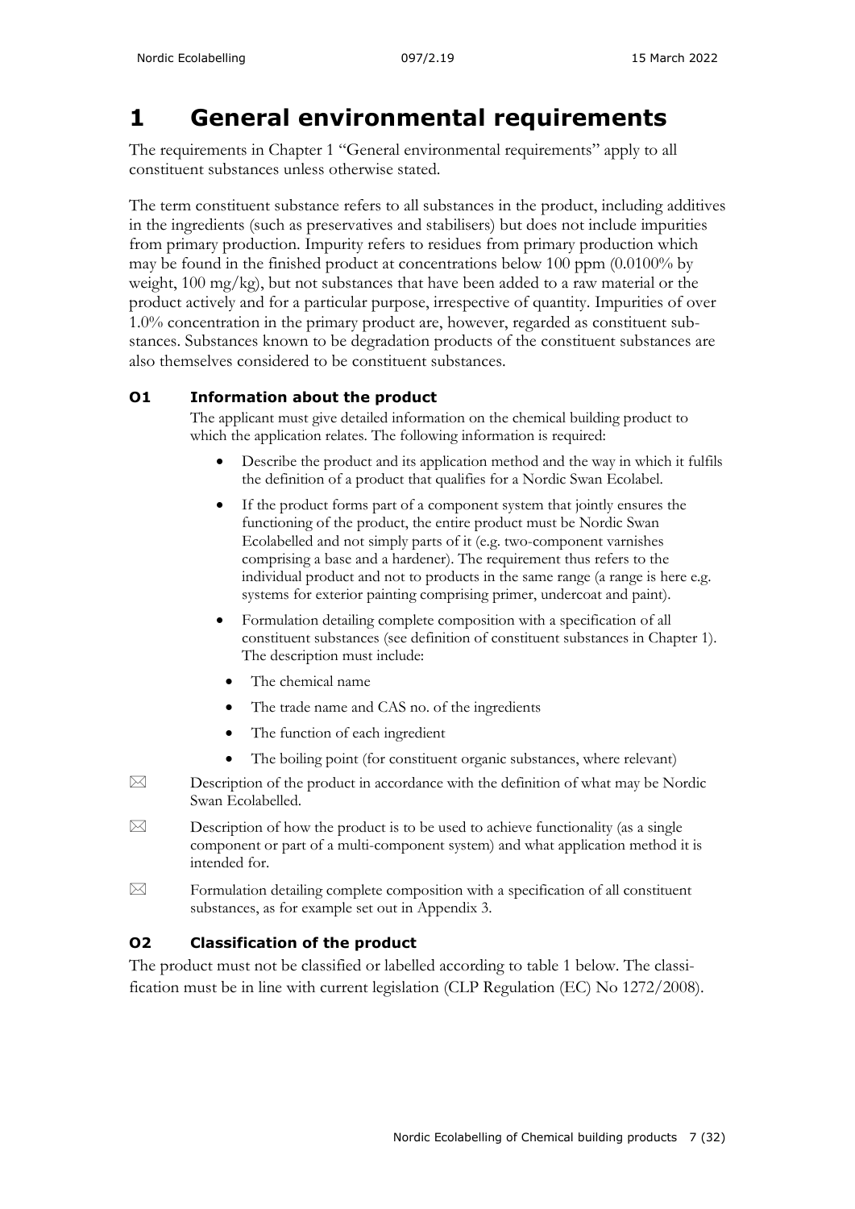# 1 General environmental requirements

The requirements in Chapter 1 "General environmental requirements" apply to all constituent substances unless otherwise stated.

The term constituent substance refers to all substances in the product, including additives in the ingredients (such as preservatives and stabilisers) but does not include impurities from primary production. Impurity refers to residues from primary production which may be found in the finished product at concentrations below 100 ppm (0.0100% by weight, 100 mg/kg), but not substances that have been added to a raw material or the product actively and for a particular purpose, irrespective of quantity. Impurities of over 1.0% concentration in the primary product are, however, regarded as constituent substances. Substances known to be degradation products of the constituent substances are also themselves considered to be constituent substances.

### O1 Information about the product

The applicant must give detailed information on the chemical building product to which the application relates. The following information is required:

- Describe the product and its application method and the way in which it fulfils the definition of a product that qualifies for a Nordic Swan Ecolabel.
- If the product forms part of a component system that jointly ensures the functioning of the product, the entire product must be Nordic Swan Ecolabelled and not simply parts of it (e.g. two-component varnishes comprising a base and a hardener). The requirement thus refers to the individual product and not to products in the same range (a range is here e.g. systems for exterior painting comprising primer, undercoat and paint).
- Formulation detailing complete composition with a specification of all constituent substances (see definition of constituent substances in Chapter 1). The description must include:
  - The chemical name
  - The trade name and CAS no. of the ingredients
  - The function of each ingredient
  - The boiling point (for constituent organic substances, where relevant)

⊠ Description of the product in accordance with the definition of what may be Nordic Swan Ecolabelled.

⊠ Description of how the product is to be used to achieve functionality (as a single component or part of a multi-component system) and what application method it is intended for.

⊠ Formulation detailing complete composition with a specification of all constituent substances, as for example set out in Appendix 3.

### O2 Classification of the product

The product must not be classified or labelled according to table 1 below. The classification must be in line with current legislation (CLP Regulation (EC) No 1272/2008).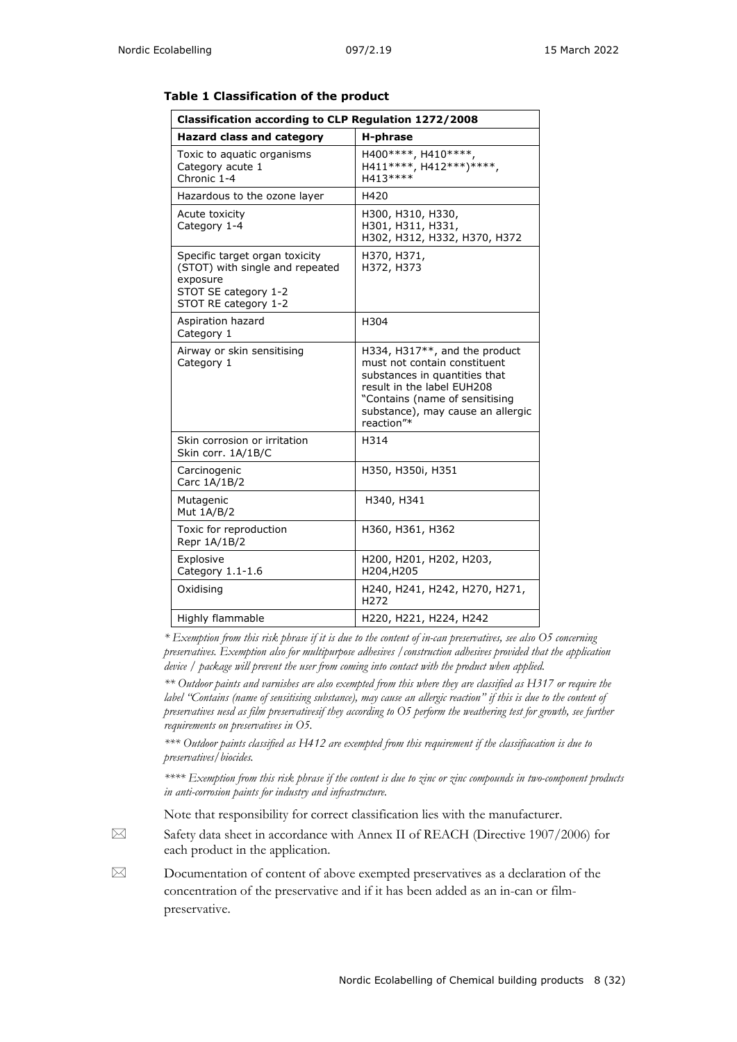**Table 1 Classification of the product**

| Classification according to CLP Regulation 1272/2008 | |
|---|---|
| **Hazard class and category** | **H-phrase** |
| Toxic to aquatic organisms Category acute 1 Chronic 1-4 | H400****, H410****, H411****, H412***)****, H413**** |
| Hazardous to the ozone layer | H420 |
| Acute toxicity Category 1-4 | H300, H310, H330, H301, H311, H331, H302, H312, H332, H370, H372 |
| Specific target organ toxicity (STOT) with single and repeated exposure STOT SE category 1-2 STOT RE category 1-2 | H370, H371, H372, H373 |
| Aspiration hazard Category 1 | H304 |
| Airway or skin sensitising Category 1 | H334, H317**, and the product must not contain constituent substances in quantities that result in the label EUH208 "Contains (name of sensitising substance), may cause an allergic reaction"* |
| Skin corrosion or irritation Skin corr. 1A/1B/C | H314 |
| Carcinogenic Carc 1A/1B/2 | H350, H350i, H351 |
| Mutagenic Mut 1A/B/2 | H340, H341 |
| Toxic for reproduction Repr 1A/1B/2 | H360, H361, H362 |
| Explosive Category 1.1-1.6 | H200, H201, H202, H203, H204,H205 |
| Oxidising | H240, H241, H242, H270, H271, H272 |
| Highly flammable | H220, H221, H224, H242 |

*\* Exemption from this risk phrase if it is due to the content of in-can preservatives, see also O5 concerning preservatives. Exemption also for multipurpose adhesives /construction adhesives provided that the application device / package will prevent the user from coming into contact with the product when applied.*

*\*\* Outdoor paints and varnishes are also exempted from this where they are classified as H317 or require the label "Contains (name of sensitising substance), may cause an allergic reaction" if this is due to the content of preservatives uesd as film preservativesif they according to O5 perform the weathering test for growth, see further requirements on preservatives in O5.*

*\*\*\* Outdoor paints classified as H412 are exempted from this requirement if the classifiacation is due to preservatives/biocides.*

*\*\*\*\* Exemption from this risk phrase if the content is due to zinc or zinc compounds in two-component products in anti-corrosion paints for industry and infrastructure.*

Note that responsibility for correct classification lies with the manufacturer.

☒ Safety data sheet in accordance with Annex II of REACH (Directive 1907/2006) for each product in the application.

☒ Documentation of content of above exempted preservatives as a declaration of the concentration of the preservative and if it has been added as an in-can or film-preservative.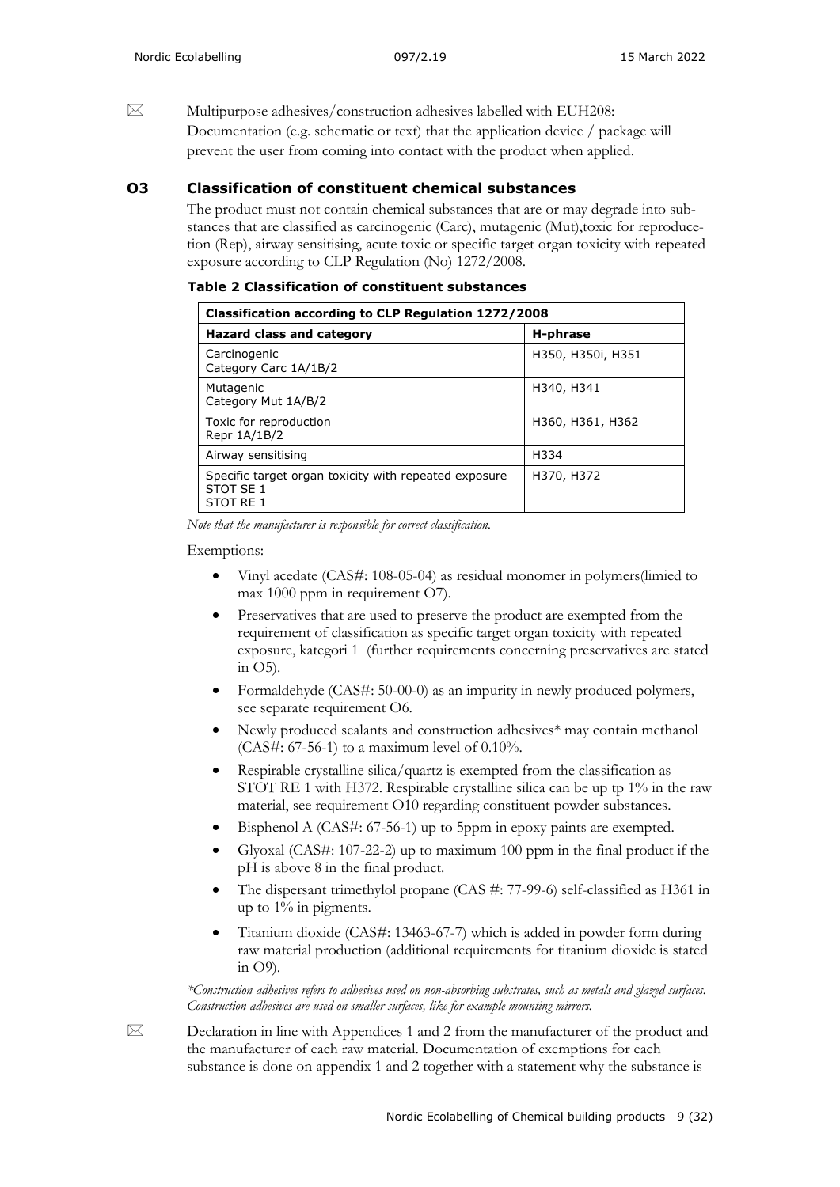✉ Multipurpose adhesives/construction adhesives labelled with EUH208: Documentation (e.g. schematic or text) that the application device / package will prevent the user from coming into contact with the product when applied.

### O3 Classification of constituent chemical substances

The product must not contain chemical substances that are or may degrade into substances that are classified as carcinogenic (Carc), mutagenic (Mut),toxic for reproduce-tion (Rep), airway sensitising, acute toxic or specific target organ toxicity with repeated exposure according to CLP Regulation (No) 1272/2008.

**Table 2 Classification of constituent substances**

| **Classification according to CLP Regulation 1272/2008** | |
|---|---|
| **Hazard class and category** | **H-phrase** |
| Carcinogenic<br>Category Carc 1A/1B/2 | H350, H350i, H351 |
| Mutagenic<br>Category Mut 1A/B/2 | H340, H341 |
| Toxic for reproduction<br>Repr 1A/1B/2 | H360, H361, H362 |
| Airway sensitising | H334 |
| Specific target organ toxicity with repeated exposure<br>STOT SE 1<br>STOT RE 1 | H370, H372 |

*Note that the manufacturer is responsible for correct classification.*

Exemptions:

- Vinyl acedate (CAS#: 108-05-04) as residual monomer in polymers(limied to max 1000 ppm in requirement O7).
- Preservatives that are used to preserve the product are exempted from the requirement of classification as specific target organ toxicity with repeated exposure, kategori 1 (further requirements concerning preservatives are stated in O5).
- Formaldehyde (CAS#: 50-00-0) as an impurity in newly produced polymers, see separate requirement O6.
- Newly produced sealants and construction adhesives* may contain methanol (CAS#: 67-56-1) to a maximum level of 0.10%.
- Respirable crystalline silica/quartz is exempted from the classification as STOT RE 1 with H372. Respirable crystalline silica can be up tp 1% in the raw material, see requirement O10 regarding constituent powder substances.
- Bisphenol A (CAS#: 67-56-1) up to 5ppm in epoxy paints are exempted.
- Glyoxal (CAS#: 107-22-2) up to maximum 100 ppm in the final product if the pH is above 8 in the final product.
- The dispersant trimethylol propane (CAS #: 77-99-6) self-classified as H361 in up to 1% in pigments.
- Titanium dioxide (CAS#: 13463-67-7) which is added in powder form during raw material production (additional requirements for titanium dioxide is stated in O9).

*\*Construction adhesives refers to adhesives used on non-absorbing substrates, such as metals and glazed surfaces. Construction adhesives are used on smaller surfaces, like for example mounting mirrors.*

✉ Declaration in line with Appendices 1 and 2 from the manufacturer of the product and the manufacturer of each raw material. Documentation of exemptions for each substance is done on appendix 1 and 2 together with a statement why the substance is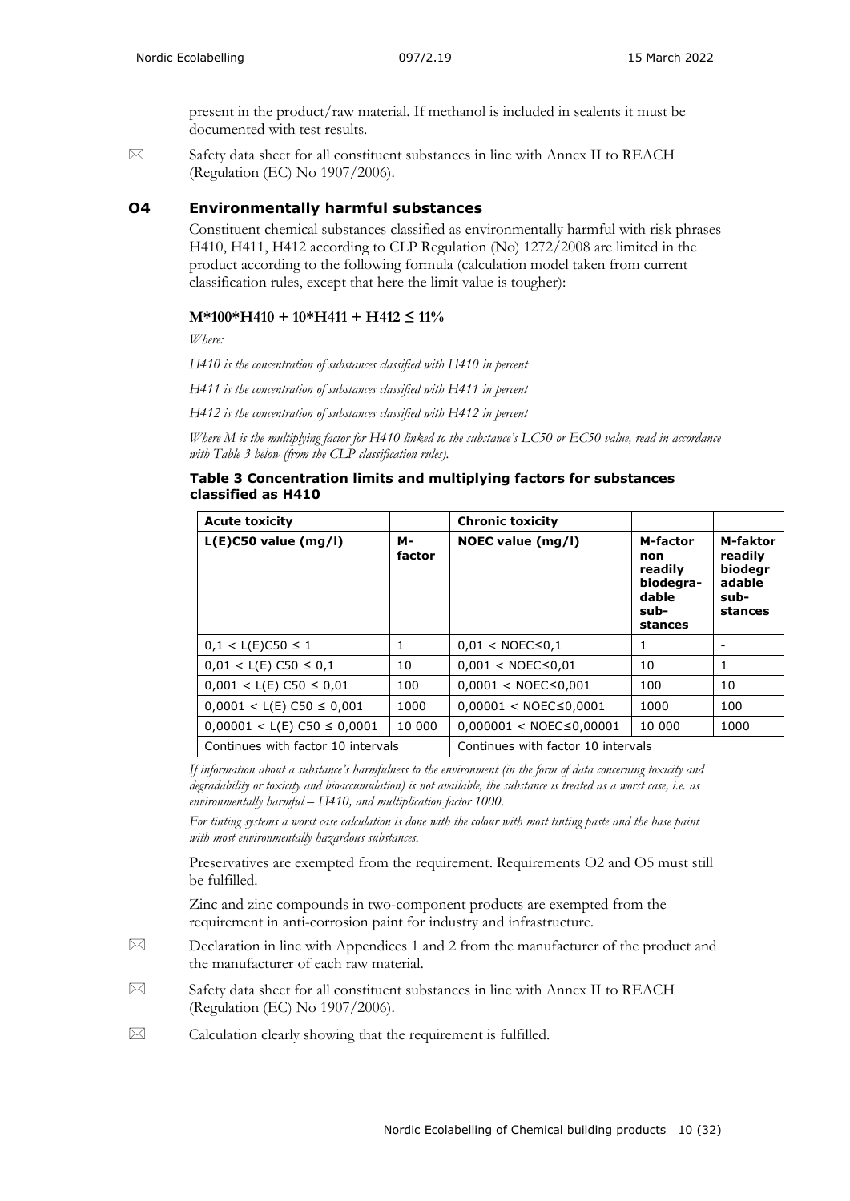present in the product/raw material. If methanol is included in sealents it must be documented with test results.

☒ Safety data sheet for all constituent substances in line with Annex II to REACH (Regulation (EC) No 1907/2006).

## O4 Environmentally harmful substances

Constituent chemical substances classified as environmentally harmful with risk phrases H410, H411, H412 according to CLP Regulation (No) 1272/2008 are limited in the product according to the following formula (calculation model taken from current classification rules, except that here the limit value is tougher):

**M*100*H410 + 10*H411 + H412 ≤ 11%**

*Where:*

*H410 is the concentration of substances classified with H410 in percent*

*H411 is the concentration of substances classified with H411 in percent*

*H412 is the concentration of substances classified with H412 in percent*

*Where M is the multiplying factor for H410 linked to the substance's LC50 or EC50 value, read in accordance with Table 3 below (from the CLP classification rules).*

**Table 3 Concentration limits and multiplying factors for substances classified as H410**

| Acute toxicity | | Chronic toxicity | | |
|---|---|---|---|---|
| L(E)C50 value (mg/l) | M-factor | NOEC value (mg/l) | M-factor non readily biodegra-dable sub-stances | M-faktor readily biodegr adable sub-stances |
| 0,1 < L(E)C50 ≤ 1 | 1 | 0,01 < NOEC≤0,1 | 1 | - |
| 0,01 < L(E) C50 ≤ 0,1 | 10 | 0,001 < NOEC≤0,01 | 10 | 1 |
| 0,001 < L(E) C50 ≤ 0,01 | 100 | 0,0001 < NOEC≤0,001 | 100 | 10 |
| 0,0001 < L(E) C50 ≤ 0,001 | 1000 | 0,00001 < NOEC≤0,0001 | 1000 | 100 |
| 0,00001 < L(E) C50 ≤ 0,0001 | 10 000 | 0,000001 < NOEC≤0,00001 | 10 000 | 1000 |
| Continues with factor 10 intervals | | Continues with factor 10 intervals | | |

*If information about a substance's harmfulness to the environment (in the form of data concerning toxicity and degradability or toxicity and bioaccumulation) is not available, the substance is treated as a worst case, i.e. as environmentally harmful – H410, and multiplication factor 1000.*

*For tinting systems a worst case calculation is done with the colour with most tinting paste and the base paint with most environmentally hazardous substances.*

Preservatives are exempted from the requirement. Requirements O2 and O5 must still be fulfilled.

Zinc and zinc compounds in two-component products are exempted from the requirement in anti-corrosion paint for industry and infrastructure.

☒ Declaration in line with Appendices 1 and 2 from the manufacturer of the product and the manufacturer of each raw material.

☒ Safety data sheet for all constituent substances in line with Annex II to REACH (Regulation (EC) No 1907/2006).

☒ Calculation clearly showing that the requirement is fulfilled.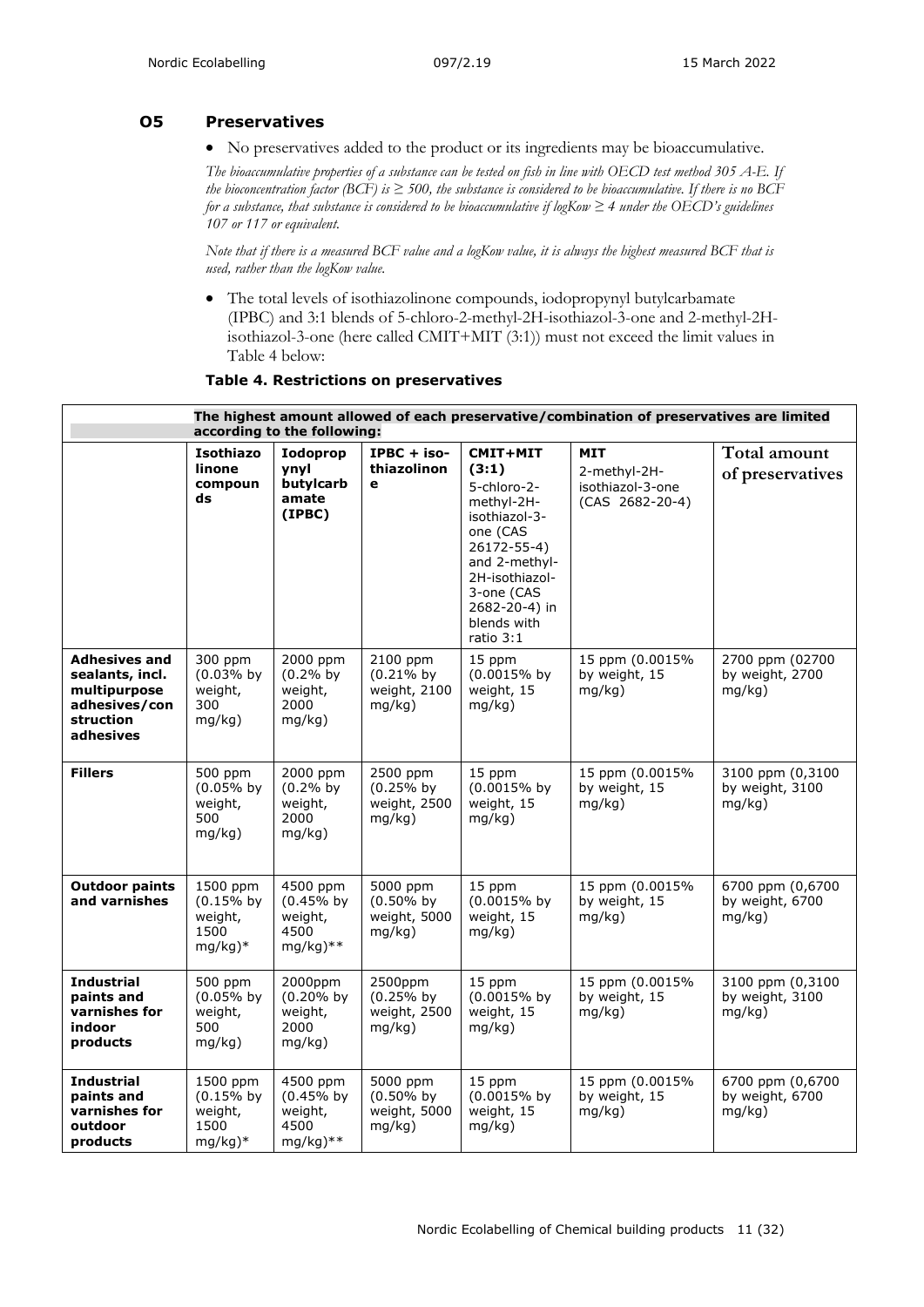## O5 Preservatives

- No preservatives added to the product or its ingredients may be bioaccumulative.

*The bioaccumulative properties of a substance can be tested on fish in line with OECD test method 305 A-E. If the bioconcentration factor (BCF) is ≥ 500, the substance is considered to be bioaccumulative. If there is no BCF for a substance, that substance is considered to be bioaccumulative if logKow ≥ 4 under the OECD's guidelines 107 or 117 or equivalent.*

*Note that if there is a measured BCF value and a logKow value, it is always the highest measured BCF that is used, rather than the logKow value.*

- The total levels of isothiazolinone compounds, iodopropynyl butylcarbamate (IPBC) and 3:1 blends of 5-chloro-2-methyl-2H-isothiazol-3-one and 2-methyl-2H-isothiazol-3-one (here called CMIT+MIT (3:1)) must not exceed the limit values in Table 4 below:

**Table 4. Restrictions on preservatives**

| **The highest amount allowed of each preservative/combination of preservatives are limited according to the following:** | | | | | | |
|---|---|---|---|---|---|---|
| | **Isothiazolinone compounds** | **Iodopropynyl butylcarbamate (IPBC)** | **IPBC + iso-thiazolinone** | **CMIT+MIT (3:1)** 5-chloro-2-methyl-2H-isothiazol-3-one (CAS 26172-55-4) and 2-methyl-2H-isothiazol-3-one (CAS 2682-20-4) in blends with ratio 3:1 | **MIT** 2-methyl-2H-isothiazol-3-one (CAS 2682-20-4) | **Total amount of preservatives** |
| **Adhesives and sealants, incl. multipurpose adhesives/construction adhesives** | 300 ppm (0.03% by weight, 300 mg/kg) | 2000 ppm (0.2% by weight, 2000 mg/kg) | 2100 ppm (0.21% by weight, 2100 mg/kg) | 15 ppm (0.0015% by weight, 15 mg/kg) | 15 ppm (0.0015% by weight, 15 mg/kg) | 2700 ppm (02700 by weight, 2700 mg/kg) |
| **Fillers** | 500 ppm (0.05% by weight, 500 mg/kg) | 2000 ppm (0.2% by weight, 2000 mg/kg) | 2500 ppm (0.25% by weight, 2500 mg/kg) | 15 ppm (0.0015% by weight, 15 mg/kg) | 15 ppm (0.0015% by weight, 15 mg/kg) | 3100 ppm (0,3100 by weight, 3100 mg/kg) |
| **Outdoor paints and varnishes** | 1500 ppm (0.15% by weight, 1500 mg/kg)* | 4500 ppm (0.45% by weight, 4500 mg/kg)** | 5000 ppm (0.50% by weight, 5000 mg/kg) | 15 ppm (0.0015% by weight, 15 mg/kg) | 15 ppm (0.0015% by weight, 15 mg/kg) | 6700 ppm (0,6700 by weight, 6700 mg/kg) |
| **Industrial paints and varnishes for indoor products** | 500 ppm (0.05% by weight, 500 mg/kg) | 2000ppm (0.20% by weight, 2000 mg/kg) | 2500ppm (0.25% by weight, 2500 mg/kg) | 15 ppm (0.0015% by weight, 15 mg/kg) | 15 ppm (0.0015% by weight, 15 mg/kg) | 3100 ppm (0,3100 by weight, 3100 mg/kg) |
| **Industrial paints and varnishes for outdoor products** | 1500 ppm (0.15% by weight, 1500 mg/kg)* | 4500 ppm (0.45% by weight, 4500 mg/kg)** | 5000 ppm (0.50% by weight, 5000 mg/kg) | 15 ppm (0.0015% by weight, 15 mg/kg) | 15 ppm (0.0015% by weight, 15 mg/kg) | 6700 ppm (0,6700 by weight, 6700 mg/kg) |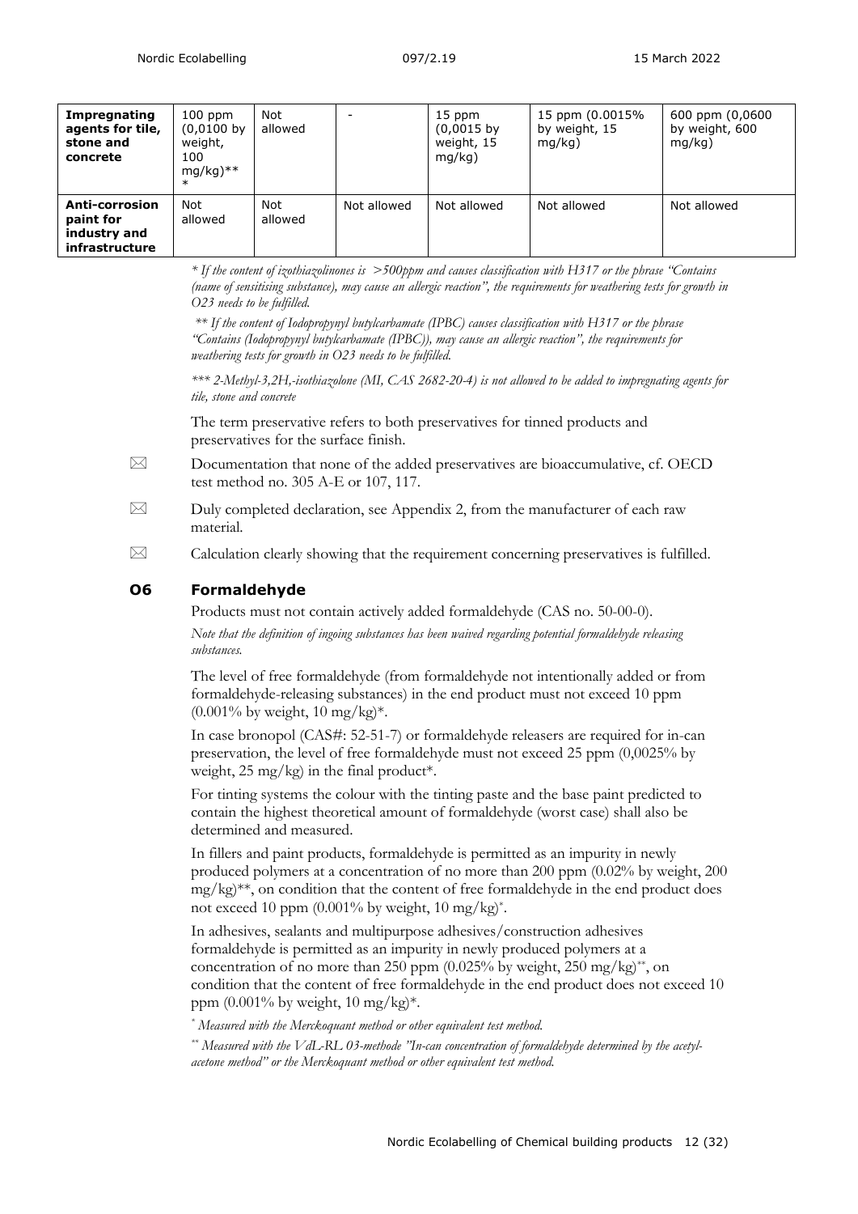| Impregnating agents for tile, stone and concrete | 100 ppm (0,0100 by weight, 100 mg/kg)*** | Not allowed | - | 15 ppm (0,0015 by weight, 15 mg/kg) | 15 ppm (0.0015% by weight, 15 mg/kg) | 600 ppm (0,0600 by weight, 600 mg/kg) |
|---|---|---|---|---|---|---|
| **Anti-corrosion paint for industry and infrastructure** | Not allowed | Not allowed | Not allowed | Not allowed | Not allowed | Not allowed |

*\* If the content of izothiazolinones is >500ppm and causes classification with H317 or the phrase "Contains (name of sensitising substance), may cause an allergic reaction", the requirements for weathering tests for growth in O23 needs to be fulfilled.*

*\*\* If the content of Iodopropynyl butylcarbamate (IPBC) causes classification with H317 or the phrase "Contains (Iodopropynyl butylcarbamate (IPBC)), may cause an allergic reaction", the requirements for weathering tests for growth in O23 needs to be fulfilled.*

*\*\*\* 2-Methyl-3,2H,-isothiazolone (MI, CAS 2682-20-4) is not allowed to be added to impregnating agents for tile, stone and concrete*

The term preservative refers to both preservatives for tinned products and preservatives for the surface finish.

☒ Documentation that none of the added preservatives are bioaccumulative, cf. OECD test method no. 305 A-E or 107, 117.

☒ Duly completed declaration, see Appendix 2, from the manufacturer of each raw material.

☒ Calculation clearly showing that the requirement concerning preservatives is fulfilled.

### O6 Formaldehyde

Products must not contain actively added formaldehyde (CAS no. 50-00-0).

*Note that the definition of ingoing substances has been waived regarding potential formaldehyde releasing substances.*

The level of free formaldehyde (from formaldehyde not intentionally added or from formaldehyde-releasing substances) in the end product must not exceed 10 ppm (0.001% by weight, 10 mg/kg)*.

In case bronopol (CAS#: 52-51-7) or formaldehyde releasers are required for in-can preservation, the level of free formaldehyde must not exceed 25 ppm (0,0025% by weight, 25 mg/kg) in the final product*.

For tinting systems the colour with the tinting paste and the base paint predicted to contain the highest theoretical amount of formaldehyde (worst case) shall also be determined and measured.

In fillers and paint products, formaldehyde is permitted as an impurity in newly produced polymers at a concentration of no more than 200 ppm (0.02% by weight, 200 mg/kg)**, on condition that the content of free formaldehyde in the end product does not exceed 10 ppm (0.001% by weight, 10 mg/kg)*.

In adhesives, sealants and multipurpose adhesives/construction adhesives formaldehyde is permitted as an impurity in newly produced polymers at a concentration of no more than 250 ppm (0.025% by weight, 250 mg/kg)**, on condition that the content of free formaldehyde in the end product does not exceed 10 ppm (0.001% by weight, 10 mg/kg)*.

*\* Measured with the Merckoquant method or other equivalent test method.*

*\*\* Measured with the VdL-RL 03-methode "In-can concentration of formaldehyde determined by the acetyl-acetone method" or the Merckoquant method or other equivalent test method.*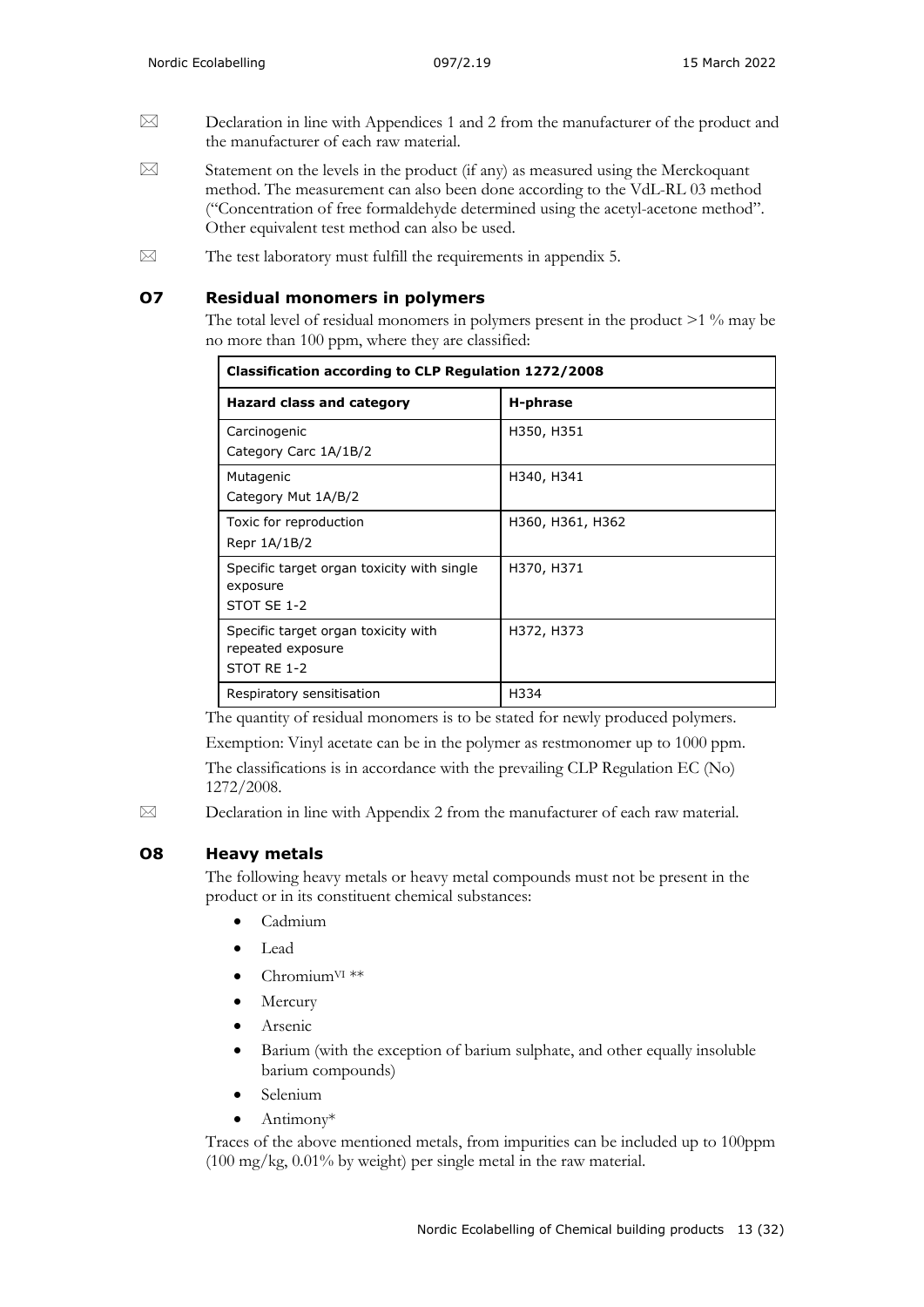☒ Declaration in line with Appendices 1 and 2 from the manufacturer of the product and the manufacturer of each raw material.

☒ Statement on the levels in the product (if any) as measured using the Merckoquant method. The measurement can also been done according to the VdL-RL 03 method ("Concentration of free formaldehyde determined using the acetyl-acetone method". Other equivalent test method can also be used.

☒ The test laboratory must fulfill the requirements in appendix 5.

## O7 Residual monomers in polymers

The total level of residual monomers in polymers present in the product >1 % may be no more than 100 ppm, where they are classified:

| Classification according to CLP Regulation 1272/2008 | |
|---|---|
| **Hazard class and category** | **H-phrase** |
| Carcinogenic<br>Category Carc 1A/1B/2 | H350, H351 |
| Mutagenic<br>Category Mut 1A/B/2 | H340, H341 |
| Toxic for reproduction<br>Repr 1A/1B/2 | H360, H361, H362 |
| Specific target organ toxicity with single exposure<br>STOT SE 1-2 | H370, H371 |
| Specific target organ toxicity with repeated exposure<br>STOT RE 1-2 | H372, H373 |
| Respiratory sensitisation | H334 |

The quantity of residual monomers is to be stated for newly produced polymers.

Exemption: Vinyl acetate can be in the polymer as restmonomer up to 1000 ppm.

The classifications is in accordance with the prevailing CLP Regulation EC (No) 1272/2008.

☒ Declaration in line with Appendix 2 from the manufacturer of each raw material.

## O8 Heavy metals

The following heavy metals or heavy metal compounds must not be present in the product or in its constituent chemical substances:

- Cadmium
- Lead
- Chromium$^{VI}$ **
- Mercury
- Arsenic
- Barium (with the exception of barium sulphate, and other equally insoluble barium compounds)
- Selenium
- Antimony*

Traces of the above mentioned metals, from impurities can be included up to 100ppm (100 mg/kg, 0.01% by weight) per single metal in the raw material.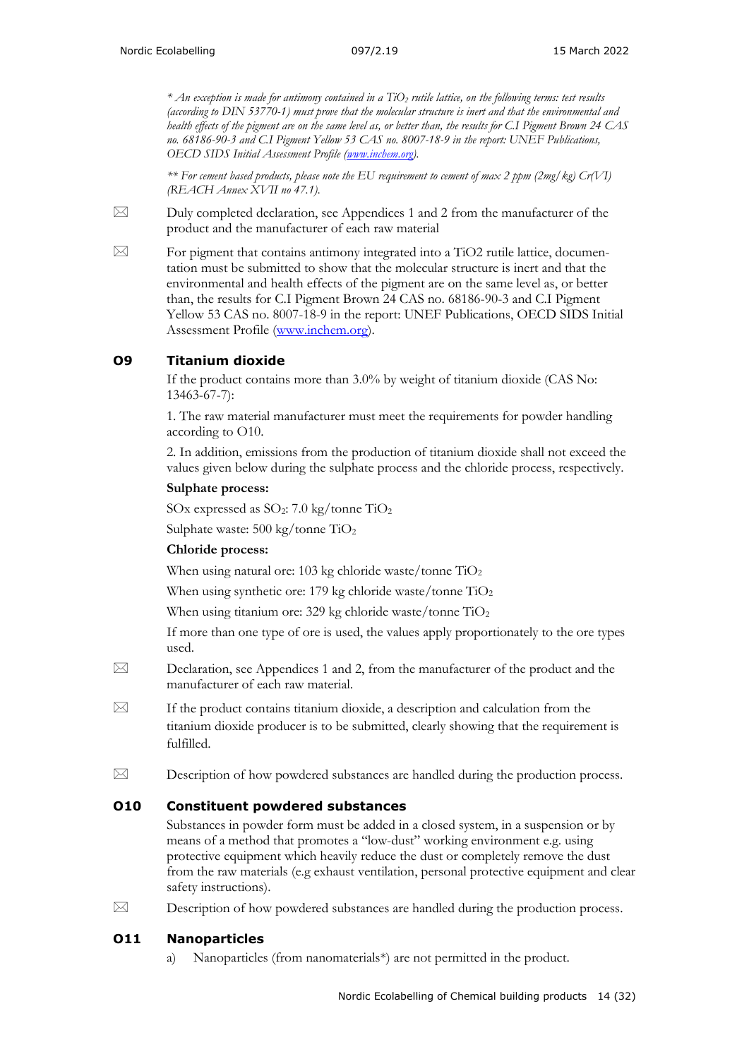*\* An exception is made for antimony contained in a $TiO_2$ rutile lattice, on the following terms: test results (according to DIN 53770-1) must prove that the molecular structure is inert and that the environmental and health effects of the pigment are on the same level as, or better than, the results for C.I Pigment Brown 24 CAS no. 68186-90-3 and C.I Pigment Yellow 53 CAS no. 8007-18-9 in the report: UNEF Publications, OECD SIDS Initial Assessment Profile (www.inchem.org).*

*\*\* For cement based products, please note the EU requirement to cement of max 2 ppm (2mg/kg) Cr(VI) (REACH Annex XVII no 47.1).*

✉ Duly completed declaration, see Appendices 1 and 2 from the manufacturer of the product and the manufacturer of each raw material

✉ For pigment that contains antimony integrated into a TiO2 rutile lattice, documentation must be submitted to show that the molecular structure is inert and that the environmental and health effects of the pigment are on the same level as, or better than, the results for C.I Pigment Brown 24 CAS no. 68186-90-3 and C.I Pigment Yellow 53 CAS no. 8007-18-9 in the report: UNEF Publications, OECD SIDS Initial Assessment Profile (www.inchem.org).

## O9 Titanium dioxide

If the product contains more than 3.0% by weight of titanium dioxide (CAS No: 13463-67-7):

1. The raw material manufacturer must meet the requirements for powder handling according to O10.

2. In addition, emissions from the production of titanium dioxide shall not exceed the values given below during the sulphate process and the chloride process, respectively.

**Sulphate process:**

SOx expressed as $SO_2$: 7.0 kg/tonne $TiO_2$

Sulphate waste: 500 kg/tonne $TiO_2$

**Chloride process:**

When using natural ore: 103 kg chloride waste/tonne $TiO_2$

When using synthetic ore: 179 kg chloride waste/tonne $TiO_2$

When using titanium ore: 329 kg chloride waste/tonne $TiO_2$

If more than one type of ore is used, the values apply proportionately to the ore types used.

✉ Declaration, see Appendices 1 and 2, from the manufacturer of the product and the manufacturer of each raw material.

✉ If the product contains titanium dioxide, a description and calculation from the titanium dioxide producer is to be submitted, clearly showing that the requirement is fulfilled.

✉ Description of how powdered substances are handled during the production process.

## O10 Constituent powdered substances

Substances in powder form must be added in a closed system, in a suspension or by means of a method that promotes a "low-dust" working environment e.g. using protective equipment which heavily reduce the dust or completely remove the dust from the raw materials (e.g exhaust ventilation, personal protective equipment and clear safety instructions).

✉ Description of how powdered substances are handled during the production process.

## O11 Nanoparticles

a) Nanoparticles (from nanomaterials*) are not permitted in the product.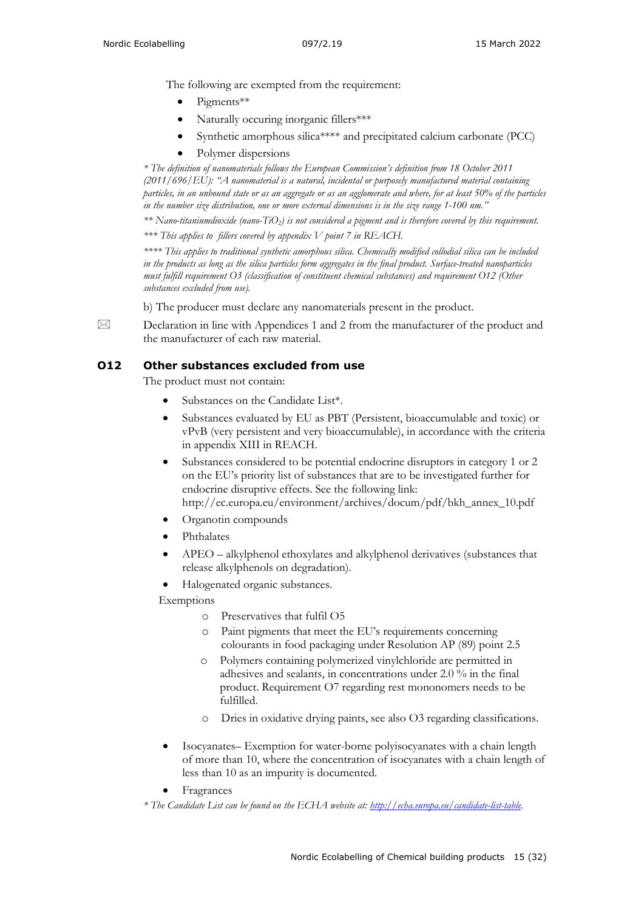The following are exempted from the requirement:

- Pigments**
- Naturally occuring inorganic fillers***
- Synthetic amorphous silica**** and precipitated calcium carbonate (PCC)
- Polymer dispersions

*\* The definition of nanomaterials follows the European Commission's definition from 18 October 2011 (2011/696/EU): "A nanomaterial is a natural, incidental or purposely manufactured material containing particles, in an unbound state or as an aggregate or as an agglomerate and where, for at least 50% of the particles in the number size distribution, one or more external dimensions is in the size range 1-100 nm."*

*\*\* Nano-titaniumdioxide (nano-$TiO_2$) is not considered a pigment and is therefore covered by this requirement.*

*\*\*\* This applies to fillers covered by appendix V point 7 in REACH.*

*\*\*\*\* This applies to traditional synthetic amorphous silica. Chemically modified collodial silica can be included in the products as long as the silica particles form aggregates in the final product. Surface-treated nanoparticles must fulfill requirement O3 (classification of constituent chemical substances) and requirement O12 (Other substances excluded from use).*

b) The producer must declare any nanomaterials present in the product.

✉ Declaration in line with Appendices 1 and 2 from the manufacturer of the product and the manufacturer of each raw material.

## O12 Other substances excluded from use

The product must not contain:

- Substances on the Candidate List*.
- Substances evaluated by EU as PBT (Persistent, bioaccumulable and toxic) or vPvB (very persistent and very bioaccumulable), in accordance with the criteria in appendix XIII in REACH.
- Substances considered to be potential endocrine disruptors in category 1 or 2 on the EU's priority list of substances that are to be investigated further for endocrine disruptive effects. See the following link: http://ec.europa.eu/environment/archives/docum/pdf/bkh_annex_10.pdf
- Organotin compounds
- Phthalates
- APEO – alkylphenol ethoxylates and alkylphenol derivatives (substances that release alkylphenols on degradation).
- Halogenated organic substances.

Exemptions

  - Preservatives that fulfil O5
  - Paint pigments that meet the EU's requirements concerning colourants in food packaging under Resolution AP (89) point 2.5
  - Polymers containing polymerized vinylchloride are permitted in adhesives and sealants, in concentrations under 2.0 % in the final product. Requirement O7 regarding rest mononomers needs to be fulfilled.
  - Dries in oxidative drying paints, see also O3 regarding classifications.

- Isocyanates– Exemption for water-borne polyisocyanates with a chain length of more than 10, where the concentration of isocyanates with a chain length of less than 10 as an impurity is documented.
- Fragrances

*\* The Candidate List can be found on the ECHA website at: [http://echa.europa.eu/candidate-list-table](http://echa.europa.eu/candidate-list-table).*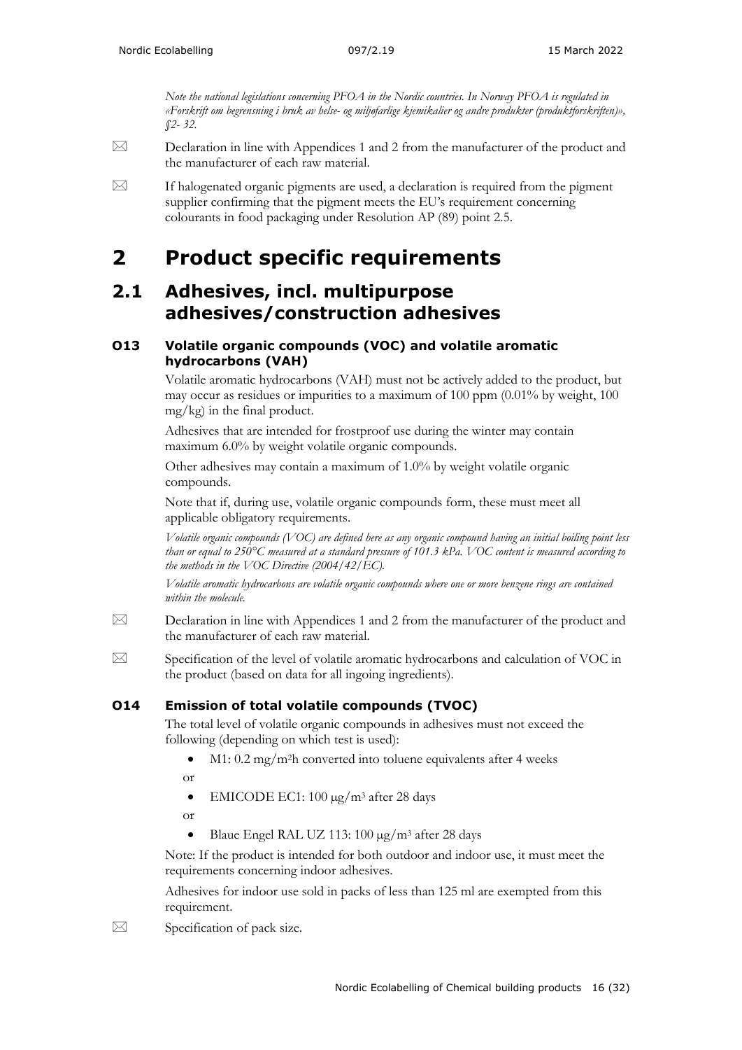*Note the national legislations concerning PFOA in the Nordic countries. In Norway PFOA is regulated in «Forskrift om begrensning i bruk av helse- og miljøfarlige kjemikalier og andre produkter (produktforskriften)», §2- 32.*

☒ Declaration in line with Appendices 1 and 2 from the manufacturer of the product and the manufacturer of each raw material.

☒ If halogenated organic pigments are used, a declaration is required from the pigment supplier confirming that the pigment meets the EU's requirement concerning colourants in food packaging under Resolution AP (89) point 2.5.

# 2 Product specific requirements

## 2.1 Adhesives, incl. multipurpose adhesives/construction adhesives

### O13 Volatile organic compounds (VOC) and volatile aromatic hydrocarbons (VAH)

Volatile aromatic hydrocarbons (VAH) must not be actively added to the product, but may occur as residues or impurities to a maximum of 100 ppm (0.01% by weight, 100 mg/kg) in the final product.

Adhesives that are intended for frostproof use during the winter may contain maximum 6.0% by weight volatile organic compounds.

Other adhesives may contain a maximum of 1.0% by weight volatile organic compounds.

Note that if, during use, volatile organic compounds form, these must meet all applicable obligatory requirements.

*Volatile organic compounds (VOC) are defined here as any organic compound having an initial boiling point less than or equal to 250°C measured at a standard pressure of 101.3 kPa. VOC content is measured according to the methods in the VOC Directive (2004/42/EC).*

*Volatile aromatic hydrocarbons are volatile organic compounds where one or more benzene rings are contained within the molecule.*

☒ Declaration in line with Appendices 1 and 2 from the manufacturer of the product and the manufacturer of each raw material.

☒ Specification of the level of volatile aromatic hydrocarbons and calculation of VOC in the product (based on data for all ingoing ingredients).

### O14 Emission of total volatile compounds (TVOC)

The total level of volatile organic compounds in adhesives must not exceed the following (depending on which test is used):

- M1: 0.2 mg/m$^2$h converted into toluene equivalents after 4 weeks

or

- EMICODE EC1: 100 µg/m$^3$ after 28 days

or

- Blaue Engel RAL UZ 113: 100 µg/m$^3$ after 28 days

Note: If the product is intended for both outdoor and indoor use, it must meet the requirements concerning indoor adhesives.

Adhesives for indoor use sold in packs of less than 125 ml are exempted from this requirement.

☒ Specification of pack size.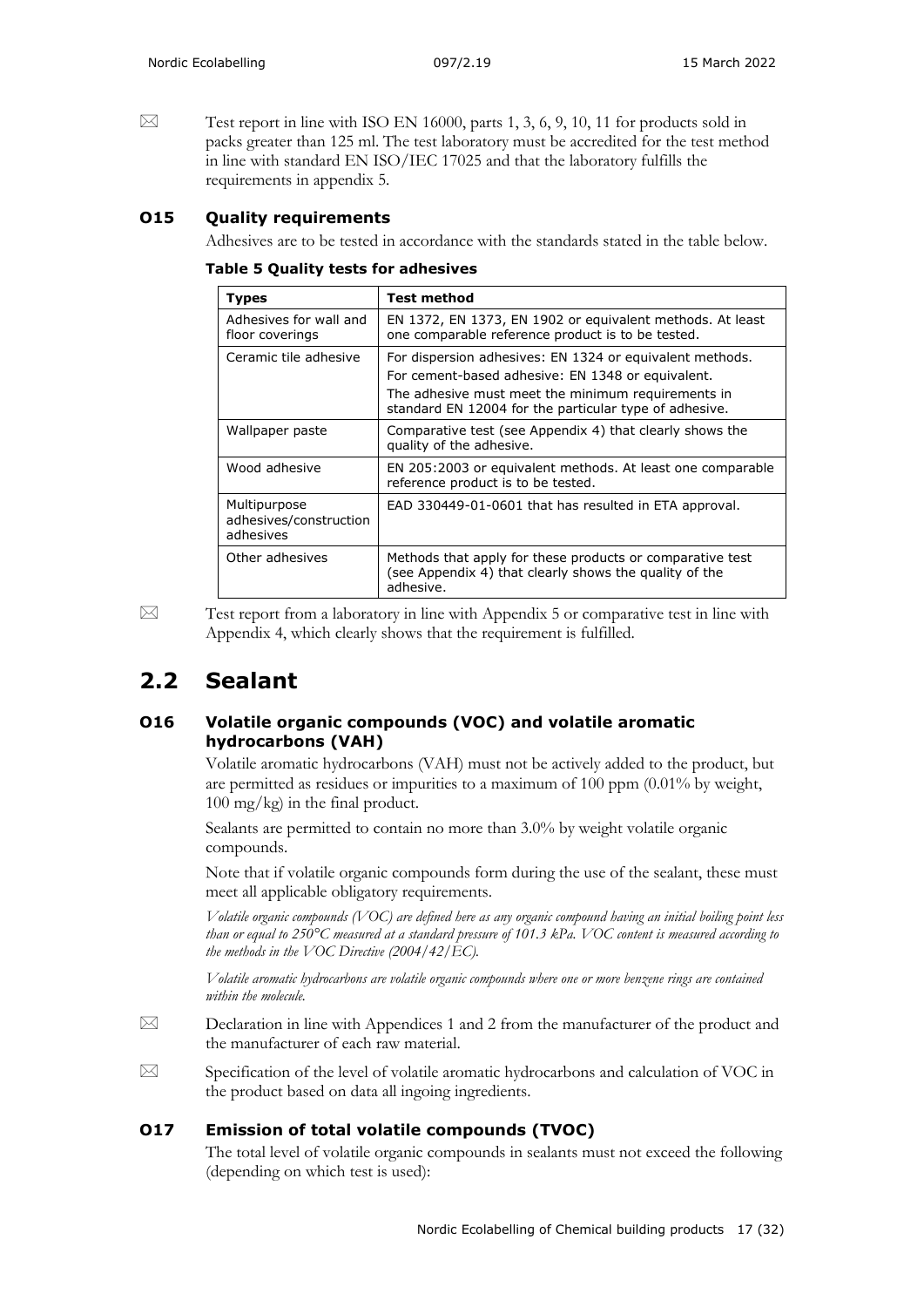☒ Test report in line with ISO EN 16000, parts 1, 3, 6, 9, 10, 11 for products sold in packs greater than 125 ml. The test laboratory must be accredited for the test method in line with standard EN ISO/IEC 17025 and that the laboratory fulfills the requirements in appendix 5.

### O15 Quality requirements

Adhesives are to be tested in accordance with the standards stated in the table below.

**Table 5 Quality tests for adhesives**

| Types | Test method |
| --- | --- |
| Adhesives for wall and floor coverings | EN 1372, EN 1373, EN 1902 or equivalent methods. At least one comparable reference product is to be tested. |
| Ceramic tile adhesive | For dispersion adhesives: EN 1324 or equivalent methods. For cement-based adhesive: EN 1348 or equivalent. The adhesive must meet the minimum requirements in standard EN 12004 for the particular type of adhesive. |
| Wallpaper paste | Comparative test (see Appendix 4) that clearly shows the quality of the adhesive. |
| Wood adhesive | EN 205:2003 or equivalent methods. At least one comparable reference product is to be tested. |
| Multipurpose adhesives/construction adhesives | EAD 330449-01-0601 that has resulted in ETA approval. |
| Other adhesives | Methods that apply for these products or comparative test (see Appendix 4) that clearly shows the quality of the adhesive. |

☒ Test report from a laboratory in line with Appendix 5 or comparative test in line with Appendix 4, which clearly shows that the requirement is fulfilled.

## 2.2 Sealant

### O16 Volatile organic compounds (VOC) and volatile aromatic hydrocarbons (VAH)

Volatile aromatic hydrocarbons (VAH) must not be actively added to the product, but are permitted as residues or impurities to a maximum of 100 ppm (0.01% by weight, 100 mg/kg) in the final product.

Sealants are permitted to contain no more than 3.0% by weight volatile organic compounds.

Note that if volatile organic compounds form during the use of the sealant, these must meet all applicable obligatory requirements.

*Volatile organic compounds (VOC) are defined here as any organic compound having an initial boiling point less than or equal to 250°C measured at a standard pressure of 101.3 kPa. VOC content is measured according to the methods in the VOC Directive (2004/42/EC).*

*Volatile aromatic hydrocarbons are volatile organic compounds where one or more benzene rings are contained within the molecule.*

☒ Declaration in line with Appendices 1 and 2 from the manufacturer of the product and the manufacturer of each raw material.

☒ Specification of the level of volatile aromatic hydrocarbons and calculation of VOC in the product based on data all ingoing ingredients.

### O17 Emission of total volatile compounds (TVOC)

The total level of volatile organic compounds in sealants must not exceed the following (depending on which test is used):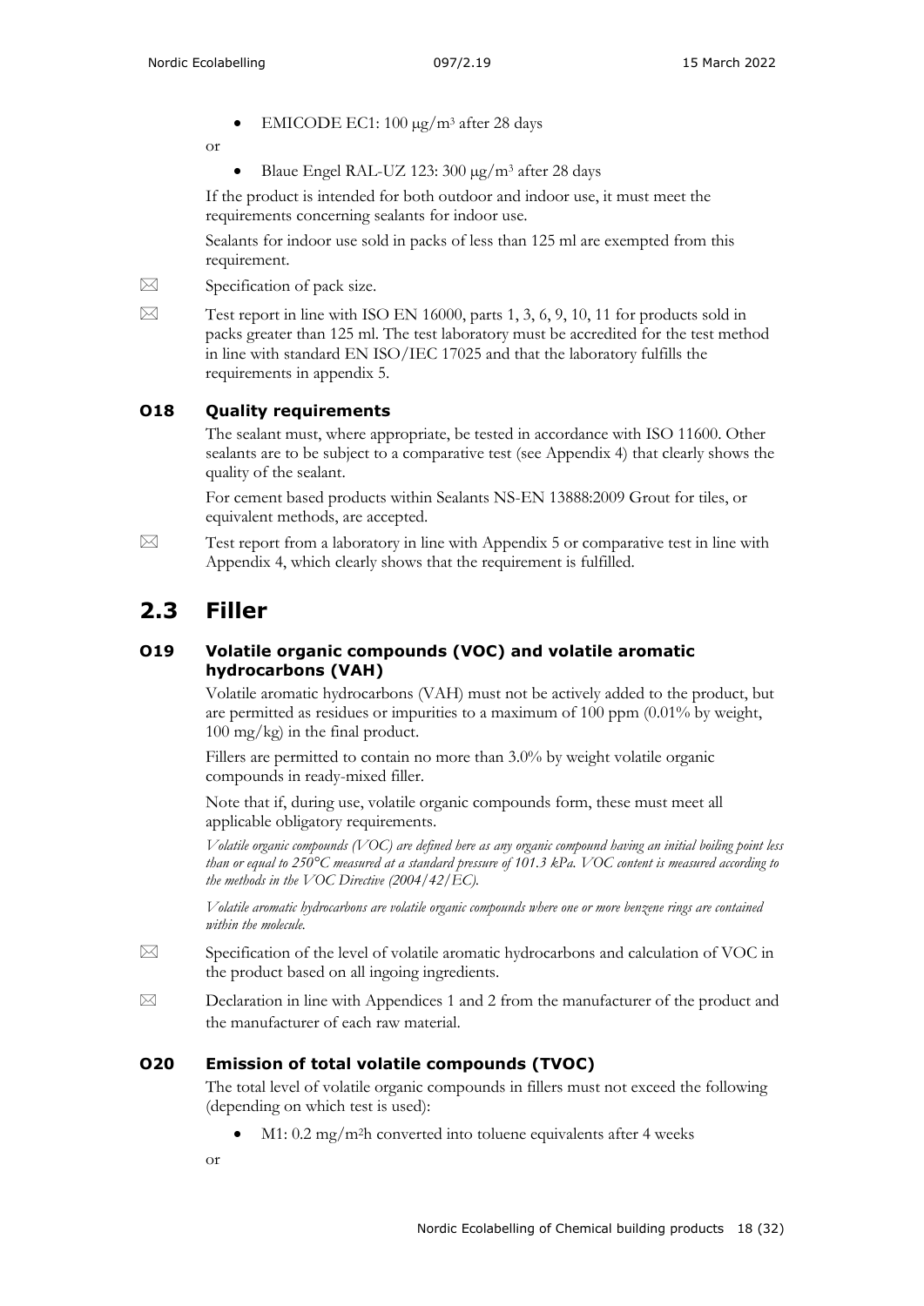- EMICODE EC1: 100 µg/m³ after 28 days

or

- Blaue Engel RAL-UZ 123: 300 µg/m³ after 28 days

If the product is intended for both outdoor and indoor use, it must meet the requirements concerning sealants for indoor use.

Sealants for indoor use sold in packs of less than 125 ml are exempted from this requirement.

☒ Specification of pack size.

☒ Test report in line with ISO EN 16000, parts 1, 3, 6, 9, 10, 11 for products sold in packs greater than 125 ml. The test laboratory must be accredited for the test method in line with standard EN ISO/IEC 17025 and that the laboratory fulfills the requirements in appendix 5.

### O18 Quality requirements

The sealant must, where appropriate, be tested in accordance with ISO 11600. Other sealants are to be subject to a comparative test (see Appendix 4) that clearly shows the quality of the sealant.

For cement based products within Sealants NS-EN 13888:2009 Grout for tiles, or equivalent methods, are accepted.

☒ Test report from a laboratory in line with Appendix 5 or comparative test in line with Appendix 4, which clearly shows that the requirement is fulfilled.

## 2.3 Filler

### O19 Volatile organic compounds (VOC) and volatile aromatic hydrocarbons (VAH)

Volatile aromatic hydrocarbons (VAH) must not be actively added to the product, but are permitted as residues or impurities to a maximum of 100 ppm (0.01% by weight, 100 mg/kg) in the final product.

Fillers are permitted to contain no more than 3.0% by weight volatile organic compounds in ready-mixed filler.

Note that if, during use, volatile organic compounds form, these must meet all applicable obligatory requirements.

*Volatile organic compounds (VOC) are defined here as any organic compound having an initial boiling point less than or equal to 250°C measured at a standard pressure of 101.3 kPa. VOC content is measured according to the methods in the VOC Directive (2004/42/EC).*

*Volatile aromatic hydrocarbons are volatile organic compounds where one or more benzene rings are contained within the molecule.*

☒ Specification of the level of volatile aromatic hydrocarbons and calculation of VOC in the product based on all ingoing ingredients.

☒ Declaration in line with Appendices 1 and 2 from the manufacturer of the product and the manufacturer of each raw material.

### O20 Emission of total volatile compounds (TVOC)

The total level of volatile organic compounds in fillers must not exceed the following (depending on which test is used):

- M1: 0.2 mg/m²h converted into toluene equivalents after 4 weeks

or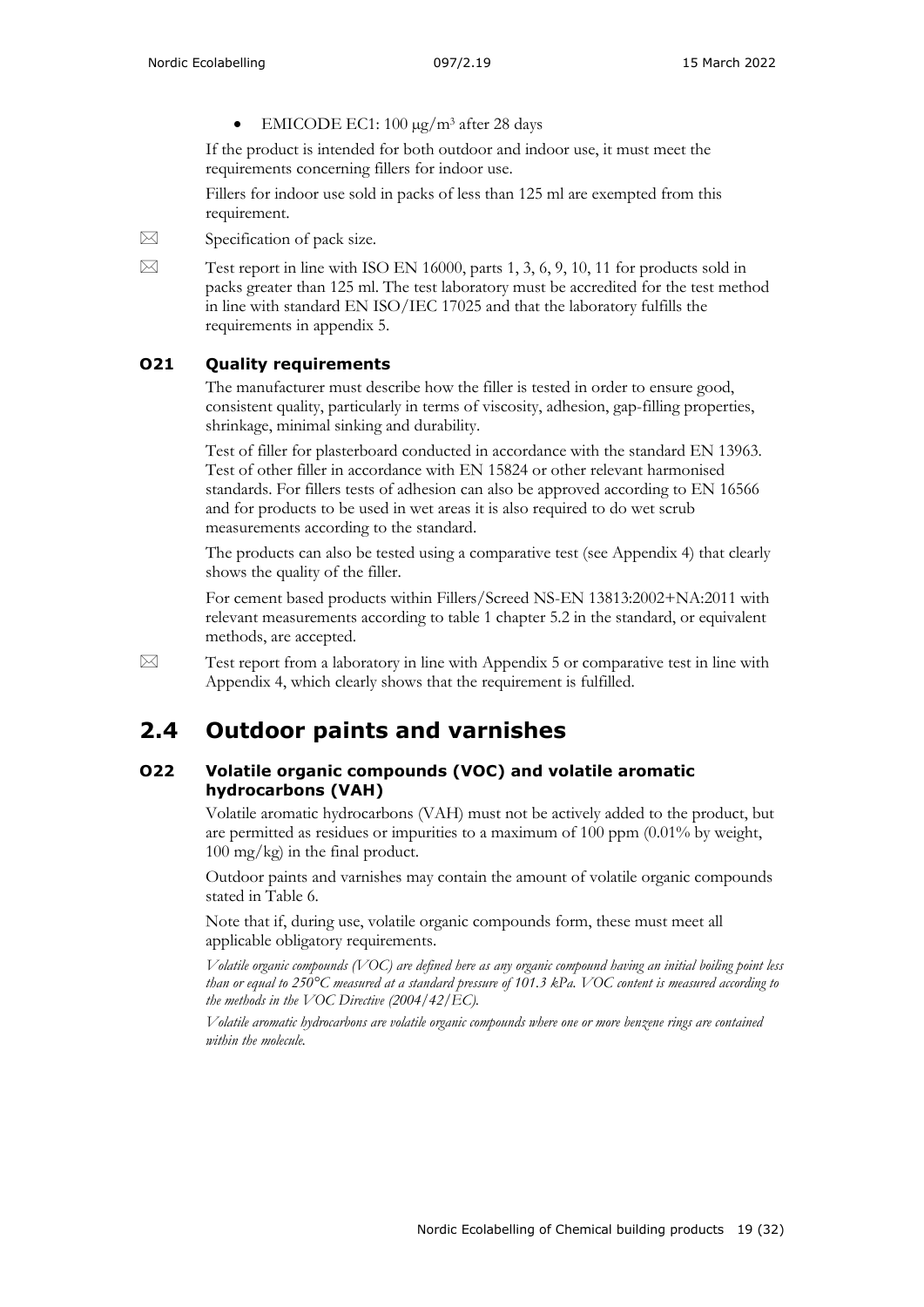- EMICODE EC1: 100 µg/m³ after 28 days

If the product is intended for both outdoor and indoor use, it must meet the requirements concerning fillers for indoor use.

Fillers for indoor use sold in packs of less than 125 ml are exempted from this requirement.

☒ Specification of pack size.

☒ Test report in line with ISO EN 16000, parts 1, 3, 6, 9, 10, 11 for products sold in packs greater than 125 ml. The test laboratory must be accredited for the test method in line with standard EN ISO/IEC 17025 and that the laboratory fulfills the requirements in appendix 5.

### O21 Quality requirements

The manufacturer must describe how the filler is tested in order to ensure good, consistent quality, particularly in terms of viscosity, adhesion, gap-filling properties, shrinkage, minimal sinking and durability.

Test of filler for plasterboard conducted in accordance with the standard EN 13963. Test of other filler in accordance with EN 15824 or other relevant harmonised standards. For fillers tests of adhesion can also be approved according to EN 16566 and for products to be used in wet areas it is also required to do wet scrub measurements according to the standard.

The products can also be tested using a comparative test (see Appendix 4) that clearly shows the quality of the filler.

For cement based products within Fillers/Screed NS-EN 13813:2002+NA:2011 with relevant measurements according to table 1 chapter 5.2 in the standard, or equivalent methods, are accepted.

☒ Test report from a laboratory in line with Appendix 5 or comparative test in line with Appendix 4, which clearly shows that the requirement is fulfilled.

## 2.4 Outdoor paints and varnishes

### O22 Volatile organic compounds (VOC) and volatile aromatic hydrocarbons (VAH)

Volatile aromatic hydrocarbons (VAH) must not be actively added to the product, but are permitted as residues or impurities to a maximum of 100 ppm (0.01% by weight, 100 mg/kg) in the final product.

Outdoor paints and varnishes may contain the amount of volatile organic compounds stated in Table 6.

Note that if, during use, volatile organic compounds form, these must meet all applicable obligatory requirements.

*Volatile organic compounds (VOC) are defined here as any organic compound having an initial boiling point less than or equal to 250°C measured at a standard pressure of 101.3 kPa. VOC content is measured according to the methods in the VOC Directive (2004/42/EC).*

*Volatile aromatic hydrocarbons are volatile organic compounds where one or more benzene rings are contained within the molecule.*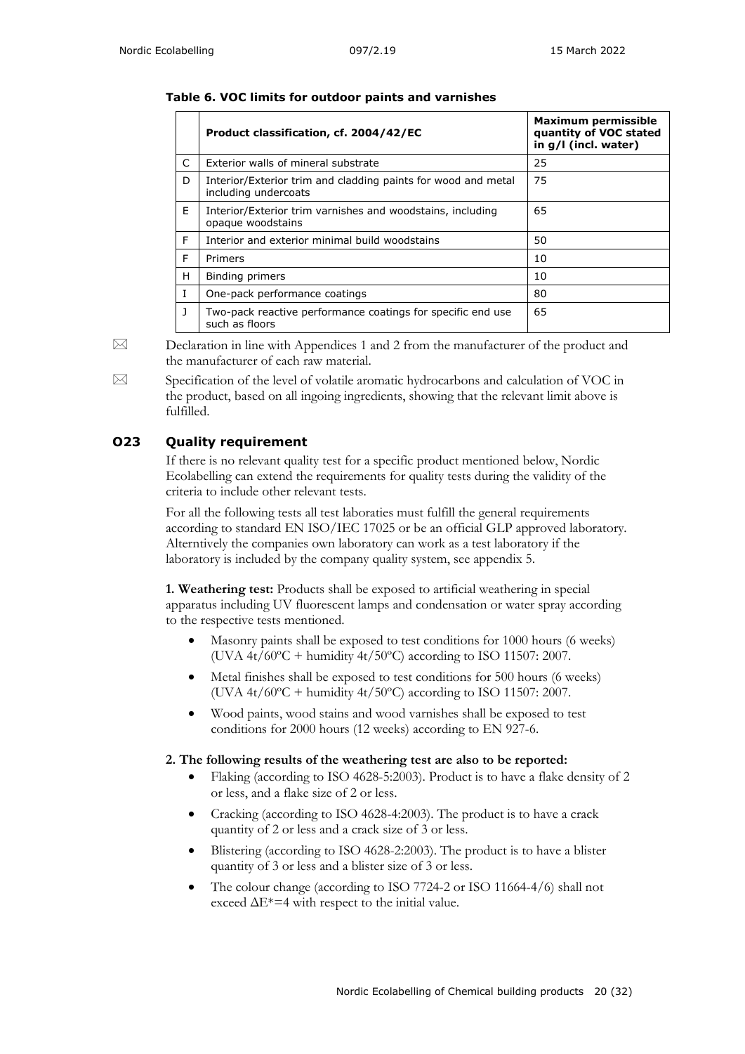**Table 6. VOC limits for outdoor paints and varnishes**

| | Product classification, cf. 2004/42/EC | Maximum permissible quantity of VOC stated in g/l (incl. water) |
|---|---|---|
| C | Exterior walls of mineral substrate | 25 |
| D | Interior/Exterior trim and cladding paints for wood and metal including undercoats | 75 |
| E | Interior/Exterior trim varnishes and woodstains, including opaque woodstains | 65 |
| F | Interior and exterior minimal build woodstains | 50 |
| F | Primers | 10 |
| H | Binding primers | 10 |
| I | One-pack performance coatings | 80 |
| J | Two-pack reactive performance coatings for specific end use such as floors | 65 |

⊠ Declaration in line with Appendices 1 and 2 from the manufacturer of the product and the manufacturer of each raw material.

⊠ Specification of the level of volatile aromatic hydrocarbons and calculation of VOC in the product, based on all ingoing ingredients, showing that the relevant limit above is fulfilled.

### O23 Quality requirement

If there is no relevant quality test for a specific product mentioned below, Nordic Ecolabelling can extend the requirements for quality tests during the validity of the criteria to include other relevant tests.

For all the following tests all test laboraties must fulfill the general requirements according to standard EN ISO/IEC 17025 or be an official GLP approved laboratory. Alterntively the companies own laboratory can work as a test laboratory if the laboratory is included by the company quality system, see appendix 5.

**1. Weathering test:** Products shall be exposed to artificial weathering in special apparatus including UV fluorescent lamps and condensation or water spray according to the respective tests mentioned.

- Masonry paints shall be exposed to test conditions for 1000 hours (6 weeks) (UVA 4t/60ºC + humidity 4t/50ºC) according to ISO 11507: 2007.
- Metal finishes shall be exposed to test conditions for 500 hours (6 weeks) (UVA 4t/60ºC + humidity 4t/50ºC) according to ISO 11507: 2007.
- Wood paints, wood stains and wood varnishes shall be exposed to test conditions for 2000 hours (12 weeks) according to EN 927-6.

**2. The following results of the weathering test are also to be reported:**

- Flaking (according to ISO 4628-5:2003). Product is to have a flake density of 2 or less, and a flake size of 2 or less.
- Cracking (according to ISO 4628-4:2003). The product is to have a crack quantity of 2 or less and a crack size of 3 or less.
- Blistering (according to ISO 4628-2:2003). The product is to have a blister quantity of 3 or less and a blister size of 3 or less.
- The colour change (according to ISO 7724-2 or ISO 11664-4/6) shall not exceed $\Delta E^*=4$ with respect to the initial value.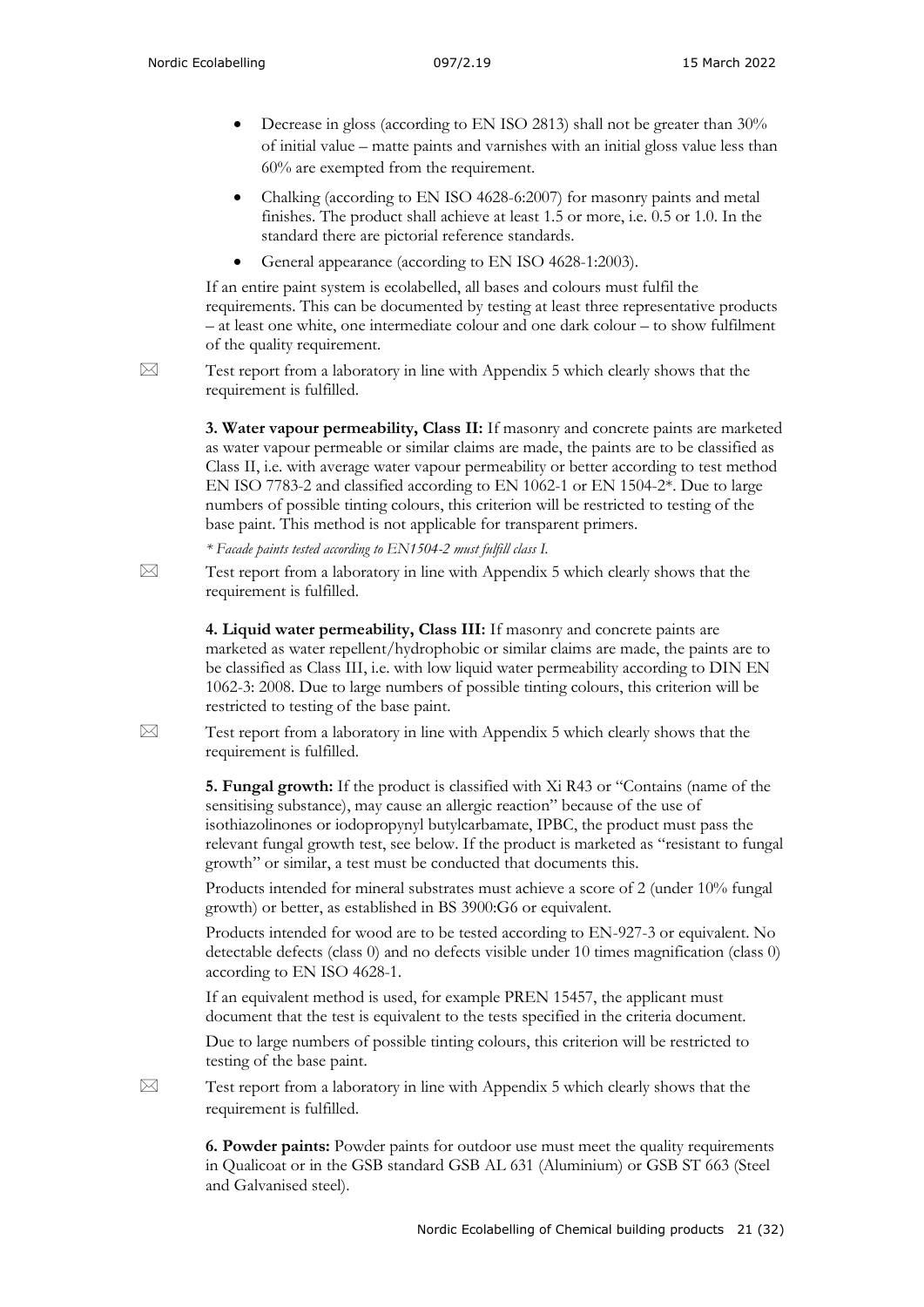- Decrease in gloss (according to EN ISO 2813) shall not be greater than 30% of initial value – matte paints and varnishes with an initial gloss value less than 60% are exempted from the requirement.
- Chalking (according to EN ISO 4628-6:2007) for masonry paints and metal finishes. The product shall achieve at least 1.5 or more, i.e. 0.5 or 1.0. In the standard there are pictorial reference standards.
- General appearance (according to EN ISO 4628-1:2003).

If an entire paint system is ecolabelled, all bases and colours must fulfil the requirements. This can be documented by testing at least three representative products – at least one white, one intermediate colour and one dark colour – to show fulfilment of the quality requirement.

✉ Test report from a laboratory in line with Appendix 5 which clearly shows that the requirement is fulfilled.

**3. Water vapour permeability, Class II:** If masonry and concrete paints are marketed as water vapour permeable or similar claims are made, the paints are to be classified as Class II, i.e. with average water vapour permeability or better according to test method EN ISO 7783-2 and classified according to EN 1062-1 or EN 1504-2*. Due to large numbers of possible tinting colours, this criterion will be restricted to testing of the base paint. This method is not applicable for transparent primers.

*\* Facade paints tested according to EN1504-2 must fulfill class I.*

✉ Test report from a laboratory in line with Appendix 5 which clearly shows that the requirement is fulfilled.

**4. Liquid water permeability, Class III:** If masonry and concrete paints are marketed as water repellent/hydrophobic or similar claims are made, the paints are to be classified as Class III, i.e. with low liquid water permeability according to DIN EN 1062-3: 2008. Due to large numbers of possible tinting colours, this criterion will be restricted to testing of the base paint.

✉ Test report from a laboratory in line with Appendix 5 which clearly shows that the requirement is fulfilled.

**5. Fungal growth:** If the product is classified with Xi R43 or "Contains (name of the sensitising substance), may cause an allergic reaction" because of the use of isothiazolinones or iodopropynyl butylcarbamate, IPBC, the product must pass the relevant fungal growth test, see below. If the product is marketed as "resistant to fungal growth" or similar, a test must be conducted that documents this.

Products intended for mineral substrates must achieve a score of 2 (under 10% fungal growth) or better, as established in BS 3900:G6 or equivalent.

Products intended for wood are to be tested according to EN-927-3 or equivalent. No detectable defects (class 0) and no defects visible under 10 times magnification (class 0) according to EN ISO 4628-1.

If an equivalent method is used, for example PREN 15457, the applicant must document that the test is equivalent to the tests specified in the criteria document.

Due to large numbers of possible tinting colours, this criterion will be restricted to testing of the base paint.

✉ Test report from a laboratory in line with Appendix 5 which clearly shows that the requirement is fulfilled.

**6. Powder paints:** Powder paints for outdoor use must meet the quality requirements in Qualicoat or in the GSB standard GSB AL 631 (Aluminium) or GSB ST 663 (Steel and Galvanised steel).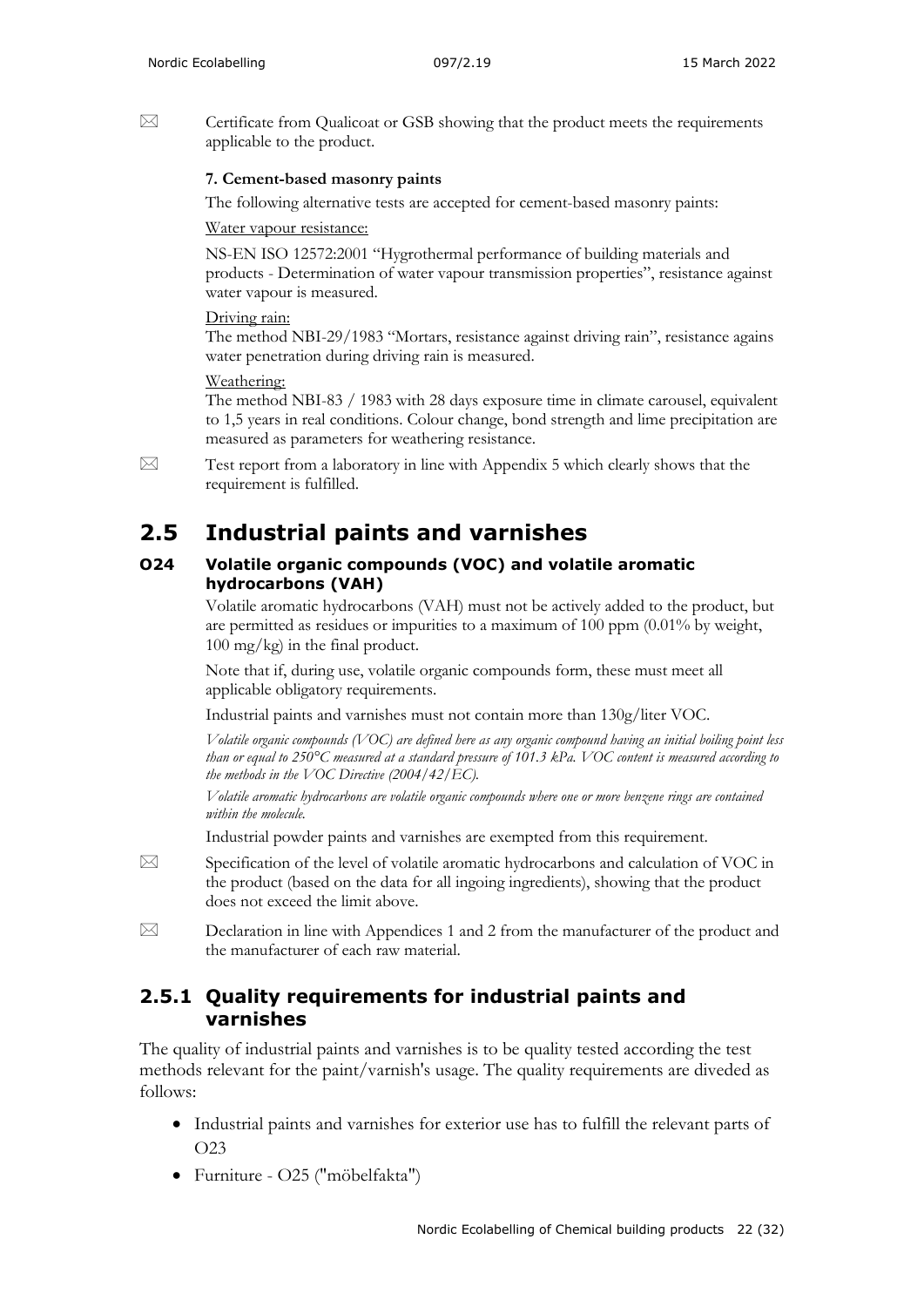⌧ Certificate from Qualicoat or GSB showing that the product meets the requirements applicable to the product.

**7. Cement-based masonry paints**

The following alternative tests are accepted for cement-based masonry paints:

Water vapour resistance:

NS-EN ISO 12572:2001 "Hygrothermal performance of building materials and products - Determination of water vapour transmission properties", resistance against water vapour is measured.

Driving rain:
The method NBI-29/1983 "Mortars, resistance against driving rain", resistance agains water penetration during driving rain is measured.

Weathering:
The method NBI-83 / 1983 with 28 days exposure time in climate carousel, equivalent to 1,5 years in real conditions. Colour change, bond strength and lime precipitation are measured as parameters for weathering resistance.

⌧ Test report from a laboratory in line with Appendix 5 which clearly shows that the requirement is fulfilled.

# 2.5 Industrial paints and varnishes

### O24 Volatile organic compounds (VOC) and volatile aromatic hydrocarbons (VAH)

Volatile aromatic hydrocarbons (VAH) must not be actively added to the product, but are permitted as residues or impurities to a maximum of 100 ppm (0.01% by weight, 100 mg/kg) in the final product.

Note that if, during use, volatile organic compounds form, these must meet all applicable obligatory requirements.

Industrial paints and varnishes must not contain more than 130g/liter VOC.

*Volatile organic compounds (VOC) are defined here as any organic compound having an initial boiling point less than or equal to 250°C measured at a standard pressure of 101.3 kPa. VOC content is measured according to the methods in the VOC Directive (2004/42/EC).*

*Volatile aromatic hydrocarbons are volatile organic compounds where one or more benzene rings are contained within the molecule.*

Industrial powder paints and varnishes are exempted from this requirement.

⌧ Specification of the level of volatile aromatic hydrocarbons and calculation of VOC in the product (based on the data for all ingoing ingredients), showing that the product does not exceed the limit above.

⌧ Declaration in line with Appendices 1 and 2 from the manufacturer of the product and the manufacturer of each raw material.

## 2.5.1 Quality requirements for industrial paints and varnishes

The quality of industrial paints and varnishes is to be quality tested according the test methods relevant for the paint/varnish's usage. The quality requirements are diveded as follows:

- Industrial paints and varnishes for exterior use has to fulfill the relevant parts of O23
- Furniture - O25 ("möbelfakta")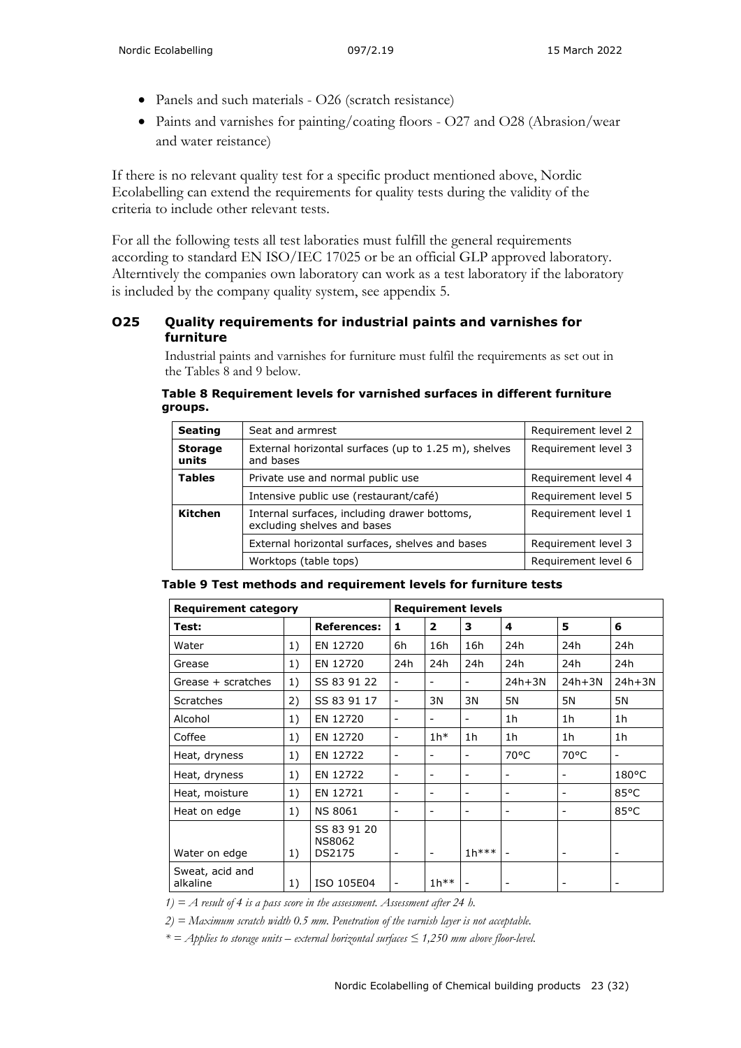- Panels and such materials - O26 (scratch resistance)
- Paints and varnishes for painting/coating floors - O27 and O28 (Abrasion/wear and water reistance)

If there is no relevant quality test for a specific product mentioned above, Nordic Ecolabelling can extend the requirements for quality tests during the validity of the criteria to include other relevant tests.

For all the following tests all test laboraties must fulfill the general requirements according to standard EN ISO/IEC 17025 or be an official GLP approved laboratory. Alterntively the companies own laboratory can work as a test laboratory if the laboratory is included by the company quality system, see appendix 5.

### O25 Quality requirements for industrial paints and varnishes for furniture

Industrial paints and varnishes for furniture must fulfil the requirements as set out in the Tables 8 and 9 below.

**Table 8 Requirement levels for varnished surfaces in different furniture groups.**

| | | |
|---|---|---|
| **Seating** | Seat and armrest | Requirement level 2 |
| **Storage units** | External horizontal surfaces (up to 1.25 m), shelves and bases | Requirement level 3 |
| **Tables** | Private use and normal public use | Requirement level 4 |
| | Intensive public use (restaurant/café) | Requirement level 5 |
| **Kitchen** | Internal surfaces, including drawer bottoms, excluding shelves and bases | Requirement level 1 |
| | External horizontal surfaces, shelves and bases | Requirement level 3 |
| | Worktops (table tops) | Requirement level 6 |

**Table 9 Test methods and requirement levels for furniture tests**

| **Requirement category** | | | **Requirement levels** | | | | | |
|---|---|---|---|---|---|---|---|---|
| **Test:** | | **References:** | **1** | **2** | **3** | **4** | **5** | **6** |
| Water | 1) | EN 12720 | 6h | 16h | 16h | 24h | 24h | 24h |
| Grease | 1) | EN 12720 | 24h | 24h | 24h | 24h | 24h | 24h |
| Grease + scratches | 1) | SS 83 91 22 | - | - | - | 24h+3N | 24h+3N | 24h+3N |
| Scratches | 2) | SS 83 91 17 | - | 3N | 3N | 5N | 5N | 5N |
| Alcohol | 1) | EN 12720 | - | - | - | 1h | 1h | 1h |
| Coffee | 1) | EN 12720 | - | 1h* | 1h | 1h | 1h | 1h |
| Heat, dryness | 1) | EN 12722 | - | - | - | 70°C | 70°C | - |
| Heat, dryness | 1) | EN 12722 | - | - | - | - | - | 180°C |
| Heat, moisture | 1) | EN 12721 | - | - | - | - | - | 85°C |
| Heat on edge | 1) | NS 8061 | - | - | - | - | - | 85°C |
| Water on edge | 1) | SS 83 91 20 NS8062 DS2175 | - | - | 1h*** | - | - | - |
| Sweat, acid and alkaline | 1) | ISO 105E04 | - | 1h** | - | - | - | - |

*1) = A result of 4 is a pass score in the assessment. Assessment after 24 h.*

*2) = Maximum scratch width 0.5 mm. Penetration of the varnish layer is not acceptable.*

*\* = Applies to storage units – external horizontal surfaces ≤ 1,250 mm above floor-level.*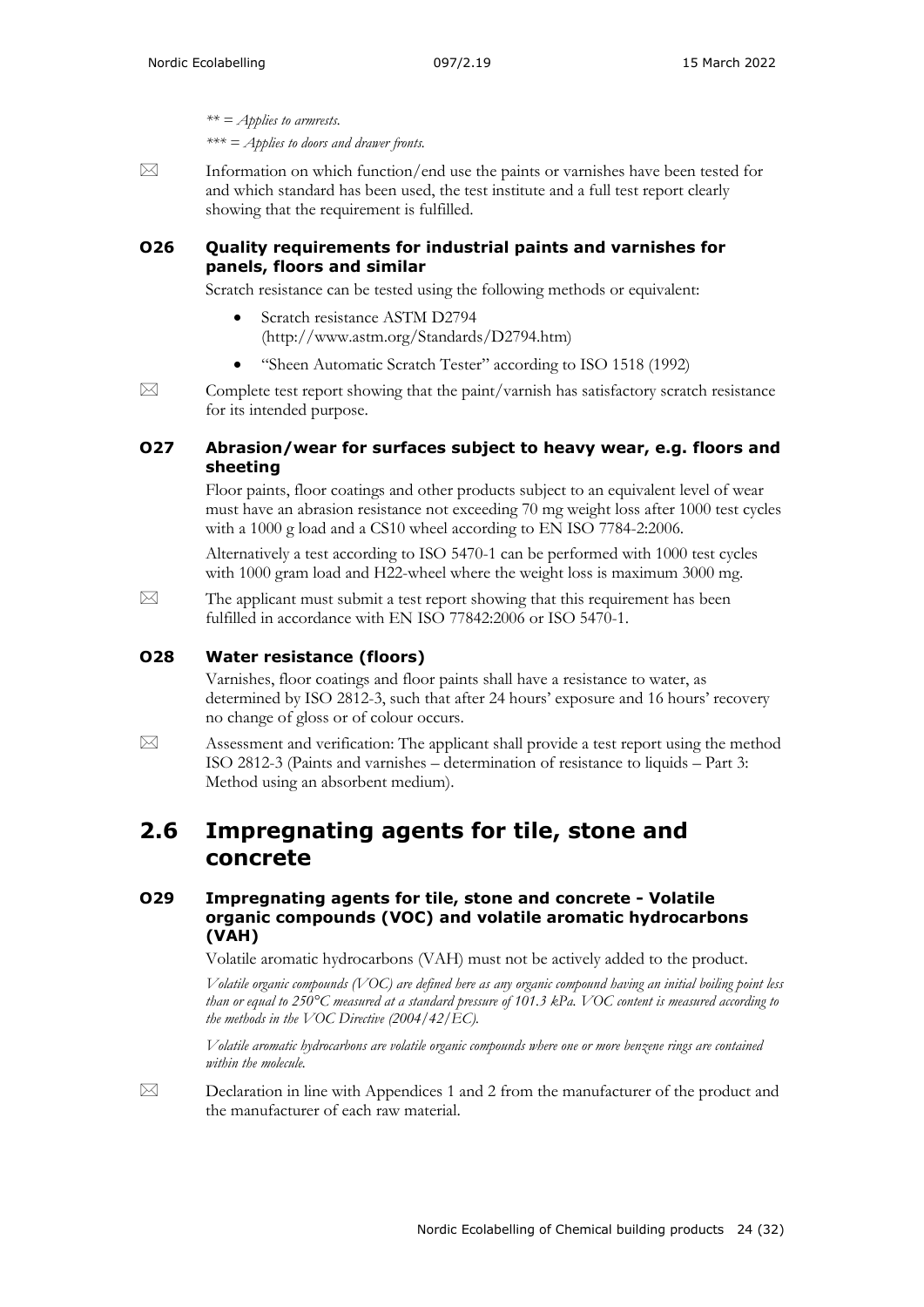*\*\* = Applies to armrests.*

*\*\*\* = Applies to doors and drawer fronts.*

☒ Information on which function/end use the paints or varnishes have been tested for and which standard has been used, the test institute and a full test report clearly showing that the requirement is fulfilled.

### O26 Quality requirements for industrial paints and varnishes for panels, floors and similar

Scratch resistance can be tested using the following methods or equivalent:

- Scratch resistance ASTM D2794 (http://www.astm.org/Standards/D2794.htm)
- "Sheen Automatic Scratch Tester" according to ISO 1518 (1992)

☒ Complete test report showing that the paint/varnish has satisfactory scratch resistance for its intended purpose.

### O27 Abrasion/wear for surfaces subject to heavy wear, e.g. floors and sheeting

Floor paints, floor coatings and other products subject to an equivalent level of wear must have an abrasion resistance not exceeding 70 mg weight loss after 1000 test cycles with a 1000 g load and a CS10 wheel according to EN ISO 7784-2:2006.

Alternatively a test according to ISO 5470-1 can be performed with 1000 test cycles with 1000 gram load and H22-wheel where the weight loss is maximum 3000 mg.

☒ The applicant must submit a test report showing that this requirement has been fulfilled in accordance with EN ISO 77842:2006 or ISO 5470-1.

### O28 Water resistance (floors)

Varnishes, floor coatings and floor paints shall have a resistance to water, as determined by ISO 2812-3, such that after 24 hours' exposure and 16 hours' recovery no change of gloss or of colour occurs.

☒ Assessment and verification: The applicant shall provide a test report using the method ISO 2812-3 (Paints and varnishes – determination of resistance to liquids – Part 3: Method using an absorbent medium).

## 2.6 Impregnating agents for tile, stone and concrete

### O29 Impregnating agents for tile, stone and concrete - Volatile organic compounds (VOC) and volatile aromatic hydrocarbons (VAH)

Volatile aromatic hydrocarbons (VAH) must not be actively added to the product.

*Volatile organic compounds (VOC) are defined here as any organic compound having an initial boiling point less than or equal to 250°C measured at a standard pressure of 101.3 kPa. VOC content is measured according to the methods in the VOC Directive (2004/42/EC).*

*Volatile aromatic hydrocarbons are volatile organic compounds where one or more benzene rings are contained within the molecule.*

☒ Declaration in line with Appendices 1 and 2 from the manufacturer of the product and the manufacturer of each raw material.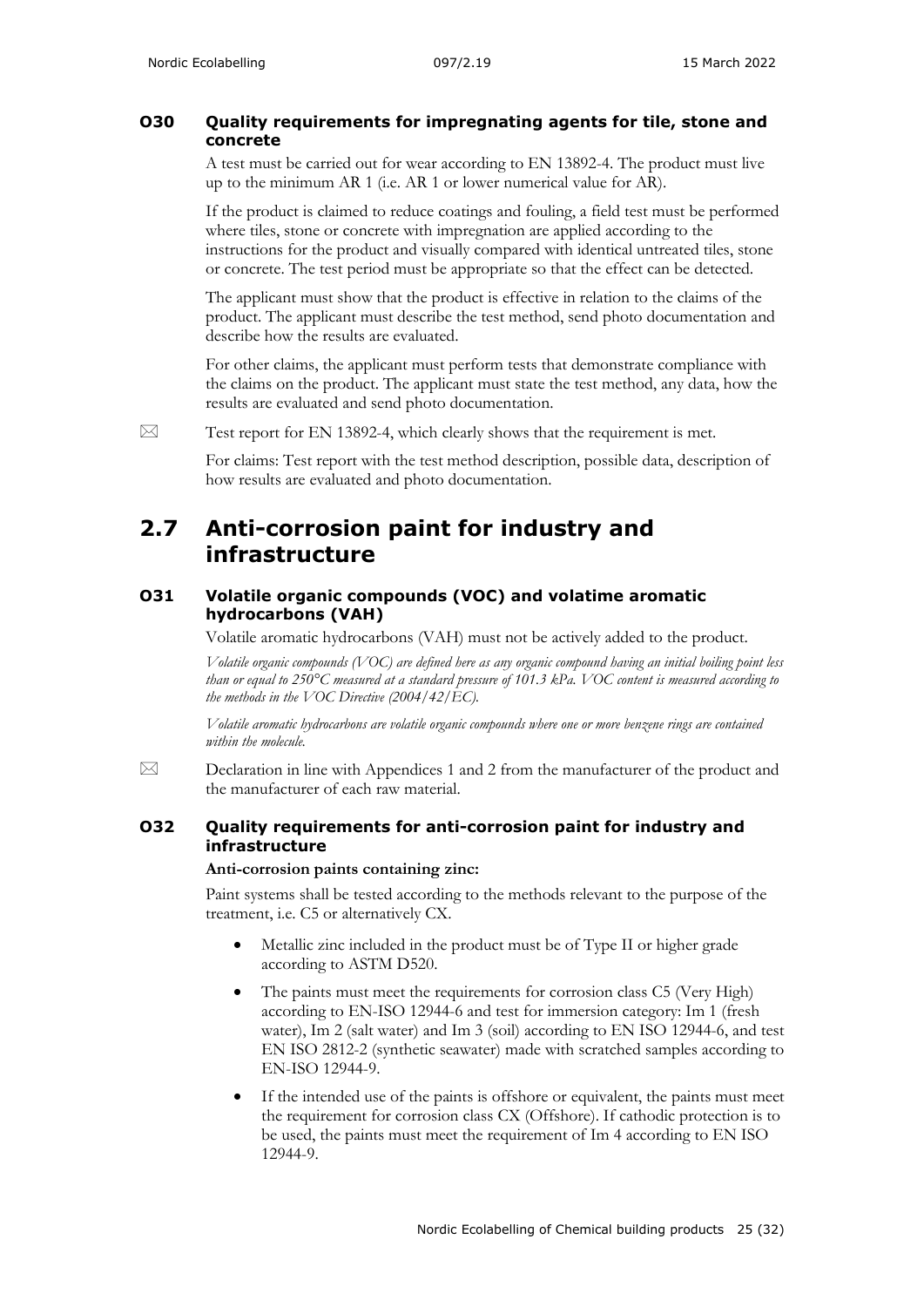### O30 Quality requirements for impregnating agents for tile, stone and concrete

A test must be carried out for wear according to EN 13892-4. The product must live up to the minimum AR 1 (i.e. AR 1 or lower numerical value for AR).

If the product is claimed to reduce coatings and fouling, a field test must be performed where tiles, stone or concrete with impregnation are applied according to the instructions for the product and visually compared with identical untreated tiles, stone or concrete. The test period must be appropriate so that the effect can be detected.

The applicant must show that the product is effective in relation to the claims of the product. The applicant must describe the test method, send photo documentation and describe how the results are evaluated.

For other claims, the applicant must perform tests that demonstrate compliance with the claims on the product. The applicant must state the test method, any data, how the results are evaluated and send photo documentation.

⊠ Test report for EN 13892-4, which clearly shows that the requirement is met.

For claims: Test report with the test method description, possible data, description of how results are evaluated and photo documentation.

## 2.7 Anti-corrosion paint for industry and infrastructure

### O31 Volatile organic compounds (VOC) and volatime aromatic hydrocarbons (VAH)

Volatile aromatic hydrocarbons (VAH) must not be actively added to the product.

*Volatile organic compounds (VOC) are defined here as any organic compound having an initial boiling point less than or equal to 250°C measured at a standard pressure of 101.3 kPa. VOC content is measured according to the methods in the VOC Directive (2004/42/EC).*

*Volatile aromatic hydrocarbons are volatile organic compounds where one or more benzene rings are contained within the molecule.*

⊠ Declaration in line with Appendices 1 and 2 from the manufacturer of the product and the manufacturer of each raw material.

### O32 Quality requirements for anti-corrosion paint for industry and infrastructure

**Anti-corrosion paints containing zinc:**

Paint systems shall be tested according to the methods relevant to the purpose of the treatment, i.e. C5 or alternatively CX.

- Metallic zinc included in the product must be of Type II or higher grade according to ASTM D520.
- The paints must meet the requirements for corrosion class C5 (Very High) according to EN-ISO 12944-6 and test for immersion category: Im 1 (fresh water), Im 2 (salt water) and Im 3 (soil) according to EN ISO 12944-6, and test EN ISO 2812-2 (synthetic seawater) made with scratched samples according to EN-ISO 12944-9.
- If the intended use of the paints is offshore or equivalent, the paints must meet the requirement for corrosion class CX (Offshore). If cathodic protection is to be used, the paints must meet the requirement of Im 4 according to EN ISO 12944-9.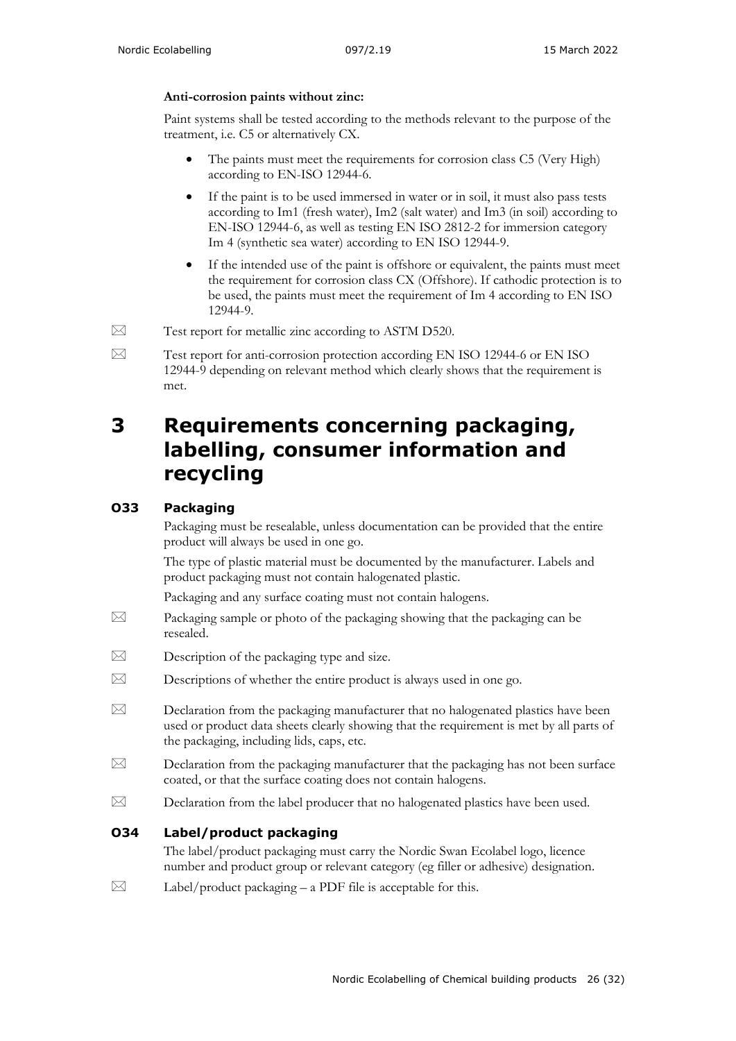**Anti-corrosion paints without zinc:**

Paint systems shall be tested according to the methods relevant to the purpose of the treatment, i.e. C5 or alternatively CX.

- The paints must meet the requirements for corrosion class C5 (Very High) according to EN-ISO 12944-6.
- If the paint is to be used immersed in water or in soil, it must also pass tests according to Im1 (fresh water), Im2 (salt water) and Im3 (in soil) according to EN-ISO 12944-6, as well as testing EN ISO 2812-2 for immersion category Im 4 (synthetic sea water) according to EN ISO 12944-9.
- If the intended use of the paint is offshore or equivalent, the paints must meet the requirement for corrosion class CX (Offshore). If cathodic protection is to be used, the paints must meet the requirement of Im 4 according to EN ISO 12944-9.

⊠ Test report for metallic zinc according to ASTM D520.

⊠ Test report for anti-corrosion protection according EN ISO 12944-6 or EN ISO 12944-9 depending on relevant method which clearly shows that the requirement is met.

# 3 Requirements concerning packaging, labelling, consumer information and recycling

## O33 Packaging

Packaging must be resealable, unless documentation can be provided that the entire product will always be used in one go.

The type of plastic material must be documented by the manufacturer. Labels and product packaging must not contain halogenated plastic.

Packaging and any surface coating must not contain halogens.

⊠ Packaging sample or photo of the packaging showing that the packaging can be resealed.

⊠ Description of the packaging type and size.

⊠ Descriptions of whether the entire product is always used in one go.

⊠ Declaration from the packaging manufacturer that no halogenated plastics have been used or product data sheets clearly showing that the requirement is met by all parts of the packaging, including lids, caps, etc.

⊠ Declaration from the packaging manufacturer that the packaging has not been surface coated, or that the surface coating does not contain halogens.

⊠ Declaration from the label producer that no halogenated plastics have been used.

## O34 Label/product packaging

The label/product packaging must carry the Nordic Swan Ecolabel logo, licence number and product group or relevant category (eg filler or adhesive) designation.

⊠ Label/product packaging – a PDF file is acceptable for this.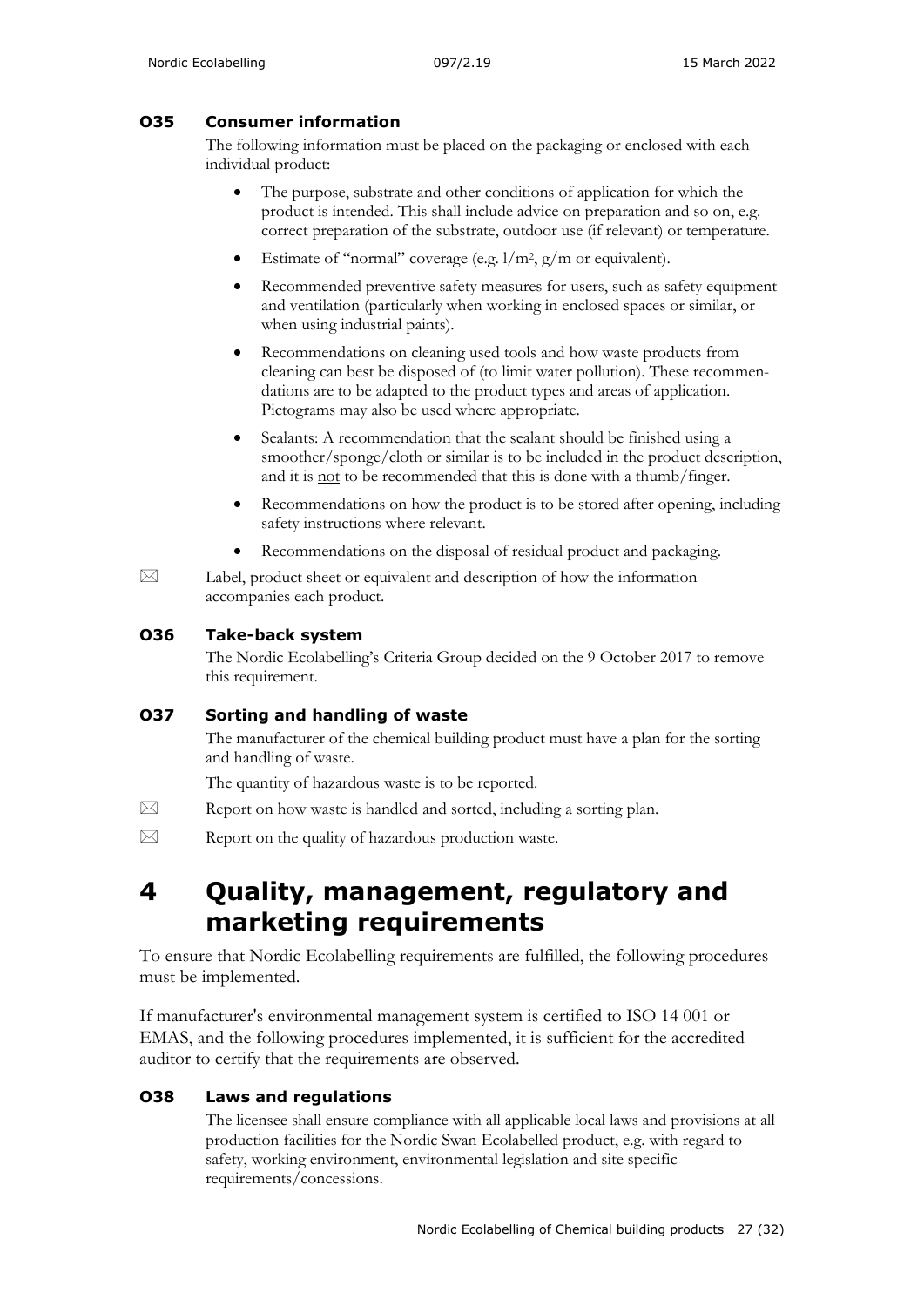### O35 Consumer information

The following information must be placed on the packaging or enclosed with each individual product:

- The purpose, substrate and other conditions of application for which the product is intended. This shall include advice on preparation and so on, e.g. correct preparation of the substrate, outdoor use (if relevant) or temperature.
- Estimate of "normal" coverage (e.g. $l/m^2$, g/m or equivalent).
- Recommended preventive safety measures for users, such as safety equipment and ventilation (particularly when working in enclosed spaces or similar, or when using industrial paints).
- Recommendations on cleaning used tools and how waste products from cleaning can best be disposed of (to limit water pollution). These recommendations are to be adapted to the product types and areas of application. Pictograms may also be used where appropriate.
- Sealants: A recommendation that the sealant should be finished using a smoother/sponge/cloth or similar is to be included in the product description, and it is not to be recommended that this is done with a thumb/finger.
- Recommendations on how the product is to be stored after opening, including safety instructions where relevant.
- Recommendations on the disposal of residual product and packaging.

☒ Label, product sheet or equivalent and description of how the information accompanies each product.

### O36 Take-back system

The Nordic Ecolabelling's Criteria Group decided on the 9 October 2017 to remove this requirement.

### O37 Sorting and handling of waste

The manufacturer of the chemical building product must have a plan for the sorting and handling of waste.

The quantity of hazardous waste is to be reported.

☒ Report on how waste is handled and sorted, including a sorting plan.

☒ Report on the quality of hazardous production waste.

# 4 Quality, management, regulatory and marketing requirements

To ensure that Nordic Ecolabelling requirements are fulfilled, the following procedures must be implemented.

If manufacturer's environmental management system is certified to ISO 14 001 or EMAS, and the following procedures implemented, it is sufficient for the accredited auditor to certify that the requirements are observed.

### O38 Laws and regulations

The licensee shall ensure compliance with all applicable local laws and provisions at all production facilities for the Nordic Swan Ecolabelled product, e.g. with regard to safety, working environment, environmental legislation and site specific requirements/concessions.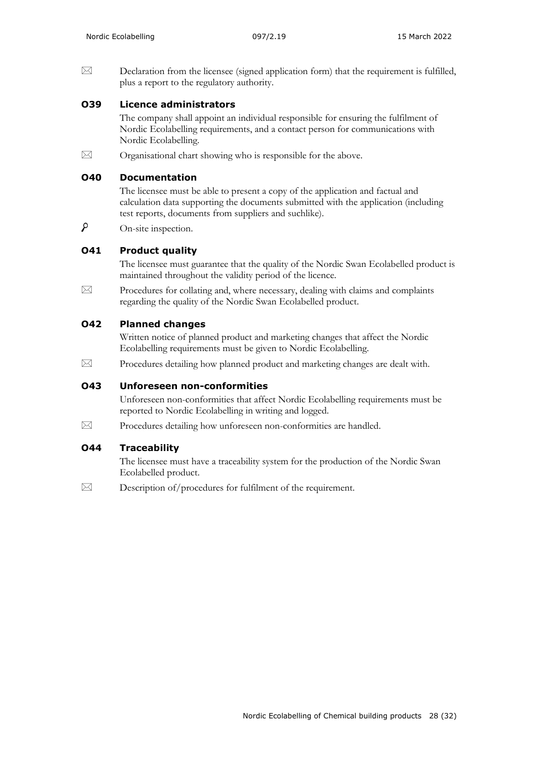⊠ Declaration from the licensee (signed application form) that the requirement is fulfilled, plus a report to the regulatory authority.

### O39 Licence administrators

The company shall appoint an individual responsible for ensuring the fulfilment of Nordic Ecolabelling requirements, and a contact person for communications with Nordic Ecolabelling.

⊠ Organisational chart showing who is responsible for the above.

### O40 Documentation

The licensee must be able to present a copy of the application and factual and calculation data supporting the documents submitted with the application (including test reports, documents from suppliers and suchlike).

⚲ On-site inspection.

### O41 Product quality

The licensee must guarantee that the quality of the Nordic Swan Ecolabelled product is maintained throughout the validity period of the licence.

⊠ Procedures for collating and, where necessary, dealing with claims and complaints regarding the quality of the Nordic Swan Ecolabelled product.

### O42 Planned changes

Written notice of planned product and marketing changes that affect the Nordic Ecolabelling requirements must be given to Nordic Ecolabelling.

⊠ Procedures detailing how planned product and marketing changes are dealt with.

### O43 Unforeseen non-conformities

Unforeseen non-conformities that affect Nordic Ecolabelling requirements must be reported to Nordic Ecolabelling in writing and logged.

⊠ Procedures detailing how unforeseen non-conformities are handled.

### O44 Traceability

The licensee must have a traceability system for the production of the Nordic Swan Ecolabelled product.

⊠ Description of/procedures for fulfilment of the requirement.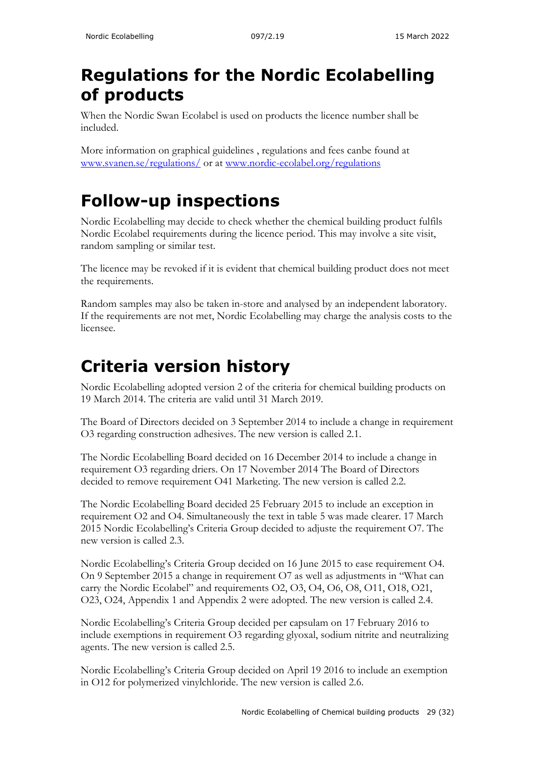# Regulations for the Nordic Ecolabelling of products

When the Nordic Swan Ecolabel is used on products the licence number shall be included.

More information on graphical guidelines , regulations and fees canbe found at [www.svanen.se/regulations/](www.svanen.se/regulations/) or at [www.nordic-ecolabel.org/regulations](www.nordic-ecolabel.org/regulations)

# Follow-up inspections

Nordic Ecolabelling may decide to check whether the chemical building product fulfils Nordic Ecolabel requirements during the licence period. This may involve a site visit, random sampling or similar test.

The licence may be revoked if it is evident that chemical building product does not meet the requirements.

Random samples may also be taken in-store and analysed by an independent laboratory. If the requirements are not met, Nordic Ecolabelling may charge the analysis costs to the licensee.

# Criteria version history

Nordic Ecolabelling adopted version 2 of the criteria for chemical building products on 19 March 2014. The criteria are valid until 31 March 2019.

The Board of Directors decided on 3 September 2014 to include a change in requirement O3 regarding construction adhesives. The new version is called 2.1.

The Nordic Ecolabelling Board decided on 16 December 2014 to include a change in requirement O3 regarding driers. On 17 November 2014 The Board of Directors decided to remove requirement O41 Marketing. The new version is called 2.2.

The Nordic Ecolabelling Board decided 25 February 2015 to include an exception in requirement O2 and O4. Simultaneously the text in table 5 was made clearer. 17 March 2015 Nordic Ecolabelling's Criteria Group decided to adjuste the requirement O7. The new version is called 2.3.

Nordic Ecolabelling's Criteria Group decided on 16 June 2015 to ease requirement O4. On 9 September 2015 a change in requirement O7 as well as adjustments in "What can carry the Nordic Ecolabel" and requirements O2, O3, O4, O6, O8, O11, O18, O21, O23, O24, Appendix 1 and Appendix 2 were adopted. The new version is called 2.4.

Nordic Ecolabelling's Criteria Group decided per capsulam on 17 February 2016 to include exemptions in requirement O3 regarding glyoxal, sodium nitrite and neutralizing agents. The new version is called 2.5.

Nordic Ecolabelling's Criteria Group decided on April 19 2016 to include an exemption in O12 for polymerized vinylchloride. The new version is called 2.6.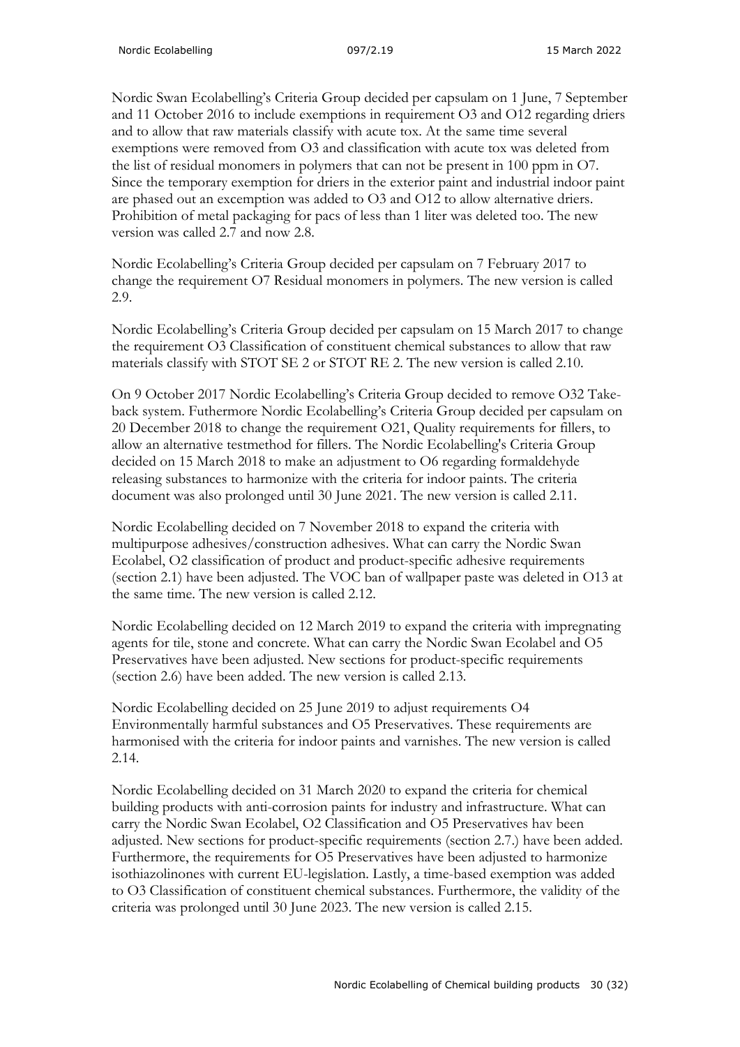Nordic Swan Ecolabelling's Criteria Group decided per capsulam on 1 June, 7 September and 11 October 2016 to include exemptions in requirement O3 and O12 regarding driers and to allow that raw materials classify with acute tox. At the same time several exemptions were removed from O3 and classification with acute tox was deleted from the list of residual monomers in polymers that can not be present in 100 ppm in O7. Since the temporary exemption for driers in the exterior paint and industrial indoor paint are phased out an excemption was added to O3 and O12 to allow alternative driers. Prohibition of metal packaging for pacs of less than 1 liter was deleted too. The new version was called 2.7 and now 2.8.

Nordic Ecolabelling's Criteria Group decided per capsulam on 7 February 2017 to change the requirement O7 Residual monomers in polymers. The new version is called 2.9.

Nordic Ecolabelling's Criteria Group decided per capsulam on 15 March 2017 to change the requirement O3 Classification of constituent chemical substances to allow that raw materials classify with STOT SE 2 or STOT RE 2. The new version is called 2.10.

On 9 October 2017 Nordic Ecolabelling's Criteria Group decided to remove O32 Take-back system. Futhermore Nordic Ecolabelling's Criteria Group decided per capsulam on 20 December 2018 to change the requirement O21, Quality requirements for fillers, to allow an alternative testmethod for fillers. The Nordic Ecolabelling's Criteria Group decided on 15 March 2018 to make an adjustment to O6 regarding formaldehyde releasing substances to harmonize with the criteria for indoor paints. The criteria document was also prolonged until 30 June 2021. The new version is called 2.11.

Nordic Ecolabelling decided on 7 November 2018 to expand the criteria with multipurpose adhesives/construction adhesives. What can carry the Nordic Swan Ecolabel, O2 classification of product and product-specific adhesive requirements (section 2.1) have been adjusted. The VOC ban of wallpaper paste was deleted in O13 at the same time. The new version is called 2.12.

Nordic Ecolabelling decided on 12 March 2019 to expand the criteria with impregnating agents for tile, stone and concrete. What can carry the Nordic Swan Ecolabel and O5 Preservatives have been adjusted. New sections for product-specific requirements (section 2.6) have been added. The new version is called 2.13.

Nordic Ecolabelling decided on 25 June 2019 to adjust requirements O4 Environmentally harmful substances and O5 Preservatives. These requirements are harmonised with the criteria for indoor paints and varnishes. The new version is called 2.14.

Nordic Ecolabelling decided on 31 March 2020 to expand the criteria for chemical building products with anti-corrosion paints for industry and infrastructure. What can carry the Nordic Swan Ecolabel, O2 Classification and O5 Preservatives hav been adjusted. New sections for product-specific requirements (section 2.7.) have been added. Furthermore, the requirements for O5 Preservatives have been adjusted to harmonize isothiazolinones with current EU-legislation. Lastly, a time-based exemption was added to O3 Classification of constituent chemical substances. Furthermore, the validity of the criteria was prolonged until 30 June 2023. The new version is called 2.15.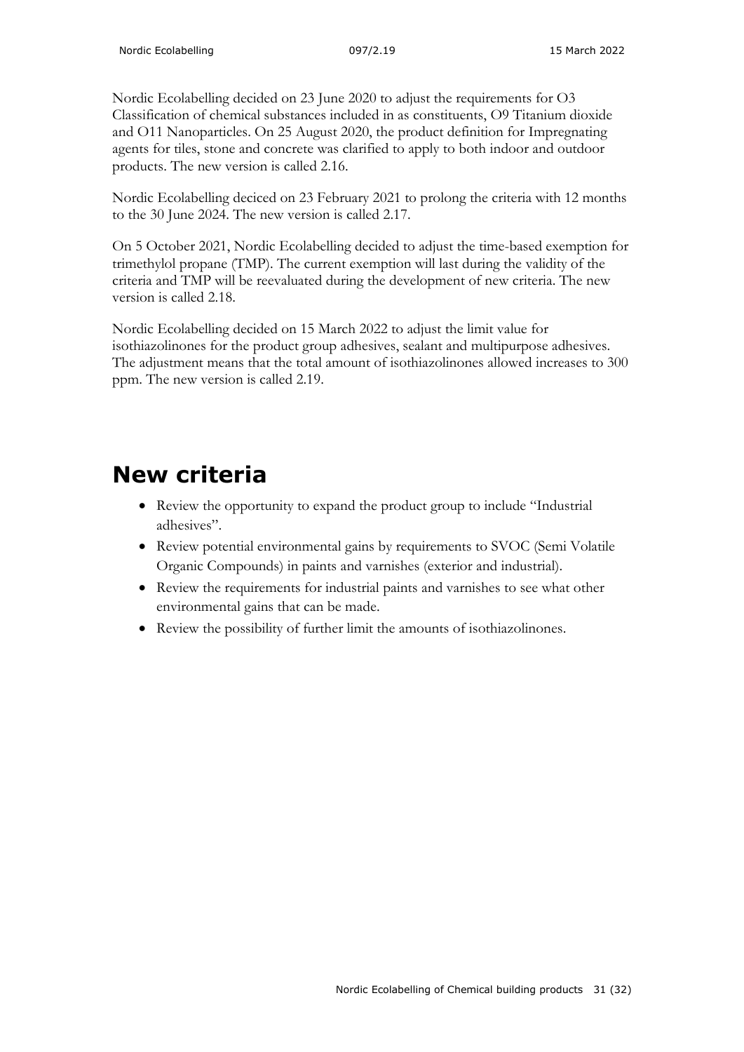Nordic Ecolabelling decided on 23 June 2020 to adjust the requirements for O3 Classification of chemical substances included in as constituents, O9 Titanium dioxide and O11 Nanoparticles. On 25 August 2020, the product definition for Impregnating agents for tiles, stone and concrete was clarified to apply to both indoor and outdoor products. The new version is called 2.16.

Nordic Ecolabelling deciced on 23 February 2021 to prolong the criteria with 12 months to the 30 June 2024. The new version is called 2.17.

On 5 October 2021, Nordic Ecolabelling decided to adjust the time-based exemption for trimethylol propane (TMP). The current exemption will last during the validity of the criteria and TMP will be reevaluated during the development of new criteria. The new version is called 2.18.

Nordic Ecolabelling decided on 15 March 2022 to adjust the limit value for isothiazolinones for the product group adhesives, sealant and multipurpose adhesives. The adjustment means that the total amount of isothiazolinones allowed increases to 300 ppm. The new version is called 2.19.

# New criteria

- Review the opportunity to expand the product group to include "Industrial adhesives".
- Review potential environmental gains by requirements to SVOC (Semi Volatile Organic Compounds) in paints and varnishes (exterior and industrial).
- Review the requirements for industrial paints and varnishes to see what other environmental gains that can be made.
- Review the possibility of further limit the amounts of isothiazolinones.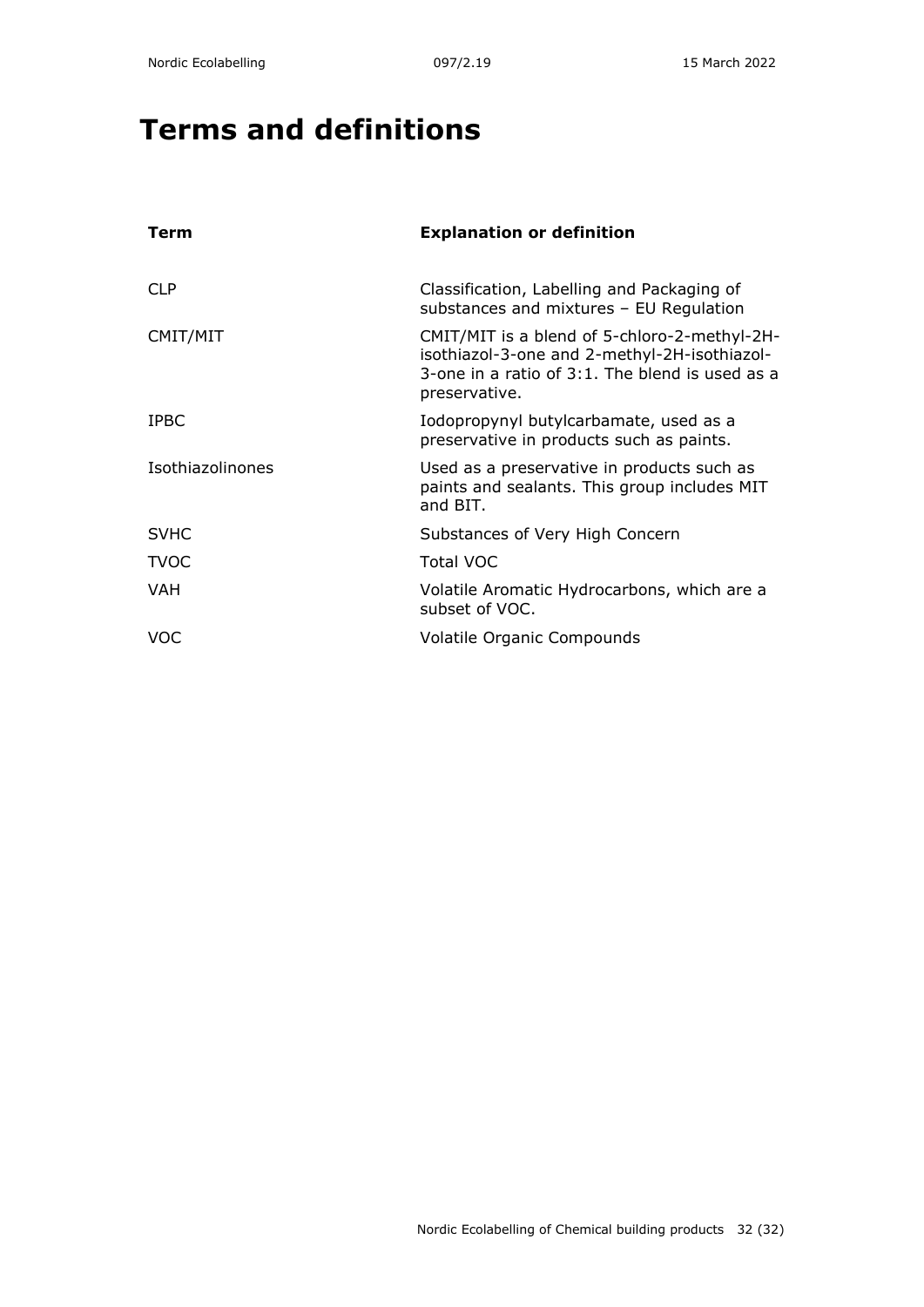# Terms and definitions

| Term | Explanation or definition |
|---|---|
| CLP | Classification, Labelling and Packaging of substances and mixtures – EU Regulation |
| CMIT/MIT | CMIT/MIT is a blend of 5-chloro-2-methyl-2H-isothiazol-3-one and 2-methyl-2H-isothiazol-3-one in a ratio of 3:1. The blend is used as a preservative. |
| IPBC | Iodopropynyl butylcarbamate, used as a preservative in products such as paints. |
| Isothiazolinones | Used as a preservative in products such as paints and sealants. This group includes MIT and BIT. |
| SVHC | Substances of Very High Concern |
| TVOC | Total VOC |
| VAH | Volatile Aromatic Hydrocarbons, which are a subset of VOC. |
| VOC | Volatile Organic Compounds |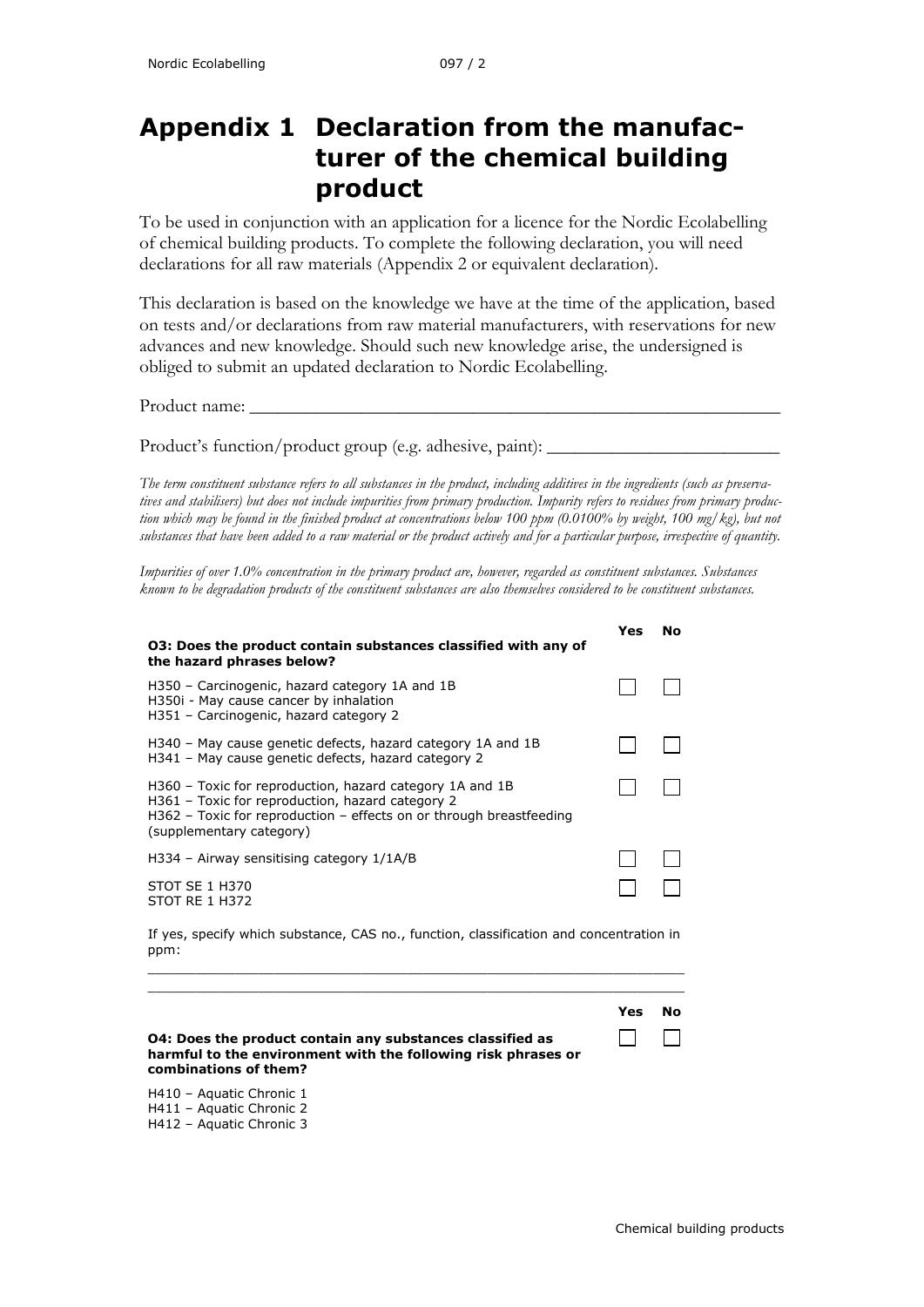# Appendix 1 Declaration from the manufacturer of the chemical building product

To be used in conjunction with an application for a licence for the Nordic Ecolabelling of chemical building products. To complete the following declaration, you will need declarations for all raw materials (Appendix 2 or equivalent declaration).

This declaration is based on the knowledge we have at the time of the application, based on tests and/or declarations from raw material manufacturers, with reservations for new advances and new knowledge. Should such new knowledge arise, the undersigned is obliged to submit an updated declaration to Nordic Ecolabelling.

Product name: ___________________________________________________________

Product's function/product group (e.g. adhesive, paint): _________________________

*The term constituent substance refers to all substances in the product, including additives in the ingredients (such as preservatives and stabilisers) but does not include impurities from primary production. Impurity refers to residues from primary production which may be found in the finished product at concentrations below 100 ppm (0.0100% by weight, 100 mg/kg), but not substances that have been added to a raw material or the product actively and for a particular purpose, irrespective of quantity.*

*Impurities of over 1.0% concentration in the primary product are, however, regarded as constituent substances. Substances known to be degradation products of the constituent substances are also themselves considered to be constituent substances.*

| **O3: Does the product contain substances classified with any of the hazard phrases below?** | **Yes** | **No** |
|---|---|---|
| H350 – Carcinogenic, hazard category 1A and 1B<br>H350i - May cause cancer by inhalation<br>H351 – Carcinogenic, hazard category 2 | ☐ | ☐ |
| H340 – May cause genetic defects, hazard category 1A and 1B<br>H341 – May cause genetic defects, hazard category 2 | ☐ | ☐ |
| H360 – Toxic for reproduction, hazard category 1A and 1B<br>H361 – Toxic for reproduction, hazard category 2<br>H362 – Toxic for reproduction – effects on or through breastfeeding (supplementary category) | ☐ | ☐ |
| H334 – Airway sensitising category 1/1A/B | ☐ | ☐ |
| STOT SE 1 H370<br>STOT RE 1 H372 | ☐ | ☐ |

If yes, specify which substance, CAS no., function, classification and concentration in ppm:

_________________________________________________________________

_________________________________________________________________

| **O4: Does the product contain any substances classified as harmful to the environment with the following risk phrases or combinations of them?** | **Yes** | **No** |
|---|---|---|
| | ☐ | ☐ |

H410 – Aquatic Chronic 1
H411 – Aquatic Chronic 2
H412 – Aquatic Chronic 3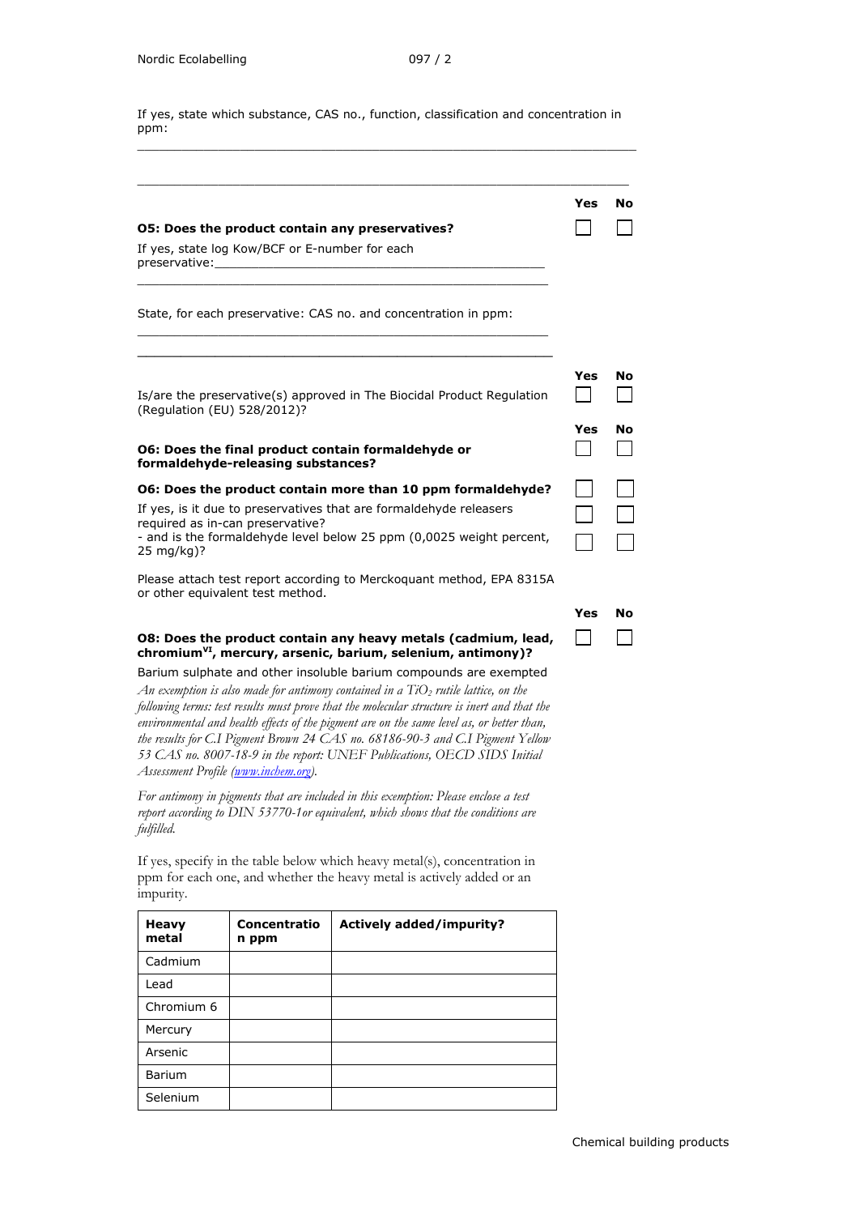If yes, state which substance, CAS no., function, classification and concentration in ppm:

\_\_\_\_\_\_\_\_\_\_\_\_\_\_\_\_\_\_\_\_\_\_\_\_\_\_\_\_\_\_\_\_\_\_\_\_\_\_\_\_\_\_\_\_\_\_\_\_\_\_\_\_\_\_\_\_\_\_\_\_\_\_\_\_\_\_

\_\_\_\_\_\_\_\_\_\_\_\_\_\_\_\_\_\_\_\_\_\_\_\_\_\_\_\_\_\_\_\_\_\_\_\_\_\_\_\_\_\_\_\_\_\_\_\_\_\_\_\_\_\_\_\_\_\_\_\_\_\_\_\_\_\_

**O5: Does the product contain any preservatives?** Yes ☐ No ☐

If yes, state log Kow/BCF or E-number for each preservative:\_\_\_\_\_\_\_\_\_\_\_\_\_\_\_\_\_\_\_\_\_\_\_\_\_\_\_\_\_\_\_\_\_\_\_\_\_\_\_\_\_\_\_\_\_

\_\_\_\_\_\_\_\_\_\_\_\_\_\_\_\_\_\_\_\_\_\_\_\_\_\_\_\_\_\_\_\_\_\_\_\_\_\_\_\_\_\_\_\_\_\_\_\_\_\_\_\_\_\_\_\_\_\_\_

State, for each preservative: CAS no. and concentration in ppm:

\_\_\_\_\_\_\_\_\_\_\_\_\_\_\_\_\_\_\_\_\_\_\_\_\_\_\_\_\_\_\_\_\_\_\_\_\_\_\_\_\_\_\_\_\_\_\_\_\_\_\_\_\_\_\_\_\_\_\_

\_\_\_\_\_\_\_\_\_\_\_\_\_\_\_\_\_\_\_\_\_\_\_\_\_\_\_\_\_\_\_\_\_\_\_\_\_\_\_\_\_\_\_\_\_\_\_\_\_\_\_\_\_\_\_\_\_\_\_

Is/are the preservative(s) approved in The Biocidal Product Regulation (Regulation (EU) 528/2012)? Yes ☐ No ☐

**O6: Does the final product contain formaldehyde or formaldehyde-releasing substances?** Yes ☐ No ☐

**O6: Does the product contain more than 10 ppm formaldehyde?** ☐ ☐

If yes, is it due to preservatives that are formaldehyde releasers required as in-can preservative? ☐ ☐

- and is the formaldehyde level below 25 ppm (0,0025 weight percent, 25 mg/kg)? ☐ ☐

Please attach test report according to Merckoquant method, EPA 8315A or other equivalent test method.

**O8: Does the product contain any heavy metals (cadmium, lead, chromium$^{VI}$, mercury, arsenic, barium, selenium, antimony)?** Yes ☐ No ☐

Barium sulphate and other insoluble barium compounds are exempted

*An exemption is also made for antimony contained in a $TiO_2$ rutile lattice, on the following terms: test results must prove that the molecular structure is inert and that the environmental and health effects of the pigment are on the same level as, or better than, the results for C.I Pigment Brown 24 CAS no. 68186-90-3 and C.I Pigment Yellow 53 CAS no. 8007-18-9 in the report: UNEF Publications, OECD SIDS Initial Assessment Profile (www.inchem.org).*

*For antimony in pigments that are included in this exemption: Please enclose a test report according to DIN 53770-1or equivalent, which shows that the conditions are fulfilled.*

If yes, specify in the table below which heavy metal(s), concentration in ppm for each one, and whether the heavy metal is actively added or an impurity.

| Heavy metal | Concentration ppm | Actively added/impurity? |
|---|---|---|
| Cadmium | | |
| Lead | | |
| Chromium 6 | | |
| Mercury | | |
| Arsenic | | |
| Barium | | |
| Selenium | | |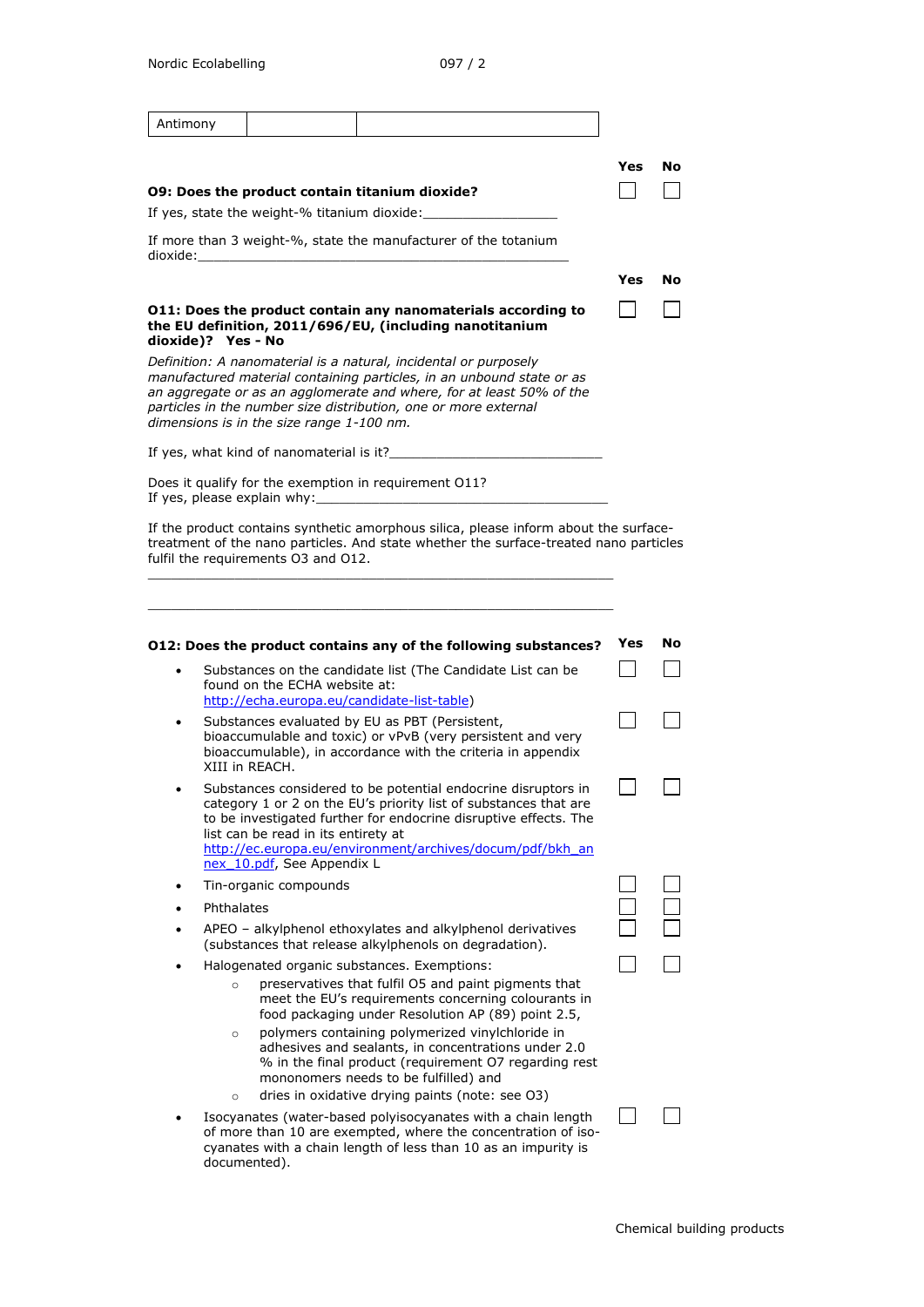| Antimony | | |
|---|---|---|

| | Yes | No |
|---|---|---|
| **O9: Does the product contain titanium dioxide?** | ☐ | ☐ |

If yes, state the weight-% titanium dioxide:_________________

If more than 3 weight-%, state the manufacturer of the totanium dioxide:_________________________________________________

| | Yes | No |
|---|---|---|
| **O11: Does the product contain any nanomaterials according to the EU definition, 2011/696/EU, (including nanotitanium dioxide)? Yes - No** | ☐ | ☐ |

*Definition: A nanomaterial is a natural, incidental or purposely manufactured material containing particles, in an unbound state or as an aggregate or as an agglomerate and where, for at least 50% of the particles in the number size distribution, one or more external dimensions is in the size range 1-100 nm.*

If yes, what kind of nanomaterial is it?____________________________

Does it qualify for the exemption in requirement O11?
If yes, please explain why:_____________________________________

If the product contains synthetic amorphous silica, please inform about the surface-treatment of the nano particles. And state whether the surface-treated nano particles fulfil the requirements O3 and O12.

_____________________________________________________________

_____________________________________________________________

| **O12: Does the product contains any of the following substances?** | Yes | No |
|---|---|---|
| • Substances on the candidate list (The Candidate List can be found on the ECHA website at: [http://echa.europa.eu/candidate-list-table](http://echa.europa.eu/candidate-list-table)) | ☐ | ☐ |
| • Substances evaluated by EU as PBT (Persistent, bioaccumulable and toxic) or vPvB (very persistent and very bioaccumulable), in accordance with the criteria in appendix XIII in REACH. | ☐ | ☐ |
| • Substances considered to be potential endocrine disruptors in category 1 or 2 on the EU's priority list of substances that are to be investigated further for endocrine disruptive effects. The list can be read in its entirety at [http://ec.europa.eu/environment/archives/docum/pdf/bkh_annex_10.pdf](http://ec.europa.eu/environment/archives/docum/pdf/bkh_annex_10.pdf), See Appendix L | ☐ | ☐ |
| • Tin-organic compounds | ☐ | ☐ |
| • Phthalates | ☐ | ☐ |
| • APEO – alkylphenol ethoxylates and alkylphenol derivatives (substances that release alkylphenols on degradation). | ☐ | ☐ |
| • Halogenated organic substances. Exemptions:<br>○ preservatives that fulfil O5 and paint pigments that meet the EU's requirements concerning colourants in food packaging under Resolution AP (89) point 2.5,<br>○ polymers containing polymerized vinylchloride in adhesives and sealants, in concentrations under 2.0 % in the final product (requirement O7 regarding rest mononomers needs to be fulfilled) and<br>○ dries in oxidative drying paints (note: see O3) | ☐ | ☐ |
| • Isocyanates (water-based polyisocyanates with a chain length of more than 10 are exempted, where the concentration of iso-cyanates with a chain length of less than 10 as an impurity is documented). | ☐ | ☐ |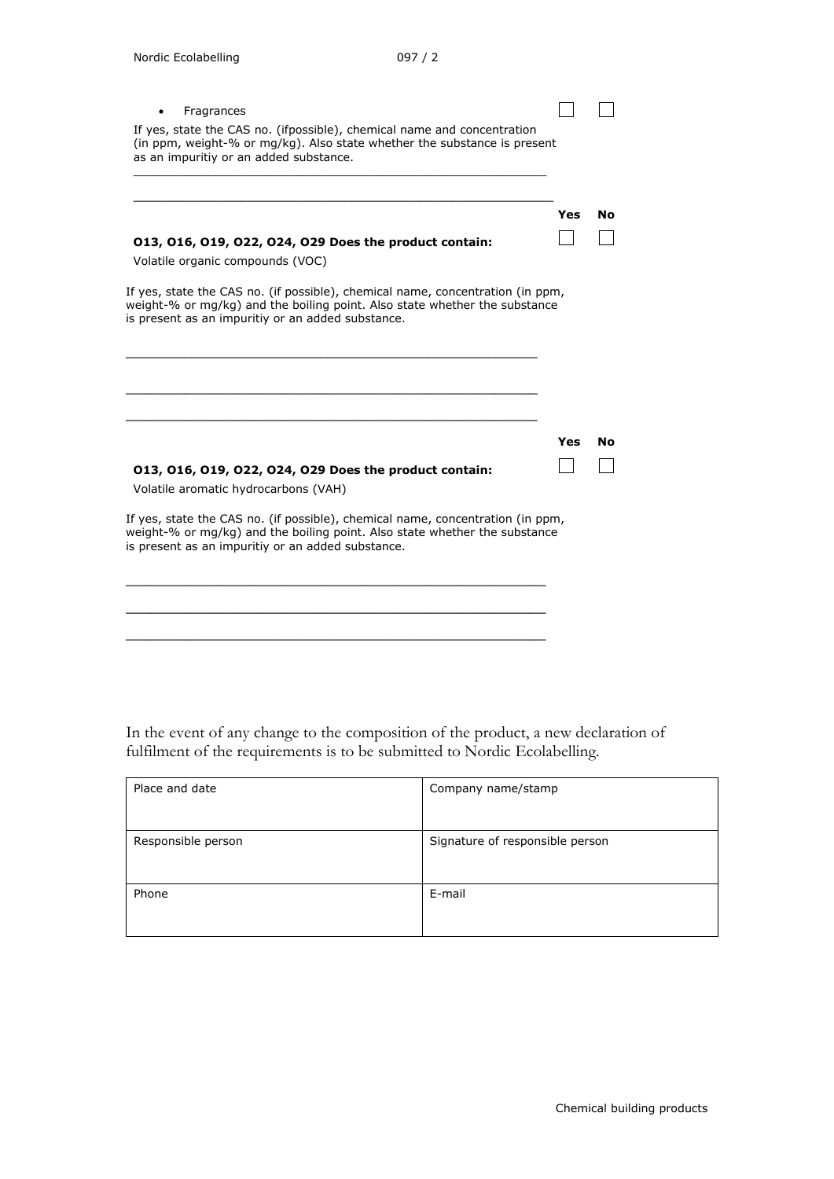- Fragrances ☐ ☐

If yes, state the CAS no. (ifpossible), chemical name and concentration (in ppm, weight-% or mg/kg). Also state whether the substance is present as an impuritiy or an added substance.

\_\_\_\_\_\_\_\_\_\_\_\_\_\_\_\_\_\_\_\_\_\_\_\_\_\_\_\_\_\_\_\_\_\_\_\_\_\_\_\_\_\_\_\_\_\_\_\_\_\_\_\_\_\_\_\_

\_\_\_\_\_\_\_\_\_\_\_\_\_\_\_\_\_\_\_\_\_\_\_\_\_\_\_\_\_\_\_\_\_\_\_\_\_\_\_\_\_\_\_\_\_\_\_\_\_\_\_\_\_\_\_\_

**O13, O16, O19, O22, O24, O29 Does the product contain:** **Yes** ☐ **No** ☐

Volatile organic compounds (VOC)

If yes, state the CAS no. (if possible), chemical name, concentration (in ppm, weight-% or mg/kg) and the boiling point. Also state whether the substance is present as an impuritiy or an added substance.

\_\_\_\_\_\_\_\_\_\_\_\_\_\_\_\_\_\_\_\_\_\_\_\_\_\_\_\_\_\_\_\_\_\_\_\_\_\_\_\_\_\_\_\_\_\_\_\_\_\_\_\_\_\_\_\_

\_\_\_\_\_\_\_\_\_\_\_\_\_\_\_\_\_\_\_\_\_\_\_\_\_\_\_\_\_\_\_\_\_\_\_\_\_\_\_\_\_\_\_\_\_\_\_\_\_\_\_\_\_\_\_\_

\_\_\_\_\_\_\_\_\_\_\_\_\_\_\_\_\_\_\_\_\_\_\_\_\_\_\_\_\_\_\_\_\_\_\_\_\_\_\_\_\_\_\_\_\_\_\_\_\_\_\_\_\_\_\_\_

**O13, O16, O19, O22, O24, O29 Does the product contain:** **Yes** ☐ **No** ☐

Volatile aromatic hydrocarbons (VAH)

If yes, state the CAS no. (if possible), chemical name, concentration (in ppm, weight-% or mg/kg) and the boiling point. Also state whether the substance is present as an impuritiy or an added substance.

\_\_\_\_\_\_\_\_\_\_\_\_\_\_\_\_\_\_\_\_\_\_\_\_\_\_\_\_\_\_\_\_\_\_\_\_\_\_\_\_\_\_\_\_\_\_\_\_\_\_\_\_\_\_\_\_

\_\_\_\_\_\_\_\_\_\_\_\_\_\_\_\_\_\_\_\_\_\_\_\_\_\_\_\_\_\_\_\_\_\_\_\_\_\_\_\_\_\_\_\_\_\_\_\_\_\_\_\_\_\_\_\_

\_\_\_\_\_\_\_\_\_\_\_\_\_\_\_\_\_\_\_\_\_\_\_\_\_\_\_\_\_\_\_\_\_\_\_\_\_\_\_\_\_\_\_\_\_\_\_\_\_\_\_\_\_\_\_\_

In the event of any change to the composition of the product, a new declaration of fulfilment of the requirements is to be submitted to Nordic Ecolabelling.

| Place and date | Company name/stamp |
|---|---|
| Responsible person | Signature of responsible person |
| Phone | E-mail |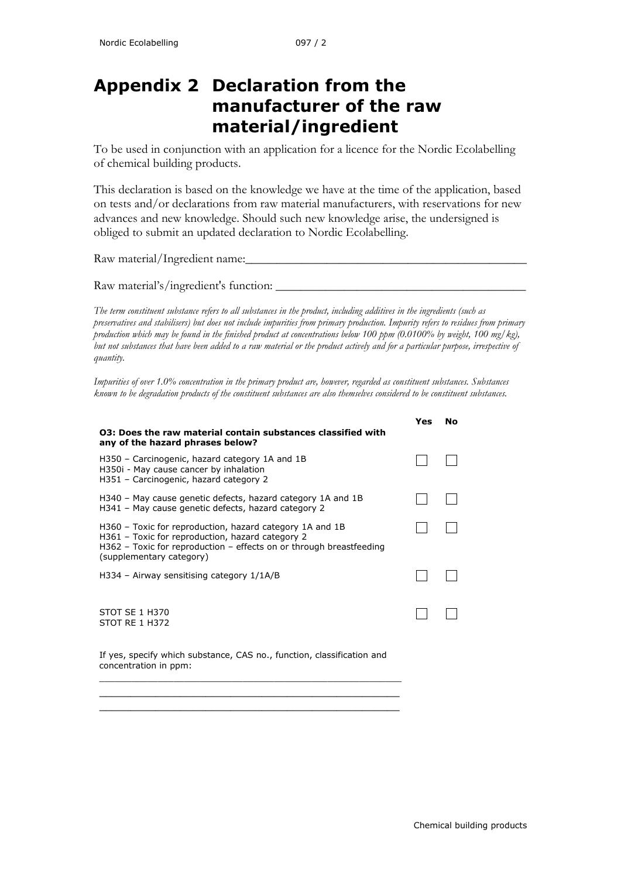# Appendix 2 Declaration from the manufacturer of the raw material/ingredient

To be used in conjunction with an application for a licence for the Nordic Ecolabelling of chemical building products.

This declaration is based on the knowledge we have at the time of the application, based on tests and/or declarations from raw material manufacturers, with reservations for new advances and new knowledge. Should such new knowledge arise, the undersigned is obliged to submit an updated declaration to Nordic Ecolabelling.

Raw material/Ingredient name:_______________________________________________

Raw material's/ingredient's function: ________________________________________

*The term constituent substance refers to all substances in the product, including additives in the ingredients (such as preservatives and stabilisers) but does not include impurities from primary production. Impurity refers to residues from primary production which may be found in the finished product at concentrations below 100 ppm (0.0100% by weight, 100 mg/kg), but not substances that have been added to a raw material or the product actively and for a particular purpose, irrespective of quantity.*

*Impurities of over 1.0% concentration in the primary product are, however, regarded as constituent substances. Substances known to be degradation products of the constituent substances are also themselves considered to be constituent substances.*

| **O3: Does the raw material contain substances classified with any of the hazard phrases below?** | **Yes** | **No** |
|---|---|---|
| H350 – Carcinogenic, hazard category 1A and 1B<br>H350i - May cause cancer by inhalation<br>H351 – Carcinogenic, hazard category 2 | ☐ | ☐ |
| H340 – May cause genetic defects, hazard category 1A and 1B<br>H341 – May cause genetic defects, hazard category 2 | ☐ | ☐ |
| H360 – Toxic for reproduction, hazard category 1A and 1B<br>H361 – Toxic for reproduction, hazard category 2<br>H362 – Toxic for reproduction – effects on or through breastfeeding (supplementary category) | ☐ | ☐ |
| H334 – Airway sensitising category 1/1A/B | ☐ | ☐ |
| STOT SE 1 H370<br>STOT RE 1 H372 | ☐ | ☐ |

If yes, specify which substance, CAS no., function, classification and concentration in ppm:

_______________________________________________________

_______________________________________________________

_______________________________________________________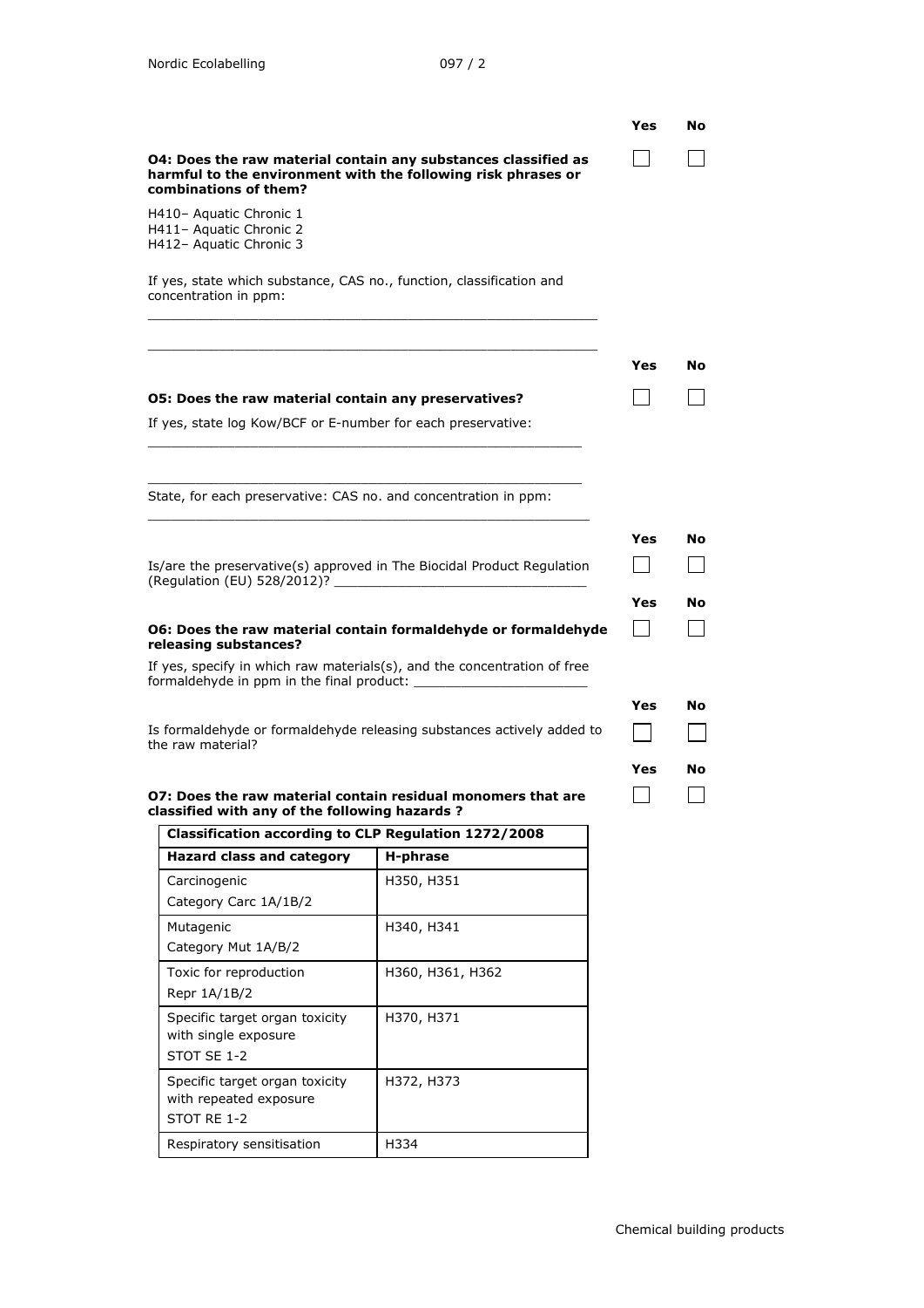| | Yes | No |
|---|---|---|
| **O4: Does the raw material contain any substances classified as harmful to the environment with the following risk phrases or combinations of them?** | ☐ | ☐ |

H410– Aquatic Chronic 1
H411– Aquatic Chronic 2
H412– Aquatic Chronic 3

If yes, state which substance, CAS no., function, classification and concentration in ppm:

\_\_\_\_\_\_\_\_\_\_\_\_\_\_\_\_\_\_\_\_\_\_\_\_\_\_\_\_\_\_\_\_\_\_\_\_\_\_\_\_\_\_\_\_\_\_\_\_\_\_\_\_

\_\_\_\_\_\_\_\_\_\_\_\_\_\_\_\_\_\_\_\_\_\_\_\_\_\_\_\_\_\_\_\_\_\_\_\_\_\_\_\_\_\_\_\_\_\_\_\_\_\_\_\_

| | Yes | No |
|---|---|---|
| **O5: Does the raw material contain any preservatives?** | ☐ | ☐ |

If yes, state log Kow/BCF or E-number for each preservative:

\_\_\_\_\_\_\_\_\_\_\_\_\_\_\_\_\_\_\_\_\_\_\_\_\_\_\_\_\_\_\_\_\_\_\_\_\_\_\_\_\_\_\_\_\_\_\_\_\_\_\_\_

\_\_\_\_\_\_\_\_\_\_\_\_\_\_\_\_\_\_\_\_\_\_\_\_\_\_\_\_\_\_\_\_\_\_\_\_\_\_\_\_\_\_\_\_\_\_\_\_\_\_\_\_

State, for each preservative: CAS no. and concentration in ppm:

\_\_\_\_\_\_\_\_\_\_\_\_\_\_\_\_\_\_\_\_\_\_\_\_\_\_\_\_\_\_\_\_\_\_\_\_\_\_\_\_\_\_\_\_\_\_\_\_\_\_\_\_

| | Yes | No |
|---|---|---|
| Is/are the preservative(s) approved in The Biocidal Product Regulation (Regulation (EU) 528/2012)? \_\_\_\_\_\_\_\_\_\_\_\_\_\_\_\_\_\_\_\_\_\_\_\_\_\_\_\_ | ☐ | ☐ |

| | Yes | No |
|---|---|---|
| **O6: Does the raw material contain formaldehyde or formaldehyde releasing substances?** | ☐ | ☐ |

If yes, specify in which raw materials(s), and the concentration of free formaldehyde in ppm in the final product: \_\_\_\_\_\_\_\_\_\_\_\_\_\_\_\_\_\_\_\_

| | Yes | No |
|---|---|---|
| Is formaldehyde or formaldehyde releasing substances actively added to the raw material? | ☐ | ☐ |

| | Yes | No |
|---|---|---|
| **O7: Does the raw material contain residual monomers that are classified with any of the following hazards ?** | ☐ | ☐ |

| **Classification according to CLP Regulation 1272/2008** | |
|---|---|
| **Hazard class and category** | **H-phrase** |
| Carcinogenic<br>Category Carc 1A/1B/2 | H350, H351 |
| Mutagenic<br>Category Mut 1A/B/2 | H340, H341 |
| Toxic for reproduction<br>Repr 1A/1B/2 | H360, H361, H362 |
| Specific target organ toxicity with single exposure<br>STOT SE 1-2 | H370, H371 |
| Specific target organ toxicity with repeated exposure<br>STOT RE 1-2 | H372, H373 |
| Respiratory sensitisation | H334 |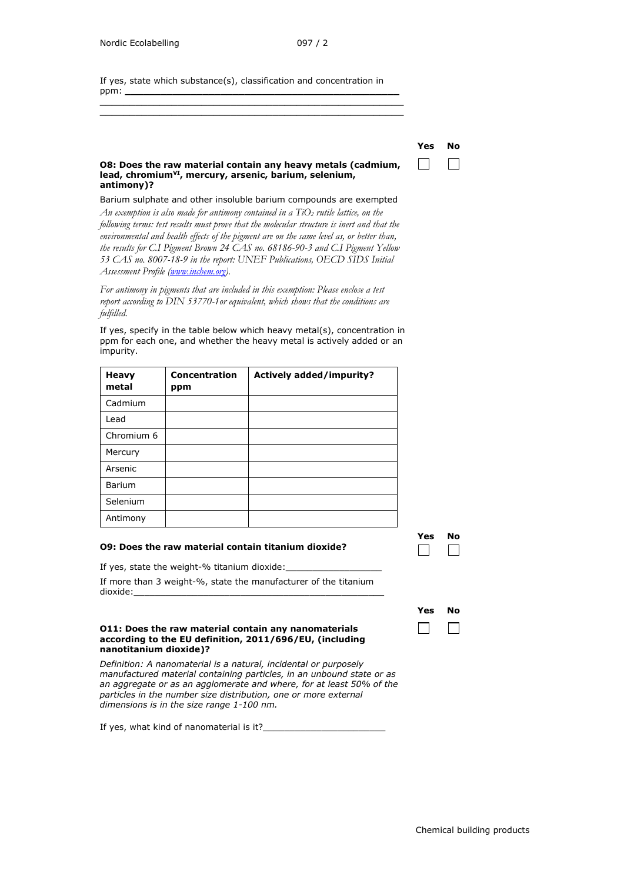If yes, state which substance(s), classification and concentration in ppm: ___________________________________________________
_______________________________________________________
_______________________________________________________

| | Yes | No |
|---|---|---|
| **O8: Does the raw material contain any heavy metals (cadmium, lead, chromium$^{VI}$, mercury, arsenic, barium, selenium, antimony)?** | ☐ | ☐ |

Barium sulphate and other insoluble barium compounds are exempted

*An exemption is also made for antimony contained in a $TiO_2$ rutile lattice, on the following terms: test results must prove that the molecular structure is inert and that the environmental and health effects of the pigment are on the same level as, or better than, the results for C.I Pigment Brown 24 CAS no. 68186-90-3 and C.I Pigment Yellow 53 CAS no. 8007-18-9 in the report: UNEF Publications, OECD SIDS Initial Assessment Profile (www.inchem.org).*

*For antimony in pigments that are included in this exemption: Please enclose a test report according to DIN 53770-1or equivalent, which shows that the conditions are fulfilled.*

If yes, specify in the table below which heavy metal(s), concentration in ppm for each one, and whether the heavy metal is actively added or an impurity.

| Heavy metal | Concentration ppm | Actively added/impurity? |
|---|---|---|
| Cadmium | | |
| Lead | | |
| Chromium 6 | | |
| Mercury | | |
| Arsenic | | |
| Barium | | |
| Selenium | | |
| Antimony | | |

| | Yes | No |
|---|---|---|
| **O9: Does the raw material contain titanium dioxide?** | ☐ | ☐ |

If yes, state the weight-% titanium dioxide:__________________

If more than 3 weight-%, state the manufacturer of the titanium dioxide:__________________________________________________

| | Yes | No |
|---|---|---|
| **O11: Does the raw material contain any nanomaterials according to the EU definition, 2011/696/EU, (including nanotitanium dioxide)?** | ☐ | ☐ |

*Definition: A nanomaterial is a natural, incidental or purposely manufactured material containing particles, in an unbound state or as an aggregate or as an agglomerate and where, for at least 50% of the particles in the number size distribution, one or more external dimensions is in the size range 1-100 nm.*

If yes, what kind of nanomaterial is it?_______________________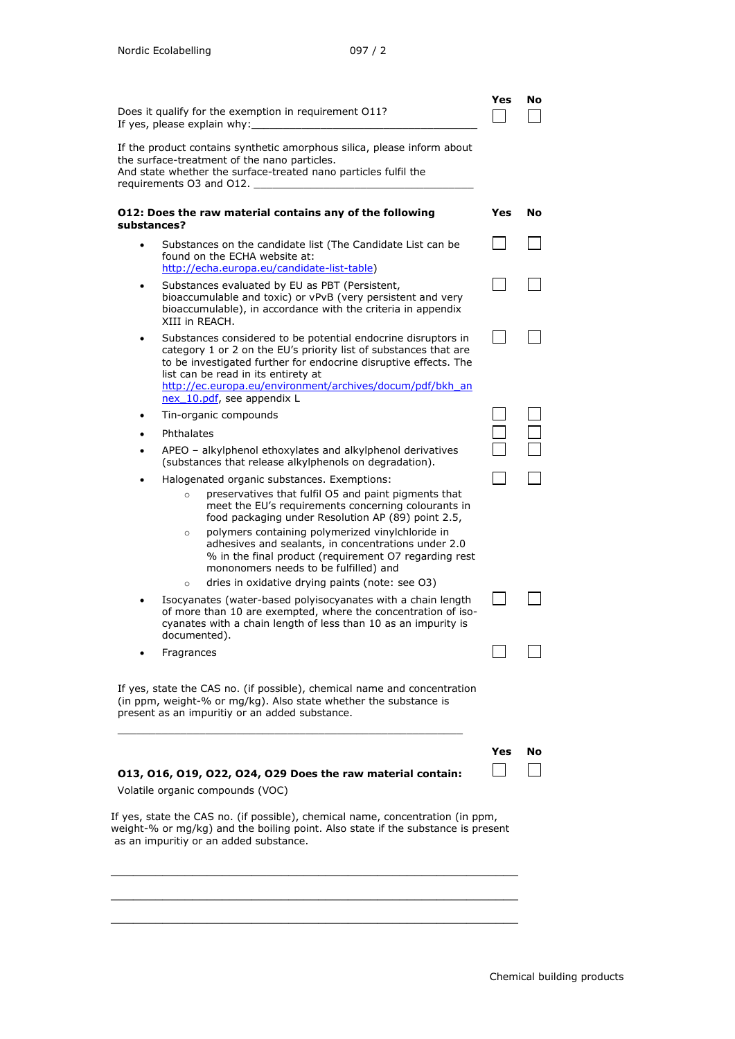| | Yes | No |
|---|---|---|
| Does it qualify for the exemption in requirement O11?<br>If yes, please explain why:___________________________________ | ☐ | ☐ |

If the product contains synthetic amorphous silica, please inform about the surface-treatment of the nano particles.
And state whether the surface-treated nano particles fulfil the requirements O3 and O12. ___________________________________

| **O12: Does the raw material contains any of the following substances?** | **Yes** | **No** |
|---|---|---|
| • Substances on the candidate list (The Candidate List can be found on the ECHA website at: http://echa.europa.eu/candidate-list-table) | ☐ | ☐ |
| • Substances evaluated by EU as PBT (Persistent, bioaccumulable and toxic) or vPvB (very persistent and very bioaccumulable), in accordance with the criteria in appendix XIII in REACH. | ☐ | ☐ |
| • Substances considered to be potential endocrine disruptors in category 1 or 2 on the EU's priority list of substances that are to be investigated further for endocrine disruptive effects. The list can be read in its entirety at http://ec.europa.eu/environment/archives/docum/pdf/bkh_annex_10.pdf, see appendix L | ☐ | ☐ |
| • Tin-organic compounds | ☐ | ☐ |
| • Phthalates | ☐ | ☐ |
| • APEO – alkylphenol ethoxylates and alkylphenol derivatives (substances that release alkylphenols on degradation). | ☐ | ☐ |
| • Halogenated organic substances. Exemptions:<br>○ preservatives that fulfil O5 and paint pigments that meet the EU's requirements concerning colourants in food packaging under Resolution AP (89) point 2.5,<br>○ polymers containing polymerized vinylchloride in adhesives and sealants, in concentrations under 2.0 % in the final product (requirement O7 regarding rest mononomers needs to be fulfilled) and<br>○ dries in oxidative drying paints (note: see O3) | ☐ | ☐ |
| • Isocyanates (water-based polyisocyanates with a chain length of more than 10 are exempted, where the concentration of iso-cyanates with a chain length of less than 10 as an impurity is documented). | ☐ | ☐ |
| • Fragrances | ☐ | ☐ |

If yes, state the CAS no. (if possible), chemical name and concentration (in ppm, weight-% or mg/kg). Also state whether the substance is present as an impuritiy or an added substance.

___________________________________________________________

| **O13, O16, O19, O22, O24, O29 Does the raw material contain:**<br>Volatile organic compounds (VOC) | **Yes** ☐ | **No** ☐ |
|---|---|---|

If yes, state the CAS no. (if possible), chemical name, concentration (in ppm, weight-% or mg/kg) and the boiling point. Also state if the substance is present as an impuritiy or an added substance.

___________________________________________________________

___________________________________________________________

___________________________________________________________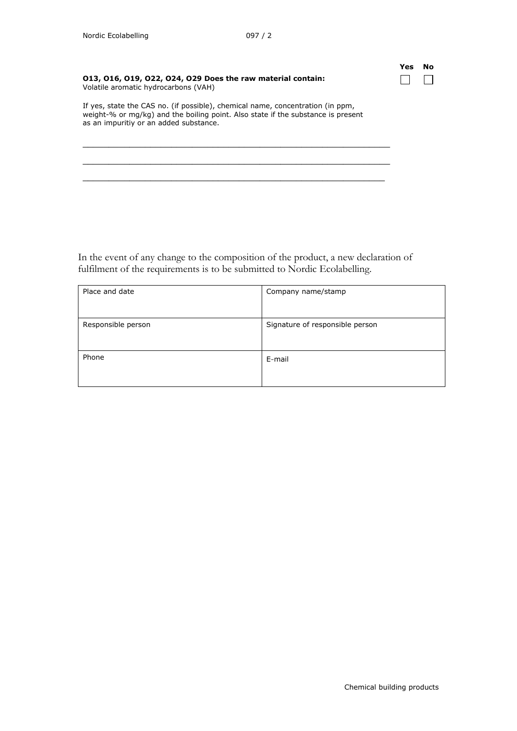| | Yes | No |
|---|---|---|
| **O13, O16, O19, O22, O24, O29 Does the raw material contain:** Volatile aromatic hydrocarbons (VAH) | ☐ | ☐ |

If yes, state the CAS no. (if possible), chemical name, concentration (in ppm, weight-% or mg/kg) and the boiling point. Also state if the substance is present as an impuritiy or an added substance.

\_\_\_\_\_\_\_\_\_\_\_\_\_\_\_\_\_\_\_\_\_\_\_\_\_\_\_\_\_\_\_\_\_\_\_\_\_\_\_\_\_\_\_\_\_\_\_\_\_\_\_\_\_\_\_\_\_\_\_\_\_\_

\_\_\_\_\_\_\_\_\_\_\_\_\_\_\_\_\_\_\_\_\_\_\_\_\_\_\_\_\_\_\_\_\_\_\_\_\_\_\_\_\_\_\_\_\_\_\_\_\_\_\_\_\_\_\_\_\_\_\_\_\_\_

\_\_\_\_\_\_\_\_\_\_\_\_\_\_\_\_\_\_\_\_\_\_\_\_\_\_\_\_\_\_\_\_\_\_\_\_\_\_\_\_\_\_\_\_\_\_\_\_\_\_\_\_\_\_\_\_\_\_\_\_\_\_

In the event of any change to the composition of the product, a new declaration of fulfilment of the requirements is to be submitted to Nordic Ecolabelling.

| Place and date | Company name/stamp |
|---|---|
| Responsible person | Signature of responsible person |
| Phone | E-mail |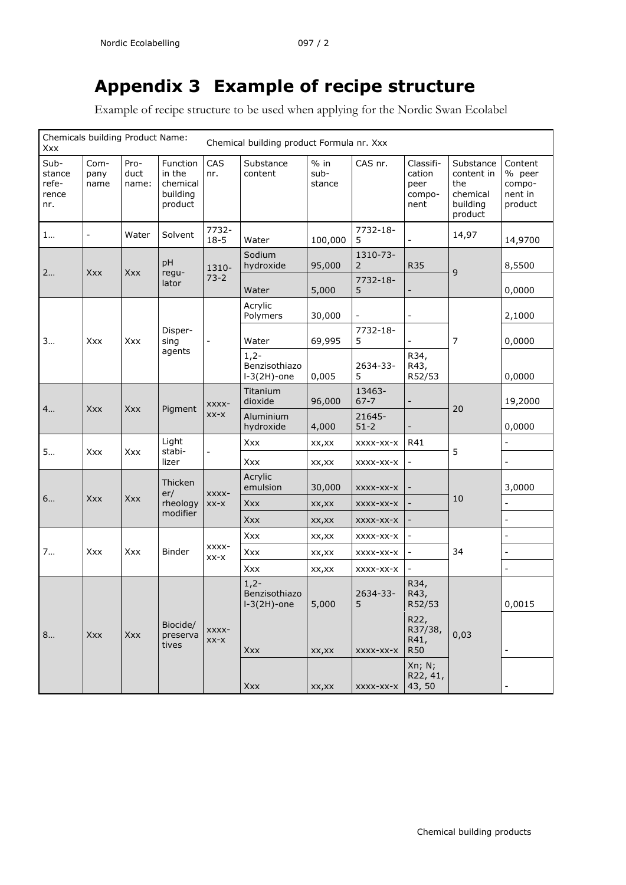# Appendix 3 Example of recipe structure

Example of recipe structure to be used when applying for the Nordic Swan Ecolabel

| Chemicals building Product Name: Xxx | | | Chemical building product Formula nr. Xxx | | | | | | | |
|---|---|---|---|---|---|---|---|---|---|---|
| Sub-stance refe-rence nr. | Com-pany name | Pro-duct name: | Function in the chemical building product | CAS nr. | Substance content | % in sub-stance | CAS nr. | Classifi-cation peer compo-nent | Substance content in the chemical building product | Content % peer compo-nent in product |
| 1… | - | Water | Solvent | 7732-18-5 | Water | 100,000 | 7732-18-5 | - | 14,97 | 14,9700 |
| 2… | Xxx | Xxx | pH regu-lator | 1310-73-2 | Sodium hydroxide | 95,000 | 1310-73-2 | R35 | 9 | 8,5500 |
| | | | | | Water | 5,000 | 7732-18-5 | - | | 0,0000 |
| 3… | Xxx | Xxx | Disper-sing agents | - | Acrylic Polymers | 30,000 | - | - | 7 | 2,1000 |
| | | | | | Water | 69,995 | 7732-18-5 | - | | 0,0000 |
| | | | | | 1,2-Benzisothiazol-3(2H)-one | 0,005 | 2634-33-5 | R34, R43, R52/53 | | 0,0000 |
| 4… | Xxx | Xxx | Pigment | xxxx-xx-x | Titanium dioxide | 96,000 | 13463-67-7 | - | 20 | 19,2000 |
| | | | | | Aluminium hydroxide | 4,000 | 21645-51-2 | - | | 0,0000 |
| 5… | Xxx | Xxx | Light stabi-lizer | - | Xxx | xx,xx | xxxx-xx-x | R41 | 5 | - |
| | | | | | Xxx | xx,xx | xxxx-xx-x | - | | - |
| 6… | Xxx | Xxx | Thicken er/ rheology modifier | xxxx-xx-x | Acrylic emulsion | 30,000 | xxxx-xx-x | - | 10 | 3,0000 |
| | | | | | Xxx | xx,xx | xxxx-xx-x | - | | - |
| | | | | | Xxx | xx,xx | xxxx-xx-x | - | | - |
| 7… | Xxx | Xxx | Binder | xxxx-xx-x | Xxx | xx,xx | xxxx-xx-x | - | 34 | - |
| | | | | | Xxx | xx,xx | xxxx-xx-x | - | | - |
| | | | | | Xxx | xx,xx | xxxx-xx-x | - | | - |
| 8… | Xxx | Xxx | Biocide/ preserva tives | xxxx-xx-x | 1,2-Benzisothiazol-3(2H)-one | 5,000 | 2634-33-5 | R34, R43, R52/53 | 0,03 | 0,0015 |
| | | | | | Xxx | xx,xx | xxxx-xx-x | R22, R37/38, R41, R50 | | - |
| | | | | | Xxx | xx,xx | xxxx-xx-x | Xn; N; R22, 41, 43, 50 | | - |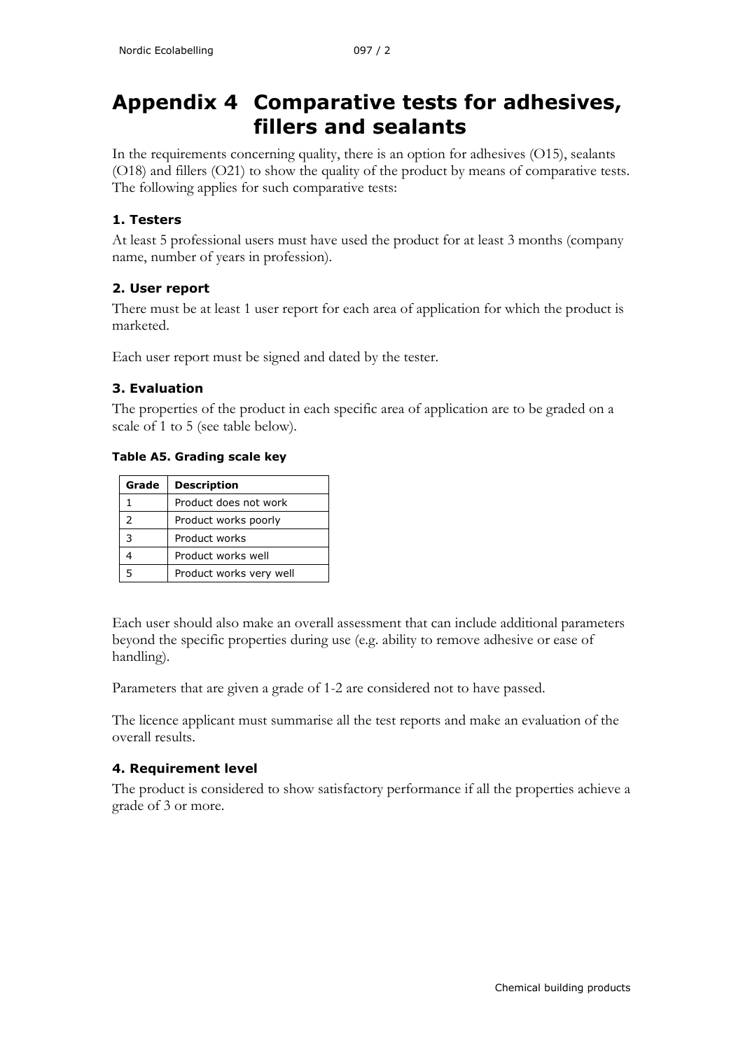# Appendix 4 Comparative tests for adhesives, fillers and sealants

In the requirements concerning quality, there is an option for adhesives (O15), sealants (O18) and fillers (O21) to show the quality of the product by means of comparative tests. The following applies for such comparative tests:

### 1. Testers

At least 5 professional users must have used the product for at least 3 months (company name, number of years in profession).

### 2. User report

There must be at least 1 user report for each area of application for which the product is marketed.

Each user report must be signed and dated by the tester.

### 3. Evaluation

The properties of the product in each specific area of application are to be graded on a scale of 1 to 5 (see table below).

**Table A5. Grading scale key**

| Grade | Description |
|---|---|
| 1 | Product does not work |
| 2 | Product works poorly |
| 3 | Product works |
| 4 | Product works well |
| 5 | Product works very well |

Each user should also make an overall assessment that can include additional parameters beyond the specific properties during use (e.g. ability to remove adhesive or ease of handling).

Parameters that are given a grade of 1-2 are considered not to have passed.

The licence applicant must summarise all the test reports and make an evaluation of the overall results.

### 4. Requirement level

The product is considered to show satisfactory performance if all the properties achieve a grade of 3 or more.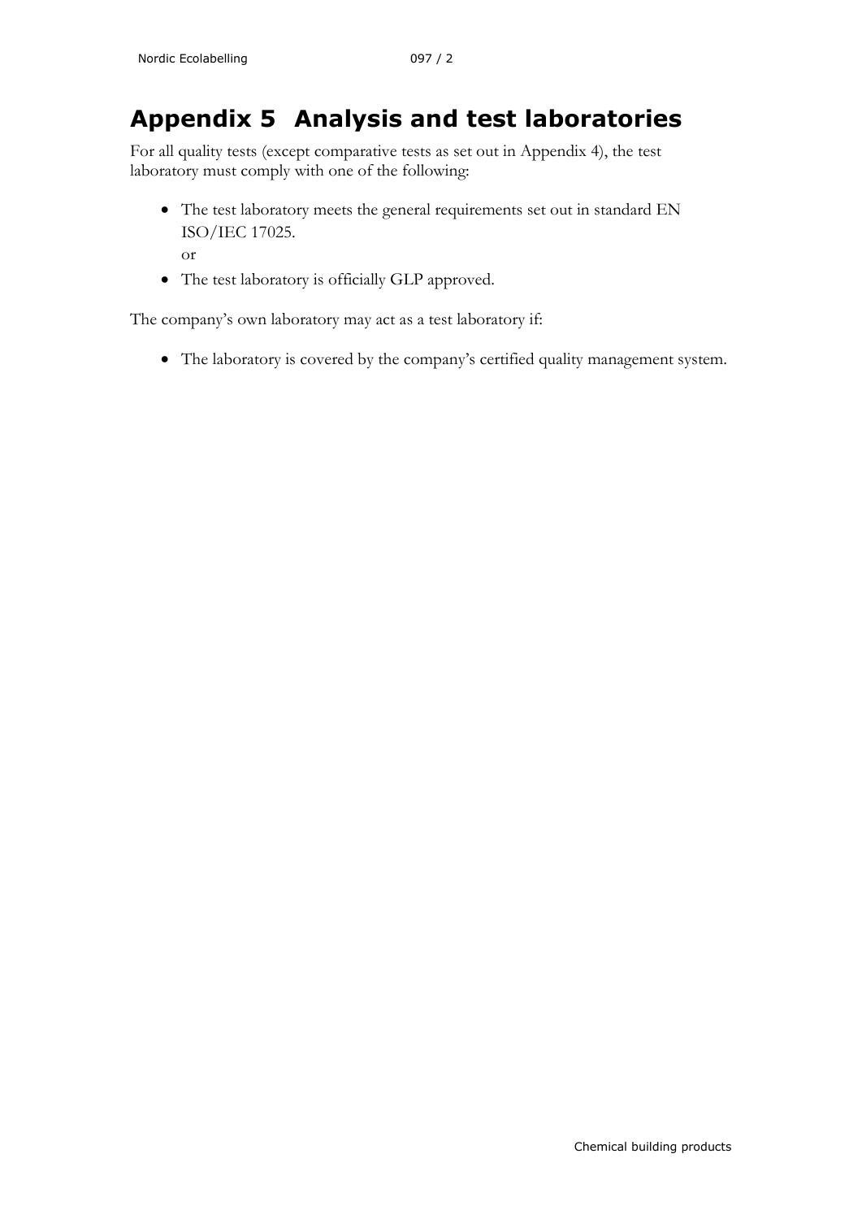# Appendix 5 Analysis and test laboratories

For all quality tests (except comparative tests as set out in Appendix 4), the test laboratory must comply with one of the following:

- The test laboratory meets the general requirements set out in standard EN ISO/IEC 17025.
  or
- The test laboratory is officially GLP approved.

The company's own laboratory may act as a test laboratory if:

- The laboratory is covered by the company's certified quality management system.